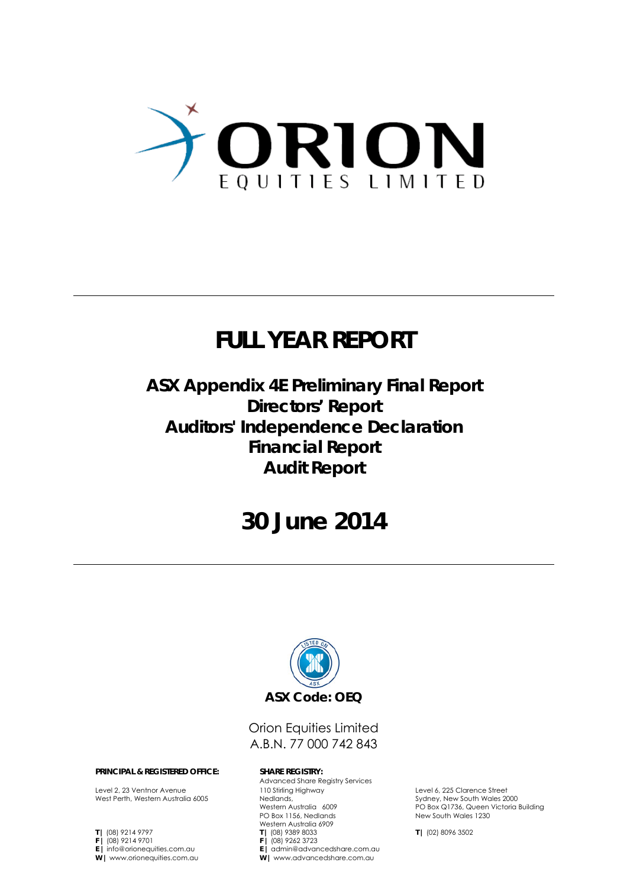# ORION
EQUITIES LIMITED

# FULL YEAR REPORT

## ASX Appendix 4E Preliminary Final Report
## Directors' Report
## Auditors' Independence Declaration
## Financial Report
## Audit Report

# 30 June 2014

**ASX Code: OEQ**

Orion Equities Limited
A.B.N. 77 000 742 843

**PRINCIPAL & REGISTERED OFFICE:**

Level 2, 23 Ventnor Avenue
West Perth, Western Australia 6005

**T |** (08) 9214 9797
**F |** (08) 9214 9701
**E |** info@orionequities.com.au
**W |** www.orionequities.com.au

**SHARE REGISTRY:**

Advanced Share Registry Services
110 Stirling Highway
Nedlands,
Western Australia 6009
PO Box 1156, Nedlands
Western Australia 6909
**T |** (08) 9389 8033
**F |** (08) 9262 3723
**E |** admin@advancedshare.com.au
**W |** www.advancedshare.com.au

Level 6, 225 Clarence Street
Sydney, New South Wales 2000
PO Box Q1736, Queen Victoria Building
New South Wales 1230

**T |** (02) 8096 3502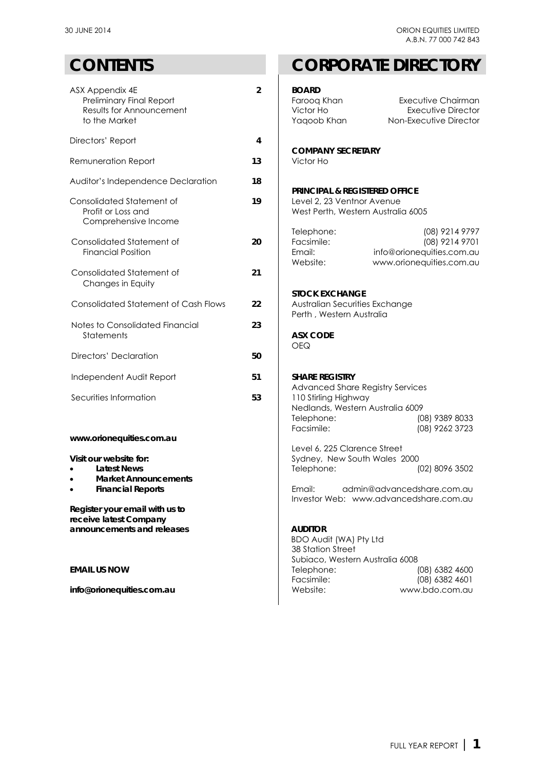# CONTENTS

| | |
|---|---|
| ASX Appendix 4E<br>Preliminary Final Report<br>Results for Announcement to the Market | **2** |
| Directors' Report | **4** |
| Remuneration Report | **13** |
| Auditor's Independence Declaration | **18** |
| Consolidated Statement of Profit or Loss and Comprehensive Income | **19** |
| Consolidated Statement of Financial Position | **20** |
| Consolidated Statement of Changes in Equity | **21** |
| Consolidated Statement of Cash Flows | **22** |
| Notes to Consolidated Financial Statements | **23** |
| Directors' Declaration | **50** |
| Independent Audit Report | **51** |
| Securities Information | **53** |

**www.orionequities.com.au**

**Visit our website for:**

- **Latest News**
- **Market Announcements**
- **Financial Reports**

**Register your email with us to receive latest Company announcements and releases**

**EMAIL US NOW**

**info@orionequities.com.au**

# CORPORATE DIRECTORY

**BOARD**

| | |
|---|---|
| Farooq Khan | Executive Chairman |
| Victor Ho | Executive Director |
| Yaqoob Khan | Non-Executive Director |

**COMPANY SECRETARY**

Victor Ho

**PRINCIPAL & REGISTERED OFFICE**

Level 2, 23 Ventnor Avenue
West Perth, Western Australia 6005

| | |
|---|---|
| Telephone: | (08) 9214 9797 |
| Facsimile: | (08) 9214 9701 |
| Email: | info@orionequities.com.au |
| Website: | www.orionequities.com.au |

**STOCK EXCHANGE**

Australian Securities Exchange
Perth , Western Australia

**ASX CODE**

OEQ

**SHARE REGISTRY**

Advanced Share Registry Services
110 Stirling Highway
Nedlands, Western Australia 6009

| | |
|---|---|
| Telephone: | (08) 9389 8033 |
| Facsimile: | (08) 9262 3723 |

Level 6, 225 Clarence Street
Sydney, New South Wales 2000
Telephone: (02) 8096 3502

Email: admin@advancedshare.com.au
Investor Web: www.advancedshare.com.au

**AUDITOR**

BDO Audit (WA) Pty Ltd
38 Station Street
Subiaco, Western Australia 6008

| | |
|---|---|
| Telephone: | (08) 6382 4600 |
| Facsimile: | (08) 6382 4601 |
| Website: | www.bdo.com.au |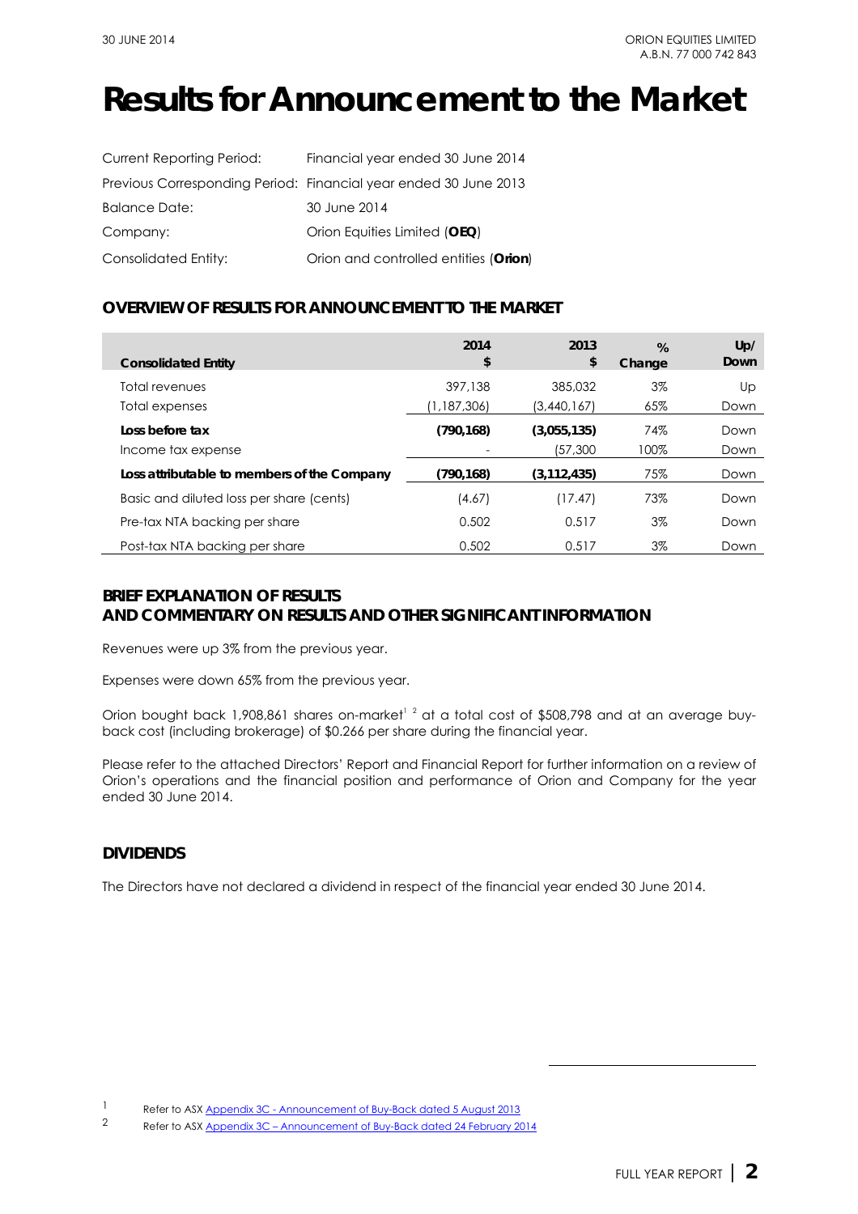# Results for Announcement to the Market

| | |
|---|---|
| Current Reporting Period: | Financial year ended 30 June 2014 |
| Previous Corresponding Period: | Financial year ended 30 June 2013 |
| Balance Date: | 30 June 2014 |
| Company: | Orion Equities Limited (**OEQ**) |
| Consolidated Entity: | Orion and controlled entities (**Orion**) |

## OVERVIEW OF RESULTS FOR ANNOUNCEMENT TO THE MARKET

| **Consolidated Entity** | **2014 $** | **2013 $** | **% Change** | **Up/ Down** |
|---|---|---|---|---|
| Total revenues | 397,138 | 385,032 | 3% | Up |
| Total expenses | (1,187,306) | (3,440,167) | 65% | Down |
| **Loss before tax** | **(790,168)** | **(3,055,135)** | 74% | Down |
| Income tax expense | - | (57,300 | 100% | Down |
| **Loss attributable to members of the Company** | **(790,168)** | **(3,112,435)** | 75% | Down |
| Basic and diluted loss per share (cents) | (4.67) | (17.47) | 73% | Down |
| Pre-tax NTA backing per share | 0.502 | 0.517 | 3% | Down |
| Post-tax NTA backing per share | 0.502 | 0.517 | 3% | Down |

## BRIEF EXPLANATION OF RESULTS AND COMMENTARY ON RESULTS AND OTHER SIGNIFICANT INFORMATION

Revenues were up 3% from the previous year.

Expenses were down 65% from the previous year.

Orion bought back 1,908,861 shares on-market[1] [2] at a total cost of $508,798 and at an average buy-back cost (including brokerage) of $0.266 per share during the financial year.

Please refer to the attached Directors' Report and Financial Report for further information on a review of Orion's operations and the financial position and performance of Orion and Company for the year ended 30 June 2014.

## DIVIDENDS

The Directors have not declared a dividend in respect of the financial year ended 30 June 2014.

---

1 Refer to ASX Appendix 3C - Announcement of Buy-Back dated 5 August 2013

2 Refer to ASX Appendix 3C – Announcement of Buy-Back dated 24 February 2014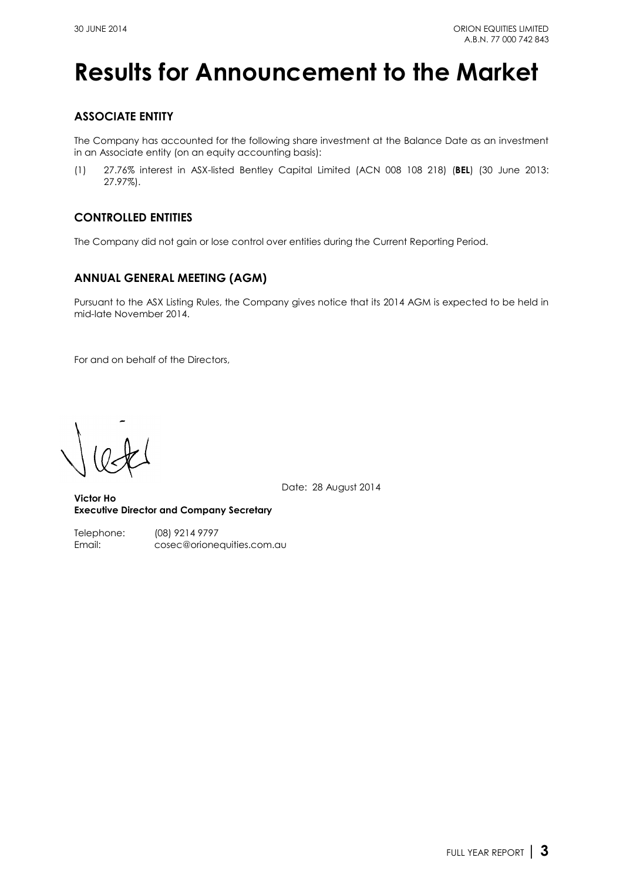# Results for Announcement to the Market

## ASSOCIATE ENTITY

The Company has accounted for the following share investment at the Balance Date as an investment in an Associate entity (on an equity accounting basis):

(1) 27.76% interest in ASX-listed Bentley Capital Limited (ACN 008 108 218) (**BEL**) (30 June 2013: 27.97%).

## CONTROLLED ENTITIES

The Company did not gain or lose control over entities during the Current Reporting Period.

## ANNUAL GENERAL MEETING (AGM)

Pursuant to the ASX Listing Rules, the Company gives notice that its 2014 AGM is expected to be held in mid-late November 2014.

For and on behalf of the Directors,

Date: 28 August 2014

**Victor Ho**
**Executive Director and Company Secretary**

Telephone: (08) 9214 9797
Email: cosec@orionequities.com.au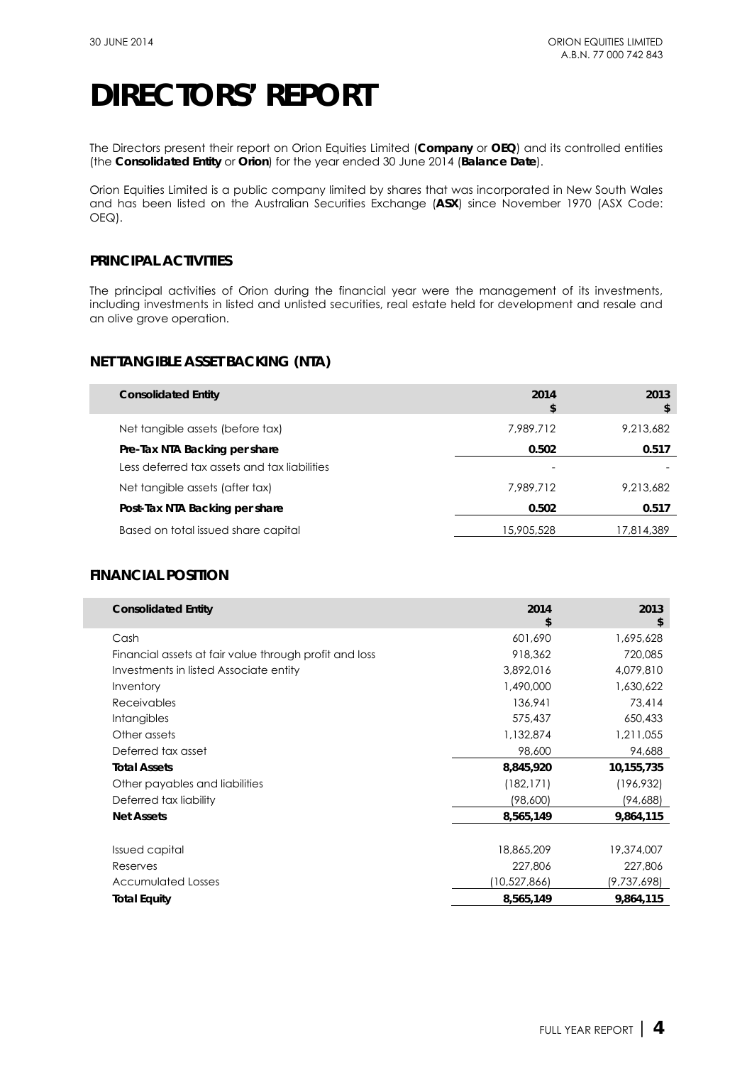# DIRECTORS' REPORT

The Directors present their report on Orion Equities Limited (**Company** or **OEQ**) and its controlled entities (the **Consolidated Entity** or **Orion**) for the year ended 30 June 2014 (**Balance Date**).

Orion Equities Limited is a public company limited by shares that was incorporated in New South Wales and has been listed on the Australian Securities Exchange (**ASX**) since November 1970 (ASX Code: OEQ).

## PRINCIPAL ACTIVITIES

The principal activities of Orion during the financial year were the management of its investments, including investments in listed and unlisted securities, real estate held for development and resale and an olive grove operation.

## NET TANGIBLE ASSET BACKING (NTA)

| Consolidated Entity | 2014 $ | 2013 $ |
|---|---|---|
| Net tangible assets (before tax) | 7,989,712 | 9,213,682 |
| **Pre-Tax NTA Backing per share** | **0.502** | **0.517** |
| Less deferred tax assets and tax liabilities | - | - |
| Net tangible assets (after tax) | 7,989,712 | 9,213,682 |
| **Post-Tax NTA Backing per share** | **0.502** | **0.517** |
| Based on total issued share capital | 15,905,528 | 17,814,389 |

## FINANCIAL POSITION

| Consolidated Entity | 2014 $ | 2013 $ |
|---|---|---|
| Cash | 601,690 | 1,695,628 |
| Financial assets at fair value through profit and loss | 918,362 | 720,085 |
| Investments in listed Associate entity | 3,892,016 | 4,079,810 |
| Inventory | 1,490,000 | 1,630,622 |
| Receivables | 136,941 | 73,414 |
| Intangibles | 575,437 | 650,433 |
| Other assets | 1,132,874 | 1,211,055 |
| Deferred tax asset | 98,600 | 94,688 |
| **Total Assets** | **8,845,920** | **10,155,735** |
| Other payables and liabilities | (182,171) | (196,932) |
| Deferred tax liability | (98,600) | (94,688) |
| **Net Assets** | **8,565,149** | **9,864,115** |
| | | |
| Issued capital | 18,865,209 | 19,374,007 |
| Reserves | 227,806 | 227,806 |
| Accumulated Losses | (10,527,866) | (9,737,698) |
| **Total Equity** | **8,565,149** | **9,864,115** |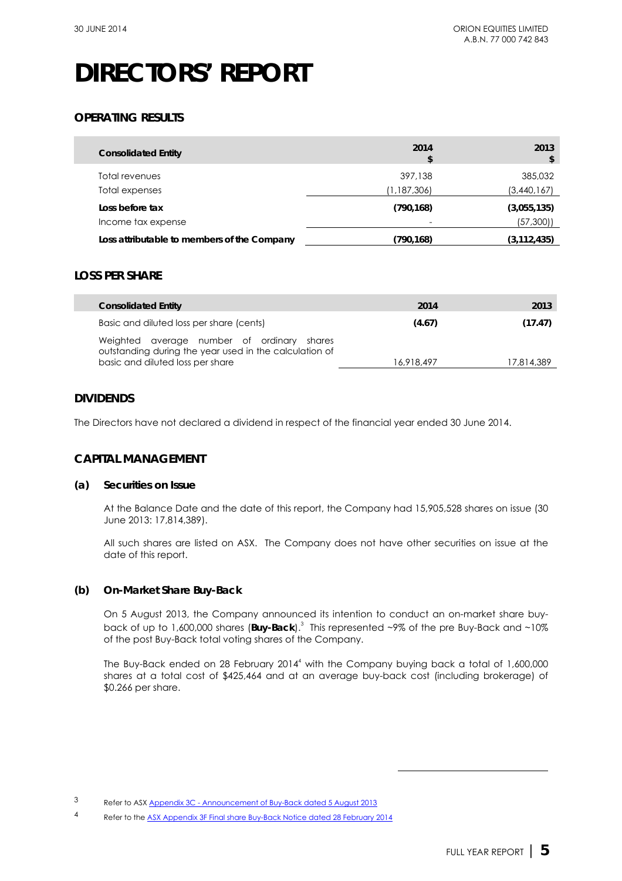# DIRECTORS' REPORT

## OPERATING RESULTS

| Consolidated Entity | 2014 $ | 2013 $ |
|---|---|---|
| Total revenues | 397,138 | 385,032 |
| Total expenses | (1,187,306) | (3,440,167) |
| **Loss before tax** | **(790,168)** | **(3,055,135)** |
| Income tax expense | - | (57,300)) |
| **Loss attributable to members of the Company** | **(790,168)** | **(3,112,435)** |

## LOSS PER SHARE

| Consolidated Entity | 2014 | 2013 |
|---|---|---|
| Basic and diluted loss per share (cents) | **(4.67)** | **(17.47)** |
| Weighted average number of ordinary shares outstanding during the year used in the calculation of basic and diluted loss per share | 16,918,497 | 17,814,389 |

## DIVIDENDS

The Directors have not declared a dividend in respect of the financial year ended 30 June 2014.

## CAPITAL MANAGEMENT

### (a) Securities on Issue

At the Balance Date and the date of this report, the Company had 15,905,528 shares on issue (30 June 2013: 17,814,389).

All such shares are listed on ASX. The Company does not have other securities on issue at the date of this report.

### (b) On-Market Share Buy-Back

On 5 August 2013, the Company announced its intention to conduct an on-market share buy-back of up to 1,600,000 shares (**Buy-Back**).[3] This represented ~9% of the pre Buy-Back and ~10% of the post Buy-Back total voting shares of the Company.

The Buy-Back ended on 28 February 2014[4] with the Company buying back a total of 1,600,000 shares at a total cost of $425,464 and at an average buy-back cost (including brokerage) of $0.266 per share.

---

[3] Refer to ASX Appendix 3C - Announcement of Buy-Back dated 5 August 2013

[4] Refer to the ASX Appendix 3F Final share Buy-Back Notice dated 28 February 2014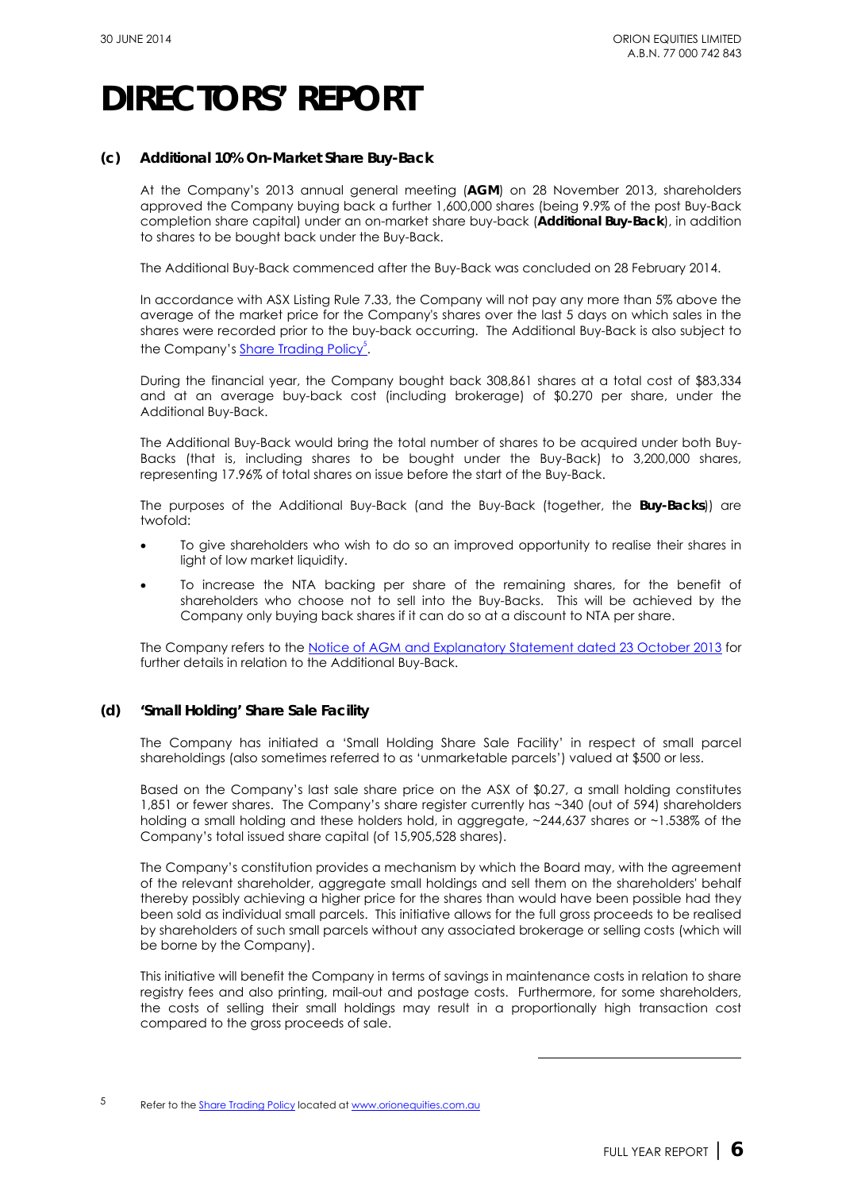# DIRECTORS' REPORT

### (c) Additional 10% On-Market Share Buy-Back

At the Company's 2013 annual general meeting (**AGM**) on 28 November 2013, shareholders approved the Company buying back a further 1,600,000 shares (being 9.9% of the post Buy-Back completion share capital) under an on-market share buy-back (**Additional Buy-Back**), in addition to shares to be bought back under the Buy-Back.

The Additional Buy-Back commenced after the Buy-Back was concluded on 28 February 2014.

In accordance with ASX Listing Rule 7.33, the Company will not pay any more than 5% above the average of the market price for the Company's shares over the last 5 days on which sales in the shares were recorded prior to the buy-back occurring. The Additional Buy-Back is also subject to the Company's Share Trading Policy[5].

During the financial year, the Company bought back 308,861 shares at a total cost of $83,334 and at an average buy-back cost (including brokerage) of $0.270 per share, under the Additional Buy-Back.

The Additional Buy-Back would bring the total number of shares to be acquired under both Buy-Backs (that is, including shares to be bought under the Buy-Back) to 3,200,000 shares, representing 17.96% of total shares on issue before the start of the Buy-Back.

The purposes of the Additional Buy-Back (and the Buy-Back (together, the **Buy-Backs**)) are twofold:

- To give shareholders who wish to do so an improved opportunity to realise their shares in light of low market liquidity.
- To increase the NTA backing per share of the remaining shares, for the benefit of shareholders who choose not to sell into the Buy-Backs. This will be achieved by the Company only buying back shares if it can do so at a discount to NTA per share.

The Company refers to the Notice of AGM and Explanatory Statement dated 23 October 2013 for further details in relation to the Additional Buy-Back.

### (d) 'Small Holding' Share Sale Facility

The Company has initiated a 'Small Holding Share Sale Facility' in respect of small parcel shareholdings (also sometimes referred to as 'unmarketable parcels') valued at $500 or less.

Based on the Company's last sale share price on the ASX of $0.27, a small holding constitutes 1,851 or fewer shares. The Company's share register currently has ~340 (out of 594) shareholders holding a small holding and these holders hold, in aggregate, ~244,637 shares or ~1.538% of the Company's total issued share capital (of 15,905,528 shares).

The Company's constitution provides a mechanism by which the Board may, with the agreement of the relevant shareholder, aggregate small holdings and sell them on the shareholders' behalf thereby possibly achieving a higher price for the shares than would have been possible had they been sold as individual small parcels. This initiative allows for the full gross proceeds to be realised by shareholders of such small parcels without any associated brokerage or selling costs (which will be borne by the Company).

This initiative will benefit the Company in terms of savings in maintenance costs in relation to share registry fees and also printing, mail-out and postage costs. Furthermore, for some shareholders, the costs of selling their small holdings may result in a proportionally high transaction cost compared to the gross proceeds of sale.

---

[5] Refer to the Share Trading Policy located at www.orionequities.com.au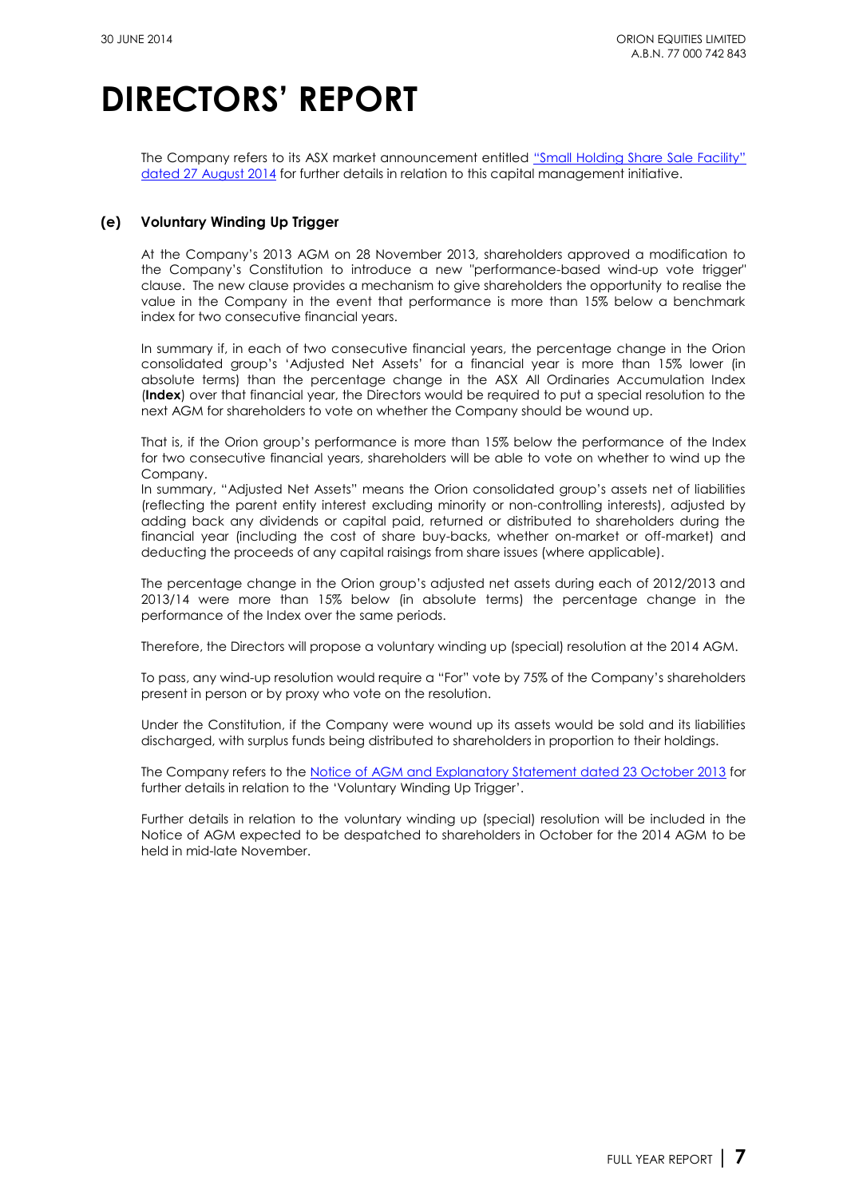# DIRECTORS' REPORT

The Company refers to its ASX market announcement entitled "Small Holding Share Sale Facility" dated 27 August 2014 for further details in relation to this capital management initiative.

### (e) Voluntary Winding Up Trigger

At the Company's 2013 AGM on 28 November 2013, shareholders approved a modification to the Company's Constitution to introduce a new "performance-based wind-up vote trigger" clause. The new clause provides a mechanism to give shareholders the opportunity to realise the value in the Company in the event that performance is more than 15% below a benchmark index for two consecutive financial years.

In summary if, in each of two consecutive financial years, the percentage change in the Orion consolidated group's 'Adjusted Net Assets' for a financial year is more than 15% lower (in absolute terms) than the percentage change in the ASX All Ordinaries Accumulation Index (**Index**) over that financial year, the Directors would be required to put a special resolution to the next AGM for shareholders to vote on whether the Company should be wound up.

That is, if the Orion group's performance is more than 15% below the performance of the Index for two consecutive financial years, shareholders will be able to vote on whether to wind up the Company.

In summary, "Adjusted Net Assets" means the Orion consolidated group's assets net of liabilities (reflecting the parent entity interest excluding minority or non-controlling interests), adjusted by adding back any dividends or capital paid, returned or distributed to shareholders during the financial year (including the cost of share buy-backs, whether on-market or off-market) and deducting the proceeds of any capital raisings from share issues (where applicable).

The percentage change in the Orion group's adjusted net assets during each of 2012/2013 and 2013/14 were more than 15% below (in absolute terms) the percentage change in the performance of the Index over the same periods.

Therefore, the Directors will propose a voluntary winding up (special) resolution at the 2014 AGM.

To pass, any wind-up resolution would require a "For" vote by 75% of the Company's shareholders present in person or by proxy who vote on the resolution.

Under the Constitution, if the Company were wound up its assets would be sold and its liabilities discharged, with surplus funds being distributed to shareholders in proportion to their holdings.

The Company refers to the Notice of AGM and Explanatory Statement dated 23 October 2013 for further details in relation to the 'Voluntary Winding Up Trigger'.

Further details in relation to the voluntary winding up (special) resolution will be included in the Notice of AGM expected to be despatched to shareholders in October for the 2014 AGM to be held in mid-late November.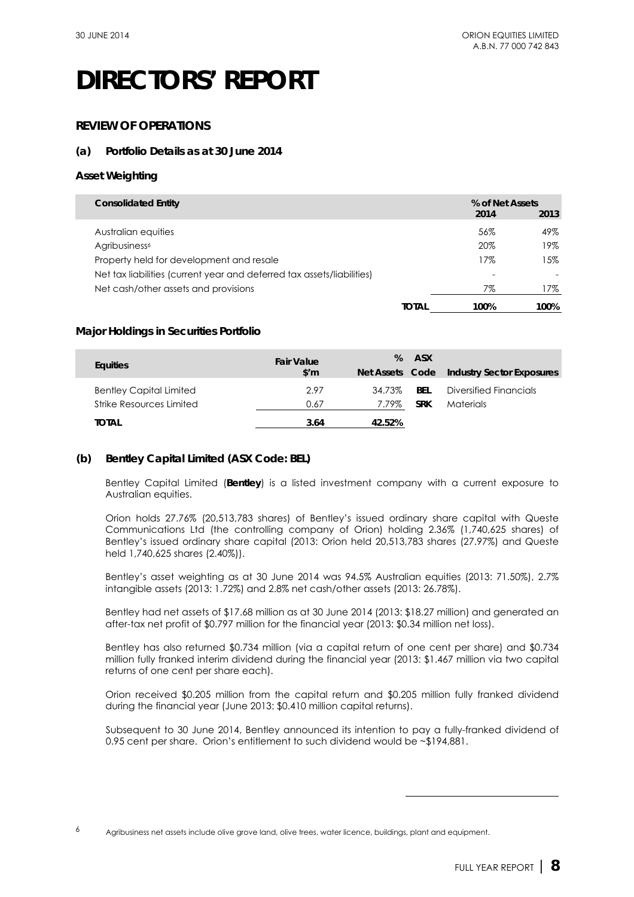# DIRECTORS' REPORT

## REVIEW OF OPERATIONS

### (a) Portfolio Details as at 30 June 2014

#### Asset Weighting

| Consolidated Entity | % of Net Assets 2014 | 2013 |
|---|---|---|
| Australian equities | 56% | 49% |
| Agribusiness[6] | 20% | 19% |
| Property held for development and resale | 17% | 15% |
| Net tax liabilities (current year and deferred tax assets/liabilities) | - | - |
| Net cash/other assets and provisions | 7% | 17% |
| **TOTAL** | **100%** | **100%** |

#### Major Holdings in Securities Portfolio

| Equities | Fair Value $'m | % Net Assets | ASX Code | Industry Sector Exposures |
|---|---|---|---|---|
| Bentley Capital Limited | 2.97 | 34.73% | **BEL** | Diversified Financials |
| Strike Resources Limited | 0.67 | 7.79% | **SRK** | Materials |
| **TOTAL** | **3.64** | **42.52%** | | |

### (b) Bentley Capital Limited (ASX Code: BEL)

Bentley Capital Limited (**Bentley**) is a listed investment company with a current exposure to Australian equities.

Orion holds 27.76% (20,513,783 shares) of Bentley's issued ordinary share capital with Queste Communications Ltd (the controlling company of Orion) holding 2.36% (1,740,625 shares) of Bentley's issued ordinary share capital (2013: Orion held 20,513,783 shares (27.97%) and Queste held 1,740,625 shares (2.40%)).

Bentley's asset weighting as at 30 June 2014 was 94.5% Australian equities (2013: 71.50%), 2.7% intangible assets (2013: 1.72%) and 2.8% net cash/other assets (2013: 26.78%).

Bentley had net assets of $17.68 million as at 30 June 2014 (2013: $18.27 million) and generated an after-tax net profit of $0.797 million for the financial year (2013: $0.34 million net loss).

Bentley has also returned $0.734 million (via a capital return of one cent per share) and $0.734 million fully franked interim dividend during the financial year (2013: $1.467 million via two capital returns of one cent per share each).

Orion received $0.205 million from the capital return and $0.205 million fully franked dividend during the financial year (June 2013: $0.410 million capital returns).

Subsequent to 30 June 2014, Bentley announced its intention to pay a fully-franked dividend of 0.95 cent per share. Orion's entitlement to such dividend would be ~$194,881.

---

[6] Agribusiness net assets include olive grove land, olive trees, water licence, buildings, plant and equipment.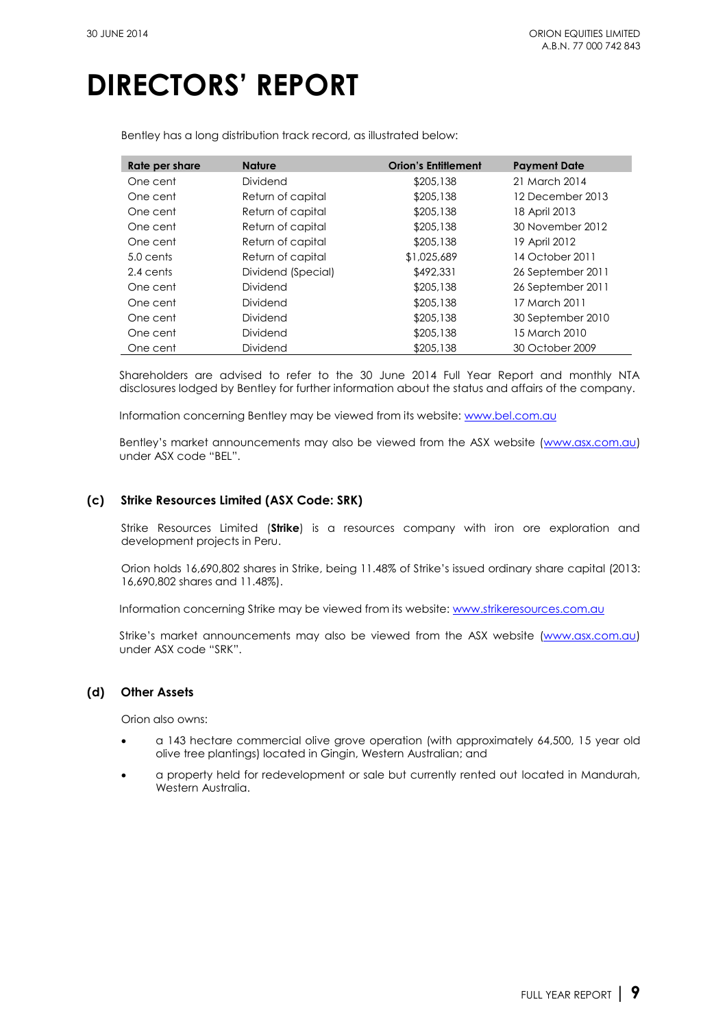# DIRECTORS' REPORT

Bentley has a long distribution track record, as illustrated below:

| Rate per share | Nature | Orion's Entitlement | Payment Date |
|---|---|---|---|
| One cent | Dividend | $205,138 | 21 March 2014 |
| One cent | Return of capital | $205,138 | 12 December 2013 |
| One cent | Return of capital | $205,138 | 18 April 2013 |
| One cent | Return of capital | $205,138 | 30 November 2012 |
| One cent | Return of capital | $205,138 | 19 April 2012 |
| 5.0 cents | Return of capital | $1,025,689 | 14 October 2011 |
| 2.4 cents | Dividend (Special) | $492,331 | 26 September 2011 |
| One cent | Dividend | $205,138 | 26 September 2011 |
| One cent | Dividend | $205,138 | 17 March 2011 |
| One cent | Dividend | $205,138 | 30 September 2010 |
| One cent | Dividend | $205,138 | 15 March 2010 |
| One cent | Dividend | $205,138 | 30 October 2009 |

Shareholders are advised to refer to the 30 June 2014 Full Year Report and monthly NTA disclosures lodged by Bentley for further information about the status and affairs of the company.

Information concerning Bentley may be viewed from its website: [www.bel.com.au](www.bel.com.au)

Bentley's market announcements may also be viewed from the ASX website ([www.asx.com.au](www.asx.com.au)) under ASX code "BEL".

### (c) Strike Resources Limited (ASX Code: SRK)

Strike Resources Limited (**Strike**) is a resources company with iron ore exploration and development projects in Peru.

Orion holds 16,690,802 shares in Strike, being 11.48% of Strike's issued ordinary share capital (2013: 16,690,802 shares and 11.48%).

Information concerning Strike may be viewed from its website: [www.strikeresources.com.au](www.strikeresources.com.au)

Strike's market announcements may also be viewed from the ASX website ([www.asx.com.au](www.asx.com.au)) under ASX code "SRK".

### (d) Other Assets

Orion also owns:

- a 143 hectare commercial olive grove operation (with approximately 64,500, 15 year old olive tree plantings) located in Gingin, Western Australian; and
- a property held for redevelopment or sale but currently rented out located in Mandurah, Western Australia.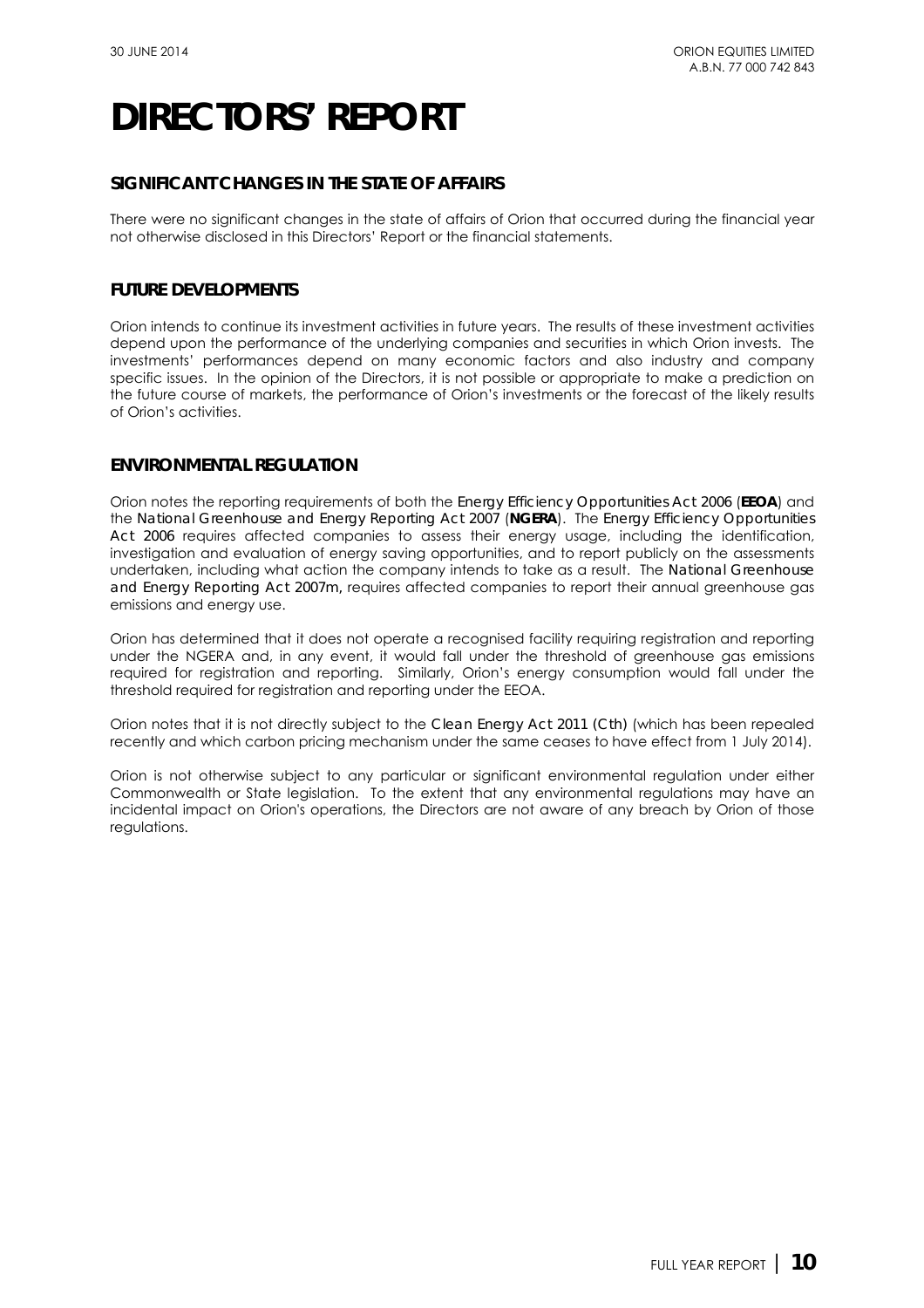# DIRECTORS' REPORT

## SIGNIFICANT CHANGES IN THE STATE OF AFFAIRS

There were no significant changes in the state of affairs of Orion that occurred during the financial year not otherwise disclosed in this Directors' Report or the financial statements.

## FUTURE DEVELOPMENTS

Orion intends to continue its investment activities in future years. The results of these investment activities depend upon the performance of the underlying companies and securities in which Orion invests. The investments' performances depend on many economic factors and also industry and company specific issues. In the opinion of the Directors, it is not possible or appropriate to make a prediction on the future course of markets, the performance of Orion's investments or the forecast of the likely results of Orion's activities.

## ENVIRONMENTAL REGULATION

Orion notes the reporting requirements of both the *Energy Efficiency Opportunities Act 2006* (**EEOA**) and the *National Greenhouse and Energy Reporting Act 2007* (**NGERA**). The *Energy Efficiency Opportunities Act 2006* requires affected companies to assess their energy usage, including the identification, investigation and evaluation of energy saving opportunities, and to report publicly on the assessments undertaken, including what action the company intends to take as a result. The *National Greenhouse and Energy Reporting Act 2007m*, requires affected companies to report their annual greenhouse gas emissions and energy use.

Orion has determined that it does not operate a recognised facility requiring registration and reporting under the NGERA and, in any event, it would fall under the threshold of greenhouse gas emissions required for registration and reporting. Similarly, Orion's energy consumption would fall under the threshold required for registration and reporting under the EEOA.

Orion notes that it is not directly subject to the *Clean Energy Act 2011 (Cth)* (which has been repealed recently and which carbon pricing mechanism under the same ceases to have effect from 1 July 2014).

Orion is not otherwise subject to any particular or significant environmental regulation under either Commonwealth or State legislation. To the extent that any environmental regulations may have an incidental impact on Orion's operations, the Directors are not aware of any breach by Orion of those regulations.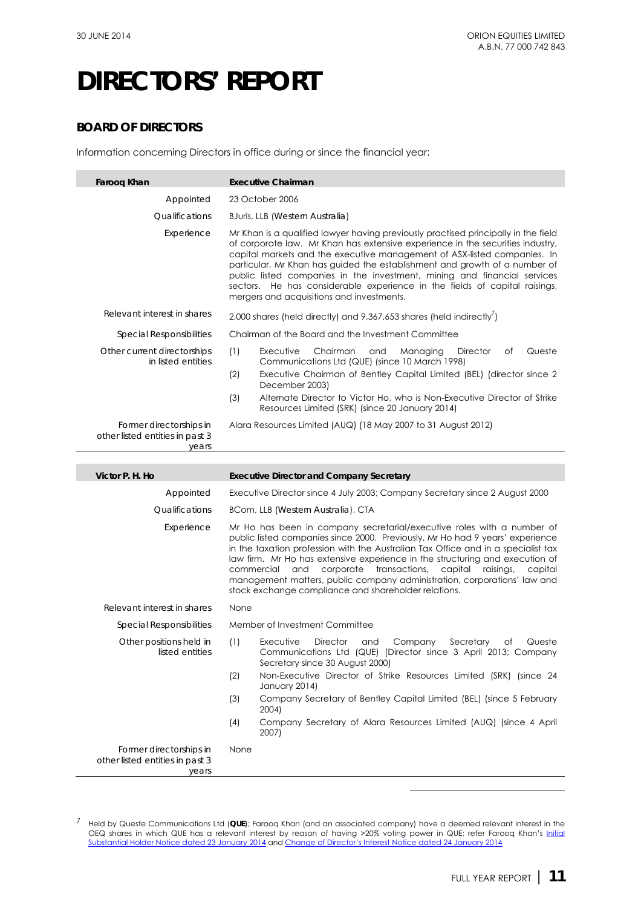# DIRECTORS' REPORT

## BOARD OF DIRECTORS

Information concerning Directors in office during or since the financial year:

| Farooq Khan | Executive Chairman |
|---|---|
| Appointed | 23 October 2006 |
| Qualifications | BJuris, LLB (Western Australia) |
| Experience | Mr Khan is a qualified lawyer having previously practised principally in the field of corporate law. Mr Khan has extensive experience in the securities industry, capital markets and the executive management of ASX-listed companies. In particular, Mr Khan has guided the establishment and growth of a number of public listed companies in the investment, mining and financial services sectors. He has considerable experience in the fields of capital raisings, mergers and acquisitions and investments. |
| Relevant interest in shares | 2,000 shares (held directly) and 9,367,653 shares (held indirectly[7]) |
| Special Responsibilities | Chairman of the Board and the Investment Committee |
| Other current directorships in listed entities | (1) Executive Chairman and Managing Director of Queste Communications Ltd (QUE) (since 10 March 1998)<br>(2) Executive Chairman of Bentley Capital Limited (BEL) (director since 2 December 2003)<br>(3) Alternate Director to Victor Ho, who is Non-Executive Director of Strike Resources Limited (SRK) (since 20 January 2014) |
| Former directorships in other listed entities in past 3 years | Alara Resources Limited (AUQ) (18 May 2007 to 31 August 2012) |

| Victor P. H. Ho | Executive Director and Company Secretary |
|---|---|
| Appointed | Executive Director since 4 July 2003; Company Secretary since 2 August 2000 |
| Qualifications | BCom, LLB (Western Australia), CTA |
| Experience | Mr Ho has been in company secretarial/executive roles with a number of public listed companies since 2000. Previously, Mr Ho had 9 years' experience in the taxation profession with the Australian Tax Office and in a specialist tax law firm. Mr Ho has extensive experience in the structuring and execution of commercial and corporate transactions, capital raisings, capital management matters, public company administration, corporations' law and stock exchange compliance and shareholder relations. |
| Relevant interest in shares | None |
| Special Responsibilities | Member of Investment Committee |
| Other positions held in listed entities | (1) Executive Director and Company Secretary of Queste Communications Ltd (QUE) (Director since 3 April 2013; Company Secretary since 30 August 2000)<br>(2) Non-Executive Director of Strike Resources Limited (SRK) (since 24 January 2014)<br>(3) Company Secretary of Bentley Capital Limited (BEL) (since 5 February 2004)<br>(4) Company Secretary of Alara Resources Limited (AUQ) (since 4 April 2007) |
| Former directorships in other listed entities in past 3 years | None |

---

[7] Held by Queste Communications Ltd (**QUE**); Farooq Khan (and an associated company) have a deemed relevant interest in the OEQ shares in which QUE has a relevant interest by reason of having >20% voting power in QUE; refer Farooq Khan's Initial Substantial Holder Notice dated 23 January 2014 and Change of Director's Interest Notice dated 24 January 2014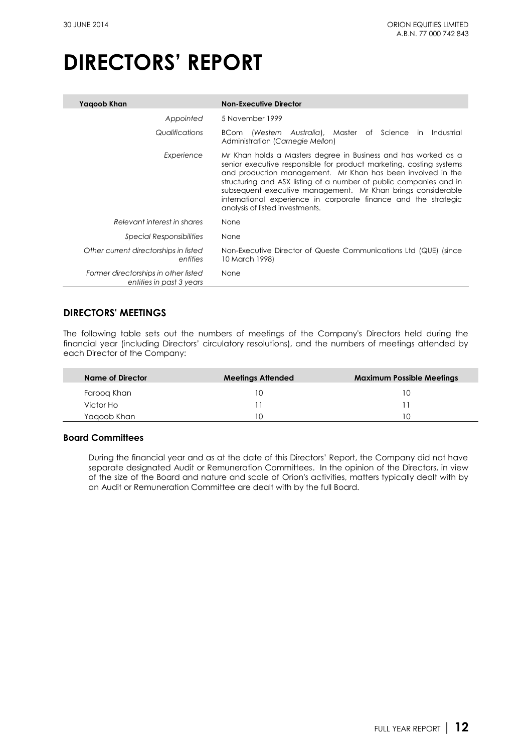# DIRECTORS' REPORT

| Yaqoob Khan | Non-Executive Director |
|---|---|
| *Appointed* | 5 November 1999 |
| *Qualifications* | BCom (*Western Australia*), Master of Science in Industrial Administration (*Carnegie Mellon*) |
| *Experience* | Mr Khan holds a Masters degree in Business and has worked as a senior executive responsible for product marketing, costing systems and production management. Mr Khan has been involved in the structuring and ASX listing of a number of public companies and in subsequent executive management. Mr Khan brings considerable international experience in corporate finance and the strategic analysis of listed investments. |
| *Relevant interest in shares* | None |
| *Special Responsibilities* | None |
| *Other current directorships in listed entities* | Non-Executive Director of Queste Communications Ltd (QUE) (since 10 March 1998) |
| *Former directorships in other listed entities in past 3 years* | None |

## DIRECTORS' MEETINGS

The following table sets out the numbers of meetings of the Company's Directors held during the financial year (including Directors' circulatory resolutions), and the numbers of meetings attended by each Director of the Company:

| Name of Director | Meetings Attended | Maximum Possible Meetings |
|---|---|---|
| Farooq Khan | 10 | 10 |
| Victor Ho | 11 | 11 |
| Yaqoob Khan | 10 | 10 |

### Board Committees

During the financial year and as at the date of this Directors' Report, the Company did not have separate designated Audit or Remuneration Committees. In the opinion of the Directors, in view of the size of the Board and nature and scale of Orion's activities, matters typically dealt with by an Audit or Remuneration Committee are dealt with by the full Board.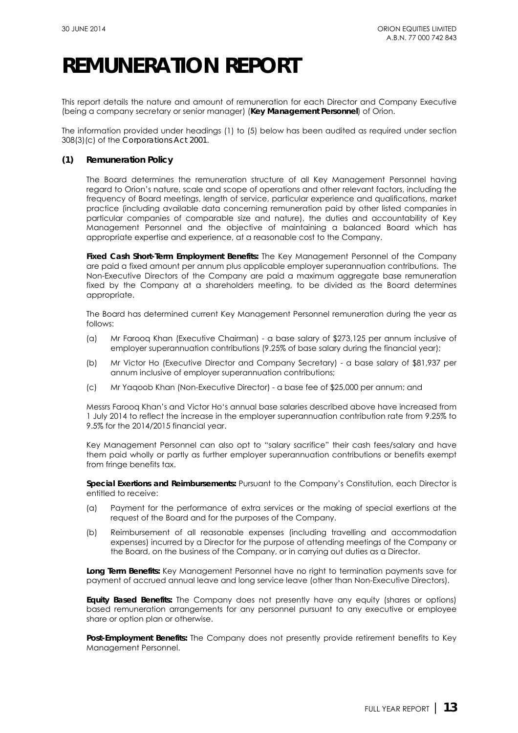# REMUNERATION REPORT

This report details the nature and amount of remuneration for each Director and Company Executive (being a company secretary or senior manager) (**Key Management Personnel**) of Orion.

The information provided under headings (1) to (5) below has been audited as required under section 308(3)(c) of the *Corporations Act 2001*.

### (1) Remuneration Policy

The Board determines the remuneration structure of all Key Management Personnel having regard to Orion's nature, scale and scope of operations and other relevant factors, including the frequency of Board meetings, length of service, particular experience and qualifications, market practice (including available data concerning remuneration paid by other listed companies in particular companies of comparable size and nature), the duties and accountability of Key Management Personnel and the objective of maintaining a balanced Board which has appropriate expertise and experience, at a reasonable cost to the Company.

**Fixed Cash Short-Term Employment Benefits:** The Key Management Personnel of the Company are paid a fixed amount per annum plus applicable employer superannuation contributions. The Non-Executive Directors of the Company are paid a maximum aggregate base remuneration fixed by the Company at a shareholders meeting, to be divided as the Board determines appropriate.

The Board has determined current Key Management Personnel remuneration during the year as follows:

(a) Mr Farooq Khan (Executive Chairman) - a base salary of $273,125 per annum inclusive of employer superannuation contributions (9.25% of base salary during the financial year);

(b) Mr Victor Ho (Executive Director and Company Secretary) - a base salary of $81,937 per annum inclusive of employer superannuation contributions;

(c) Mr Yaqoob Khan (Non-Executive Director) - a base fee of $25,000 per annum; and

Messrs Farooq Khan's and Victor Ho's annual base salaries described above have increased from 1 July 2014 to reflect the increase in the employer superannuation contribution rate from 9.25% to 9.5% for the 2014/2015 financial year.

Key Management Personnel can also opt to "salary sacrifice" their cash fees/salary and have them paid wholly or partly as further employer superannuation contributions or benefits exempt from fringe benefits tax.

**Special Exertions and Reimbursements:** Pursuant to the Company's Constitution, each Director is entitled to receive:

(a) Payment for the performance of extra services or the making of special exertions at the request of the Board and for the purposes of the Company.

(b) Reimbursement of all reasonable expenses (including travelling and accommodation expenses) incurred by a Director for the purpose of attending meetings of the Company or the Board, on the business of the Company, or in carrying out duties as a Director.

**Long Term Benefits:** Key Management Personnel have no right to termination payments save for payment of accrued annual leave and long service leave (other than Non-Executive Directors).

**Equity Based Benefits:** The Company does not presently have any equity (shares or options) based remuneration arrangements for any personnel pursuant to any executive or employee share or option plan or otherwise.

**Post-Employment Benefits:** The Company does not presently provide retirement benefits to Key Management Personnel.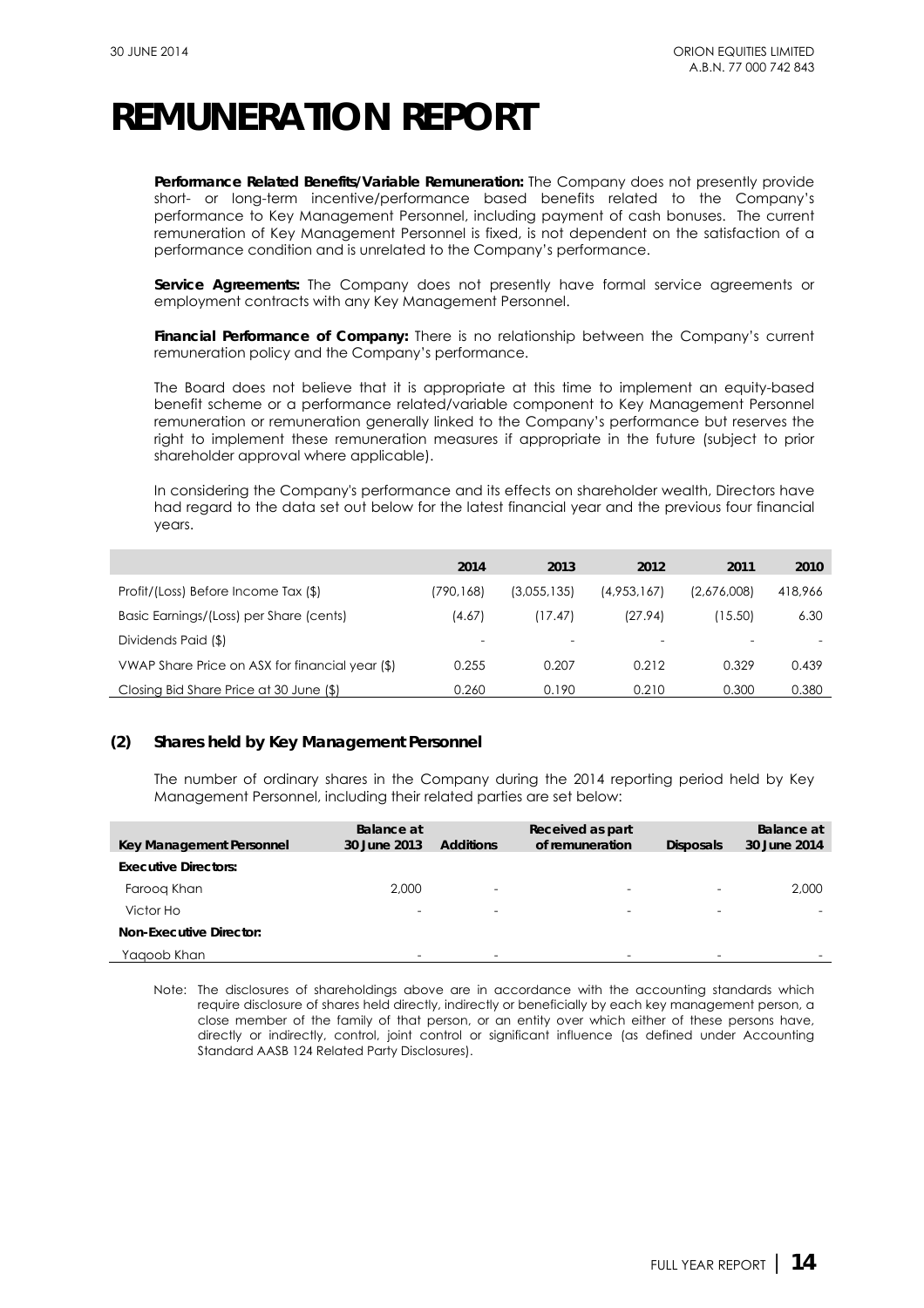# REMUNERATION REPORT

**Performance Related Benefits/Variable Remuneration:** The Company does not presently provide short- or long-term incentive/performance based benefits related to the Company's performance to Key Management Personnel, including payment of cash bonuses. The current remuneration of Key Management Personnel is fixed, is not dependent on the satisfaction of a performance condition and is unrelated to the Company's performance.

**Service Agreements:** The Company does not presently have formal service agreements or employment contracts with any Key Management Personnel.

**Financial Performance of Company:** There is no relationship between the Company's current remuneration policy and the Company's performance.

The Board does not believe that it is appropriate at this time to implement an equity-based benefit scheme or a performance related/variable component to Key Management Personnel remuneration or remuneration generally linked to the Company's performance but reserves the right to implement these remuneration measures if appropriate in the future (subject to prior shareholder approval where applicable).

In considering the Company's performance and its effects on shareholder wealth, Directors have had regard to the data set out below for the latest financial year and the previous four financial years.

| | 2014 | 2013 | 2012 | 2011 | 2010 |
|---|---|---|---|---|---|
| Profit/(Loss) Before Income Tax ($) | (790,168) | (3,055,135) | (4,953,167) | (2,676,008) | 418,966 |
| Basic Earnings/(Loss) per Share (cents) | (4.67) | (17.47) | (27.94) | (15.50) | 6.30 |
| Dividends Paid ($) | - | - | - | - | - |
| VWAP Share Price on ASX for financial year ($) | 0.255 | 0.207 | 0.212 | 0.329 | 0.439 |
| Closing Bid Share Price at 30 June ($) | 0.260 | 0.190 | 0.210 | 0.300 | 0.380 |

## (2) Shares held by Key Management Personnel

The number of ordinary shares in the Company during the 2014 reporting period held by Key Management Personnel, including their related parties are set below:

| Key Management Personnel | Balance at 30 June 2013 | Additions | Received as part of remuneration | Disposals | Balance at 30 June 2014 |
|---|---|---|---|---|---|
| **Executive Directors:** | | | | | |
| Farooq Khan | 2,000 | - | - | - | 2,000 |
| Victor Ho | - | - | - | - | - |
| **Non-Executive Director:** | | | | | |
| Yaqoob Khan | - | - | - | - | - |

Note: The disclosures of shareholdings above are in accordance with the accounting standards which require disclosure of shares held directly, indirectly or beneficially by each key management person, a close member of the family of that person, or an entity over which either of these persons have, directly or indirectly, control, joint control or significant influence (as defined under Accounting Standard AASB 124 Related Party Disclosures).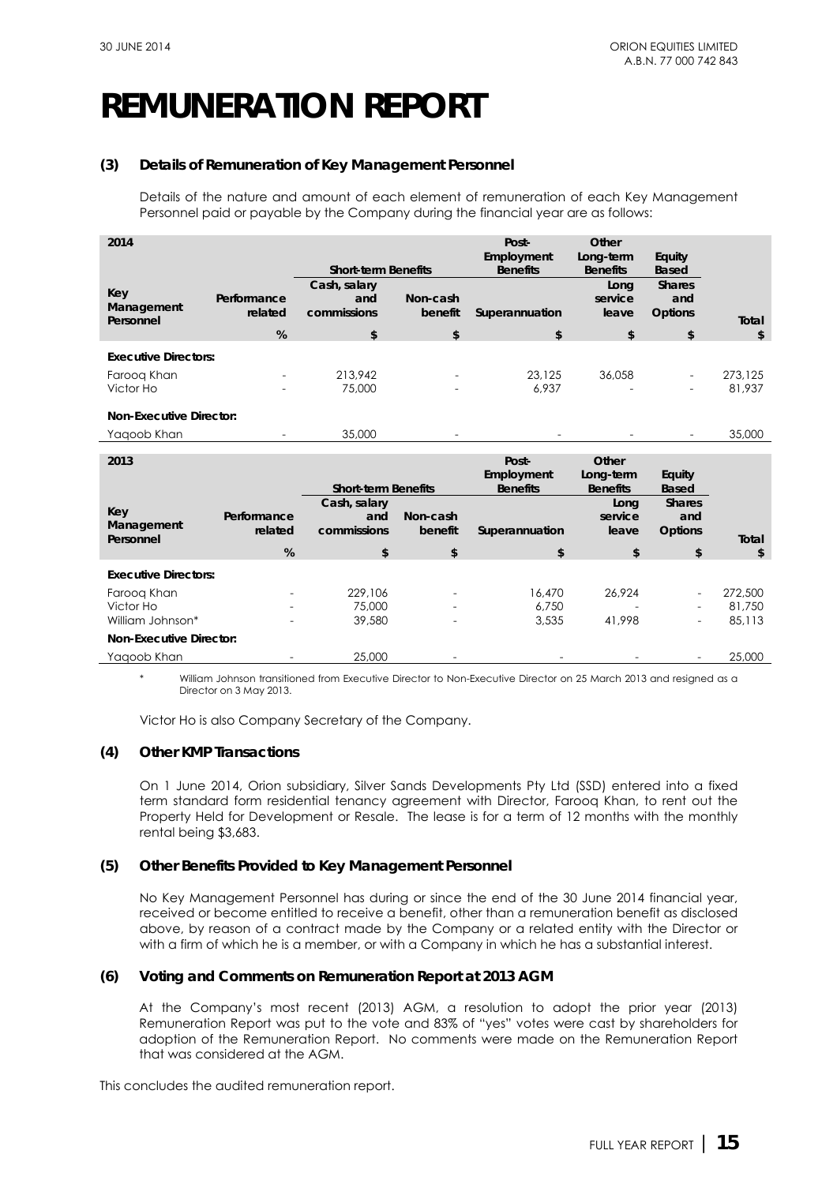# REMUNERATION REPORT

### (3) Details of Remuneration of Key Management Personnel

Details of the nature and amount of each element of remuneration of each Key Management Personnel paid or payable by the Company during the financial year are as follows:

| 2014 | | Short-term Benefits | | Post-Employment Benefits | Other Long-term Benefits | Equity Based | |
|---|---|---|---|---|---|---|---|
| Key Management Personnel | Performance related | Cash, salary and commissions | Non-cash benefit | Superannuation | Long service leave | Shares and Options | Total |
| | % | $ | $ | $ | $ | $ | $ |
| **Executive Directors:** | | | | | | | |
| Farooq Khan | - | 213,942 | - | 23,125 | 36,058 | - | 273,125 |
| Victor Ho | - | 75,000 | - | 6,937 | - | - | 81,937 |
| **Non-Executive Director:** | | | | | | | |
| Yaqoob Khan | - | 35,000 | - | - | - | - | 35,000 |

| 2013 | | Short-term Benefits | | Post-Employment Benefits | Other Long-term Benefits | Equity Based | |
|---|---|---|---|---|---|---|---|
| Key Management Personnel | Performance related | Cash, salary and commissions | Non-cash benefit | Superannuation | Long service leave | Shares and Options | Total |
| | % | $ | $ | $ | $ | $ | $ |
| **Executive Directors:** | | | | | | | |
| Farooq Khan | - | 229,106 | - | 16,470 | 26,924 | - | 272,500 |
| Victor Ho | - | 75,000 | - | 6,750 | - | - | 81,750 |
| William Johnson* | - | 39,580 | - | 3,535 | 41,998 | - | 85,113 |
| **Non-Executive Director:** | | | | | | | |
| Yaqoob Khan | - | 25,000 | - | - | - | - | 25,000 |

\* William Johnson transitioned from Executive Director to Non-Executive Director on 25 March 2013 and resigned as a Director on 3 May 2013.

Victor Ho is also Company Secretary of the Company.

### (4) Other KMP Transactions

On 1 June 2014, Orion subsidiary, Silver Sands Developments Pty Ltd (SSD) entered into a fixed term standard form residential tenancy agreement with Director, Farooq Khan, to rent out the Property Held for Development or Resale. The lease is for a term of 12 months with the monthly rental being $3,683.

### (5) Other Benefits Provided to Key Management Personnel

No Key Management Personnel has during or since the end of the 30 June 2014 financial year, received or become entitled to receive a benefit, other than a remuneration benefit as disclosed above, by reason of a contract made by the Company or a related entity with the Director or with a firm of which he is a member, or with a Company in which he has a substantial interest.

### (6) Voting and Comments on Remuneration Report at 2013 AGM

At the Company's most recent (2013) AGM, a resolution to adopt the prior year (2013) Remuneration Report was put to the vote and 83% of "yes" votes were cast by shareholders for adoption of the Remuneration Report. No comments were made on the Remuneration Report that was considered at the AGM.

This concludes the audited remuneration report.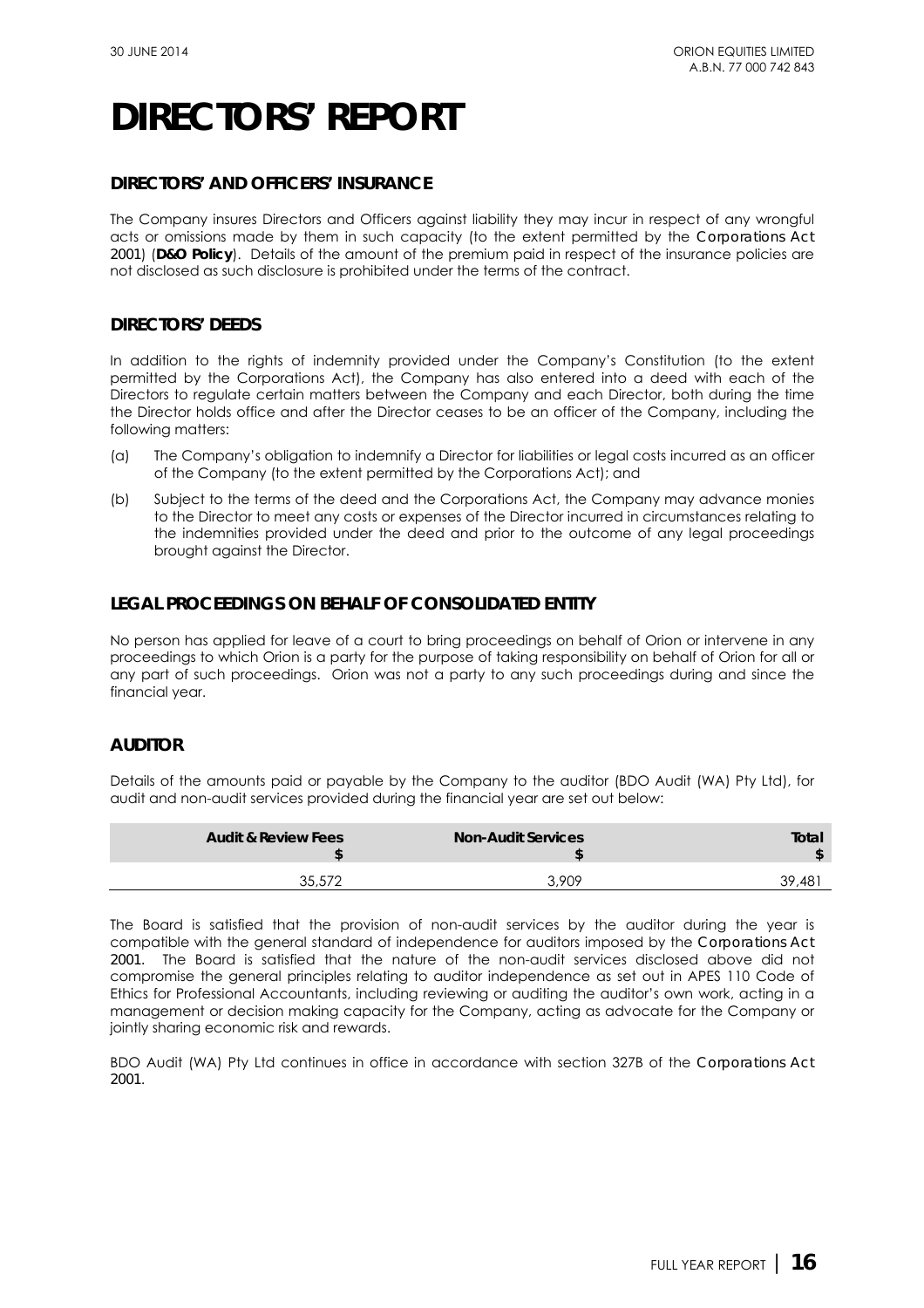# DIRECTORS' REPORT

## DIRECTORS' AND OFFICERS' INSURANCE

The Company insures Directors and Officers against liability they may incur in respect of any wrongful acts or omissions made by them in such capacity (to the extent permitted by the *Corporations Act 2001*) (**D&O Policy**). Details of the amount of the premium paid in respect of the insurance policies are not disclosed as such disclosure is prohibited under the terms of the contract.

## DIRECTORS' DEEDS

In addition to the rights of indemnity provided under the Company's Constitution (to the extent permitted by the Corporations Act), the Company has also entered into a deed with each of the Directors to regulate certain matters between the Company and each Director, both during the time the Director holds office and after the Director ceases to be an officer of the Company, including the following matters:

(a) The Company's obligation to indemnify a Director for liabilities or legal costs incurred as an officer of the Company (to the extent permitted by the Corporations Act); and

(b) Subject to the terms of the deed and the Corporations Act, the Company may advance monies to the Director to meet any costs or expenses of the Director incurred in circumstances relating to the indemnities provided under the deed and prior to the outcome of any legal proceedings brought against the Director.

## LEGAL PROCEEDINGS ON BEHALF OF CONSOLIDATED ENTITY

No person has applied for leave of a court to bring proceedings on behalf of Orion or intervene in any proceedings to which Orion is a party for the purpose of taking responsibility on behalf of Orion for all or any part of such proceedings. Orion was not a party to any such proceedings during and since the financial year.

## AUDITOR

Details of the amounts paid or payable by the Company to the auditor (BDO Audit (WA) Pty Ltd), for audit and non-audit services provided during the financial year are set out below:

| Audit & Review Fees $ | Non-Audit Services $ | Total $ |
|---|---|---|
| 35,572 | 3,909 | 39,481 |

The Board is satisfied that the provision of non-audit services by the auditor during the year is compatible with the general standard of independence for auditors imposed by the *Corporations Act 2001*. The Board is satisfied that the nature of the non-audit services disclosed above did not compromise the general principles relating to auditor independence as set out in APES 110 Code of Ethics for Professional Accountants, including reviewing or auditing the auditor's own work, acting in a management or decision making capacity for the Company, acting as advocate for the Company or jointly sharing economic risk and rewards.

BDO Audit (WA) Pty Ltd continues in office in accordance with section 327B of the *Corporations Act 2001*.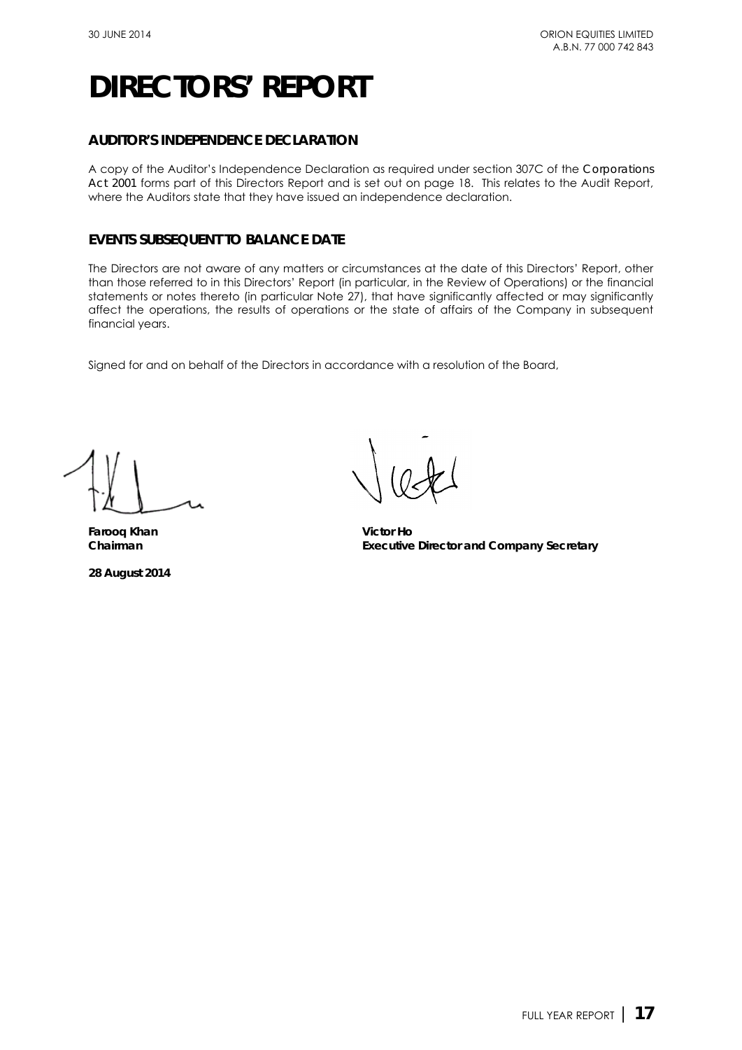# DIRECTORS' REPORT

## AUDITOR'S INDEPENDENCE DECLARATION

A copy of the Auditor's Independence Declaration as required under section 307C of the *Corporations Act 2001* forms part of this Directors Report and is set out on page 18. This relates to the Audit Report, where the Auditors state that they have issued an independence declaration.

## EVENTS SUBSEQUENT TO BALANCE DATE

The Directors are not aware of any matters or circumstances at the date of this Directors' Report, other than those referred to in this Directors' Report (in particular, in the Review of Operations) or the financial statements or notes thereto (in particular Note 27), that have significantly affected or may significantly affect the operations, the results of operations or the state of affairs of the Company in subsequent financial years.

Signed for and on behalf of the Directors in accordance with a resolution of the Board,

**Farooq Khan**
**Chairman**

**Victor Ho**
**Executive Director and Company Secretary**

**28 August 2014**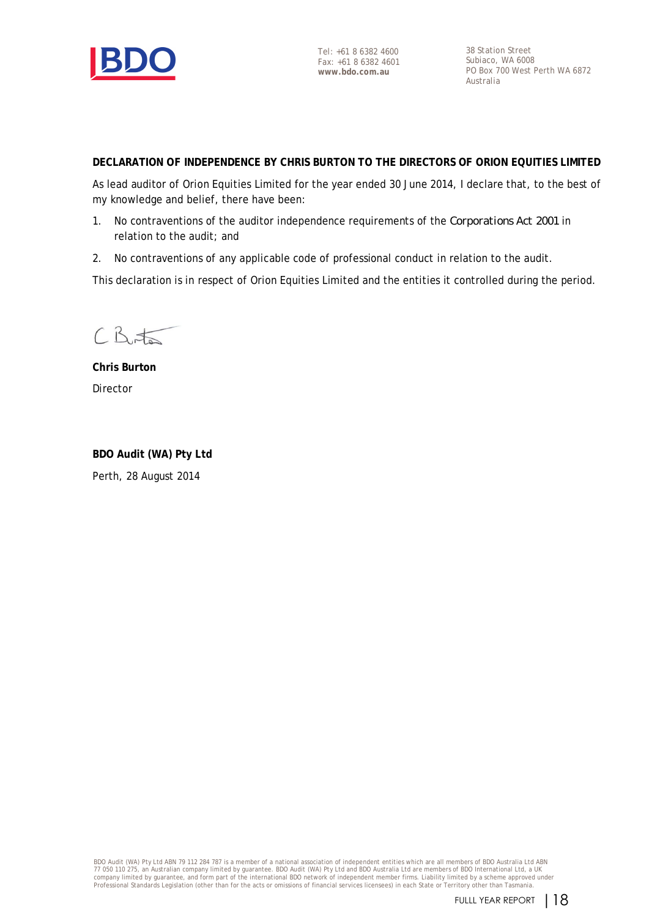Tel: +61 8 6382 4600
Fax: +61 8 6382 4601
**www.bdo.com.au**

38 Station Street
Subiaco, WA 6008
PO Box 700 West Perth WA 6872
Australia

**DECLARATION OF INDEPENDENCE BY CHRIS BURTON TO THE DIRECTORS OF ORION EQUITIES LIMITED**

As lead auditor of Orion Equities Limited for the year ended 30 June 2014, I declare that, to the best of my knowledge and belief, there have been:

1. No contraventions of the auditor independence requirements of the *Corporations Act 2001* in relation to the audit; and
2. No contraventions of any applicable code of professional conduct in relation to the audit.

This declaration is in respect of Orion Equities Limited and the entities it controlled during the period.

**Chris Burton**
Director

**BDO Audit (WA) Pty Ltd**
Perth, 28 August 2014

BDO Audit (WA) Pty Ltd ABN 79 112 284 787 is a member of a national association of independent entities which are all members of BDO Australia Ltd ABN 77 050 110 275, an Australian company limited by guarantee. BDO Audit (WA) Pty Ltd and BDO Australia Ltd are members of BDO International Ltd, a UK company limited by guarantee, and form part of the international BDO network of independent member firms. Liability limited by a scheme approved under Professional Standards Legislation (other than for the acts or omissions of financial services licensees) in each State or Territory other than Tasmania.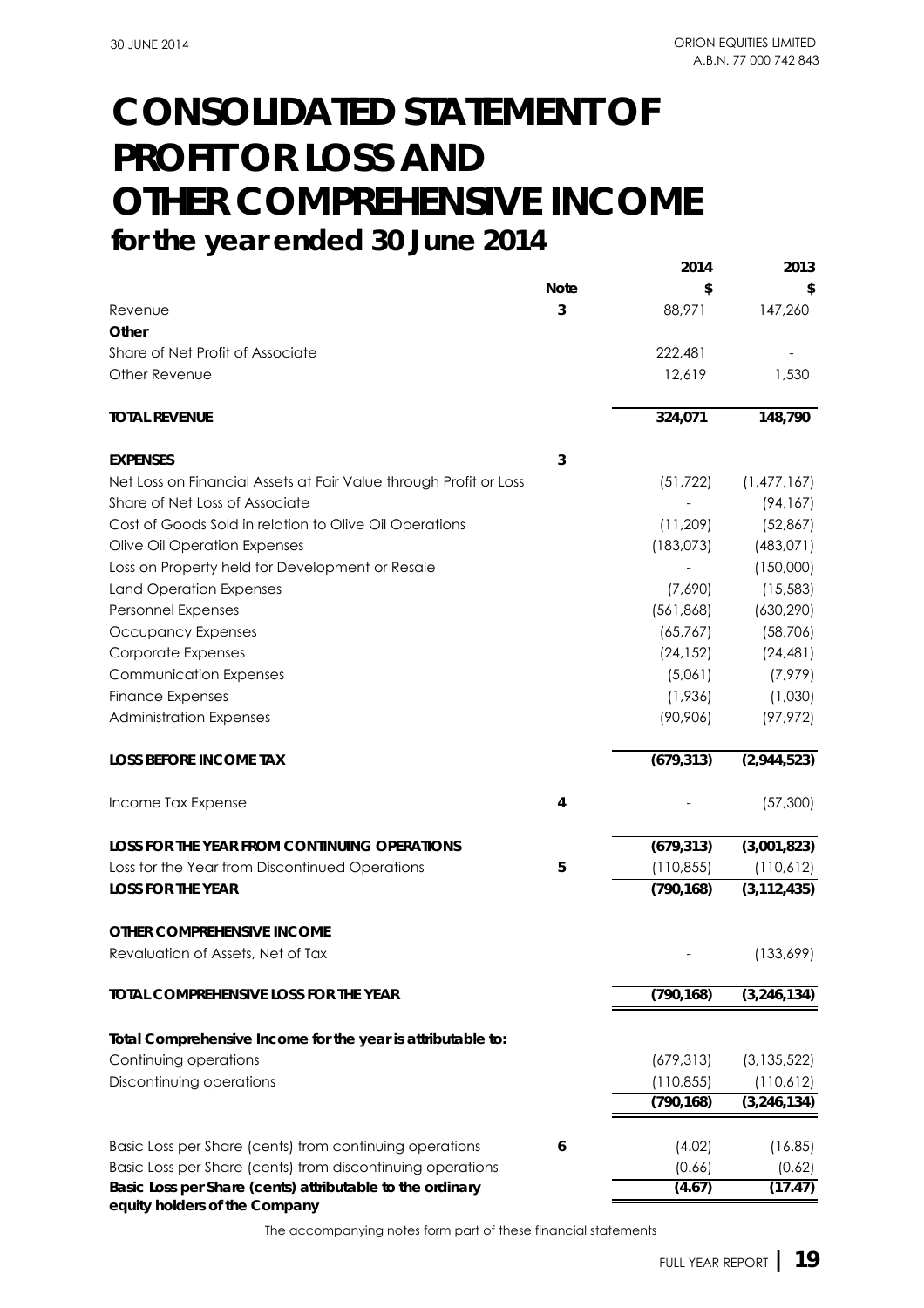# CONSOLIDATED STATEMENT OF PROFIT OR LOSS AND OTHER COMPREHENSIVE INCOME

## for the year ended 30 June 2014

| | Note | 2014<br>$ | 2013<br>$ |
|---|---|---|---|
| Revenue | 3 | 88,971 | 147,260 |
| **Other** | | | |
| Share of Net Profit of Associate | | 222,481 | - |
| Other Revenue | | 12,619 | 1,530 |
| **TOTAL REVENUE** | | **324,071** | **148,790** |
| **EXPENSES** | 3 | | |
| Net Loss on Financial Assets at Fair Value through Profit or Loss | | (51,722) | (1,477,167) |
| Share of Net Loss of Associate | | - | (94,167) |
| Cost of Goods Sold in relation to Olive Oil Operations | | (11,209) | (52,867) |
| Olive Oil Operation Expenses | | (183,073) | (483,071) |
| Loss on Property held for Development or Resale | | - | (150,000) |
| Land Operation Expenses | | (7,690) | (15,583) |
| Personnel Expenses | | (561,868) | (630,290) |
| Occupancy Expenses | | (65,767) | (58,706) |
| Corporate Expenses | | (24,152) | (24,481) |
| Communication Expenses | | (5,061) | (7,979) |
| Finance Expenses | | (1,936) | (1,030) |
| Administration Expenses | | (90,906) | (97,972) |
| **LOSS BEFORE INCOME TAX** | | **(679,313)** | **(2,944,523)** |
| Income Tax Expense | 4 | - | (57,300) |
| **LOSS FOR THE YEAR FROM CONTINUING OPERATIONS** | | **(679,313)** | **(3,001,823)** |
| Loss for the Year from Discontinued Operations | 5 | (110,855) | (110,612) |
| **LOSS FOR THE YEAR** | | **(790,168)** | **(3,112,435)** |
| **OTHER COMPREHENSIVE INCOME** | | | |
| Revaluation of Assets, Net of Tax | | - | (133,699) |
| **TOTAL COMPREHENSIVE LOSS FOR THE YEAR** | | **(790,168)** | **(3,246,134)** |
| **Total Comprehensive Income for the year is attributable to:** | | | |
| Continuing operations | | (679,313) | (3,135,522) |
| Discontinuing operations | | (110,855) | (110,612) |
| | | **(790,168)** | **(3,246,134)** |
| Basic Loss per Share (cents) from continuing operations | 6 | (4.02) | (16.85) |
| Basic Loss per Share (cents) from discontinuing operations | | (0.66) | (0.62) |
| **Basic Loss per Share (cents) attributable to the ordinary equity holders of the Company** | | **(4.67)** | **(17.47)** |

The accompanying notes form part of these financial statements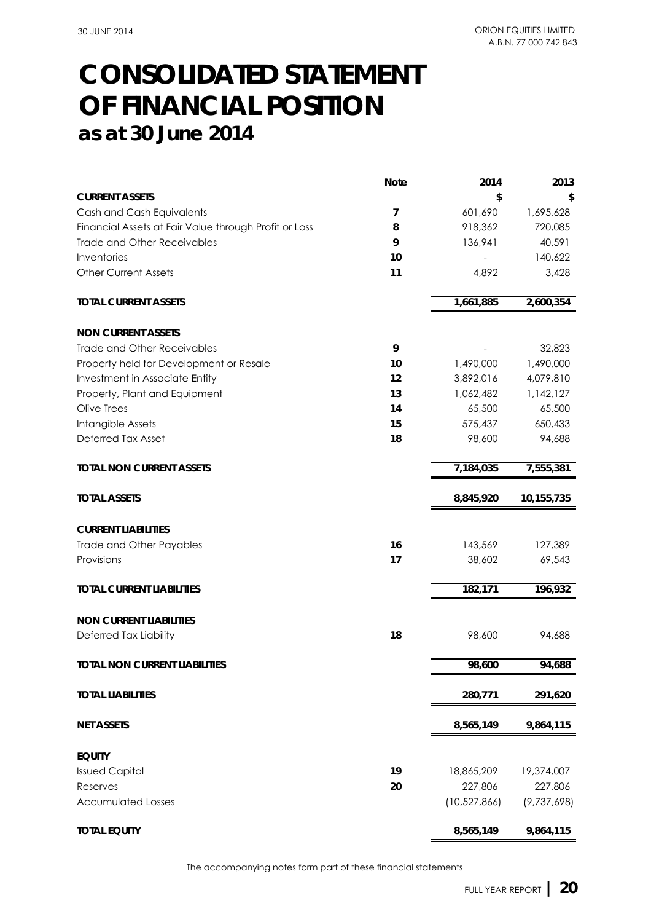# CONSOLIDATED STATEMENT OF FINANCIAL POSITION

## as at 30 June 2014

| | Note | 2014 | 2013 |
|---|---|---|---|
| **CURRENT ASSETS** | | **$** | **$** |
| Cash and Cash Equivalents | **7** | 601,690 | 1,695,628 |
| Financial Assets at Fair Value through Profit or Loss | **8** | 918,362 | 720,085 |
| Trade and Other Receivables | **9** | 136,941 | 40,591 |
| Inventories | **10** | - | 140,622 |
| Other Current Assets | **11** | 4,892 | 3,428 |
| **TOTAL CURRENT ASSETS** | | **1,661,885** | **2,600,354** |
| **NON CURRENT ASSETS** | | | |
| Trade and Other Receivables | **9** | - | 32,823 |
| Property held for Development or Resale | **10** | 1,490,000 | 1,490,000 |
| Investment in Associate Entity | **12** | 3,892,016 | 4,079,810 |
| Property, Plant and Equipment | **13** | 1,062,482 | 1,142,127 |
| Olive Trees | **14** | 65,500 | 65,500 |
| Intangible Assets | **15** | 575,437 | 650,433 |
| Deferred Tax Asset | **18** | 98,600 | 94,688 |
| **TOTAL NON CURRENT ASSETS** | | **7,184,035** | **7,555,381** |
| **TOTAL ASSETS** | | **8,845,920** | **10,155,735** |
| **CURRENT LIABILITIES** | | | |
| Trade and Other Payables | **16** | 143,569 | 127,389 |
| Provisions | **17** | 38,602 | 69,543 |
| **TOTAL CURRENT LIABILITIES** | | **182,171** | **196,932** |
| **NON CURRENT LIABILITIES** | | | |
| Deferred Tax Liability | **18** | 98,600 | 94,688 |
| **TOTAL NON CURRENT LIABILITIES** | | **98,600** | **94,688** |
| **TOTAL LIABILITIES** | | **280,771** | **291,620** |
| **NET ASSETS** | | **8,565,149** | **9,864,115** |
| **EQUITY** | | | |
| Issued Capital | **19** | 18,865,209 | 19,374,007 |
| Reserves | **20** | 227,806 | 227,806 |
| Accumulated Losses | | (10,527,866) | (9,737,698) |
| **TOTAL EQUITY** | | **8,565,149** | **9,864,115** |

The accompanying notes form part of these financial statements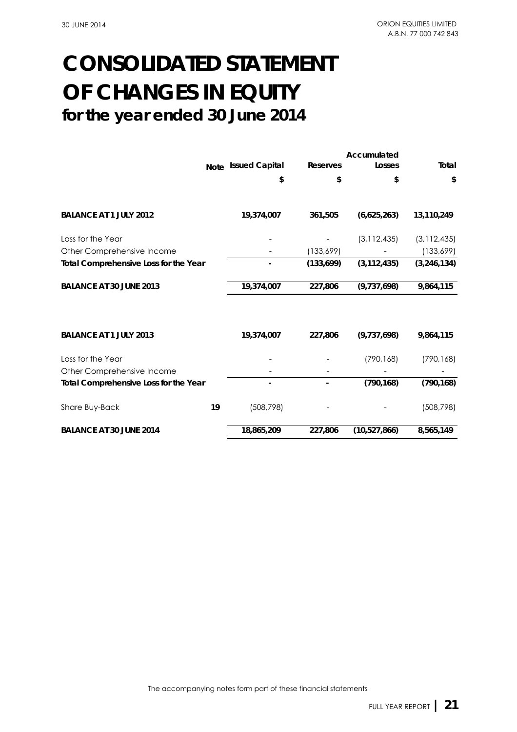# CONSOLIDATED STATEMENT OF CHANGES IN EQUITY
## for the year ended 30 June 2014

| | Note | Issued Capital | Reserves | Accumulated Losses | Total |
|---|---|---|---|---|---|
| | | $ | $ | $ | $ |
| **BALANCE AT 1 JULY 2012** | | **19,374,007** | **361,505** | **(6,625,263)** | **13,110,249** |
| Loss for the Year | | - | - | (3,112,435) | (3,112,435) |
| Other Comprehensive Income | | - | (133,699) | - | (133,699) |
| **Total Comprehensive Loss for the Year** | | **-** | **(133,699)** | **(3,112,435)** | **(3,246,134)** |
| **BALANCE AT 30 JUNE 2013** | | **19,374,007** | **227,806** | **(9,737,698)** | **9,864,115** |
| | | | | | |
| **BALANCE AT 1 JULY 2013** | | **19,374,007** | **227,806** | **(9,737,698)** | **9,864,115** |
| Loss for the Year | | - | - | (790,168) | (790,168) |
| Other Comprehensive Income | | - | - | - | - |
| **Total Comprehensive Loss for the Year** | | **-** | **-** | **(790,168)** | **(790,168)** |
| Share Buy-Back | **19** | (508,798) | - | - | (508,798) |
| **BALANCE AT 30 JUNE 2014** | | **18,865,209** | **227,806** | **(10,527,866)** | **8,565,149** |

The accompanying notes form part of these financial statements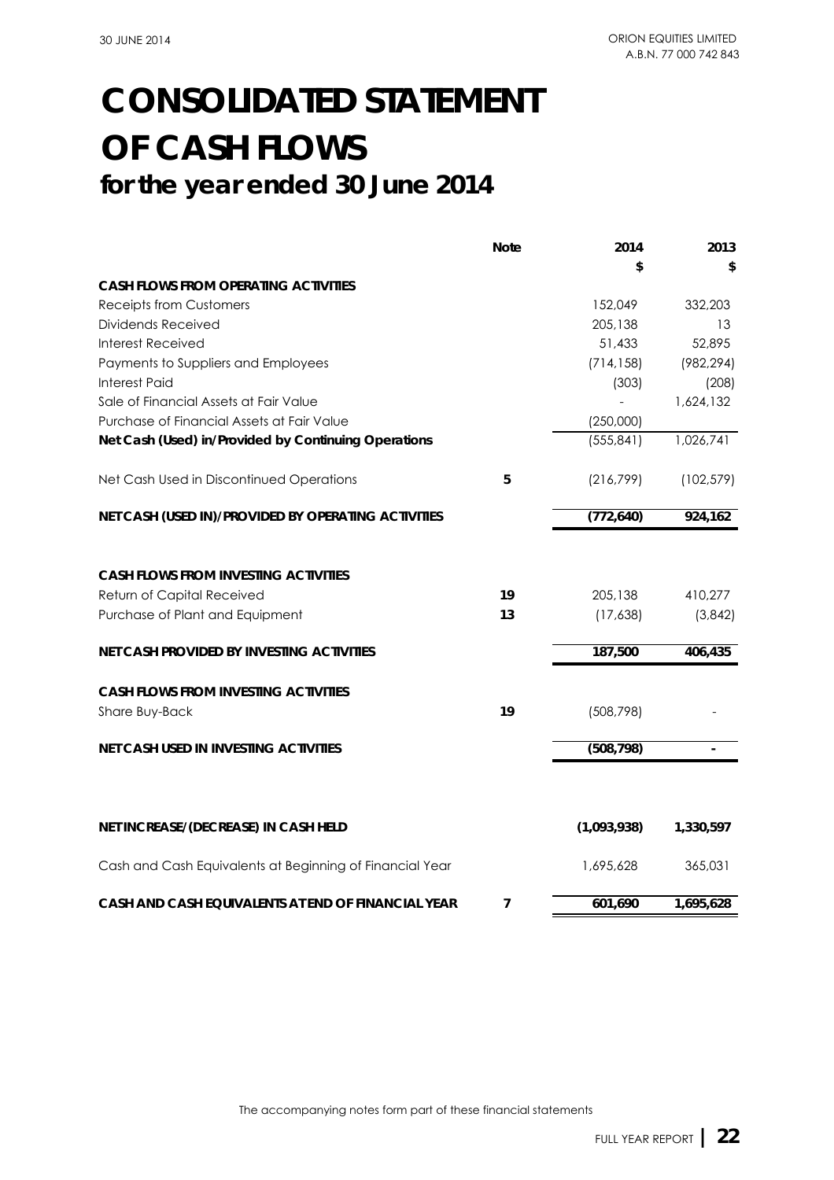# CONSOLIDATED STATEMENT OF CASH FLOWS

## for the year ended 30 June 2014

| | Note | 2014 | 2013 |
|---|---|---|---|
| | | $ | $ |
| **CASH FLOWS FROM OPERATING ACTIVITIES** | | | |
| Receipts from Customers | | 152,049 | 332,203 |
| Dividends Received | | 205,138 | 13 |
| Interest Received | | 51,433 | 52,895 |
| Payments to Suppliers and Employees | | (714,158) | (982,294) |
| Interest Paid | | (303) | (208) |
| Sale of Financial Assets at Fair Value | | - | 1,624,132 |
| Purchase of Financial Assets at Fair Value | | (250,000) | |
| **Net Cash (Used) in/Provided by Continuing Operations** | | (555,841) | 1,026,741 |
| Net Cash Used in Discontinued Operations | 5 | (216,799) | (102,579) |
| **NET CASH (USED IN)/PROVIDED BY OPERATING ACTIVITIES** | | **(772,640)** | **924,162** |
| **CASH FLOWS FROM INVESTING ACTIVITIES** | | | |
| Return of Capital Received | 19 | 205,138 | 410,277 |
| Purchase of Plant and Equipment | 13 | (17,638) | (3,842) |
| **NET CASH PROVIDED BY INVESTING ACTIVITIES** | | **187,500** | **406,435** |
| **CASH FLOWS FROM INVESTING ACTIVITIES** | | | |
| Share Buy-Back | 19 | (508,798) | - |
| **NET CASH USED IN INVESTING ACTIVTIES** | | **(508,798)** | **-** |
| **NET INCREASE/(DECREASE) IN CASH HELD** | | **(1,093,938)** | **1,330,597** |
| Cash and Cash Equivalents at Beginning of Financial Year | | 1,695,628 | 365,031 |
| **CASH AND CASH EQUIVALENTS AT END OF FINANCIAL YEAR** | 7 | **601,690** | **1,695,628** |

The accompanying notes form part of these financial statements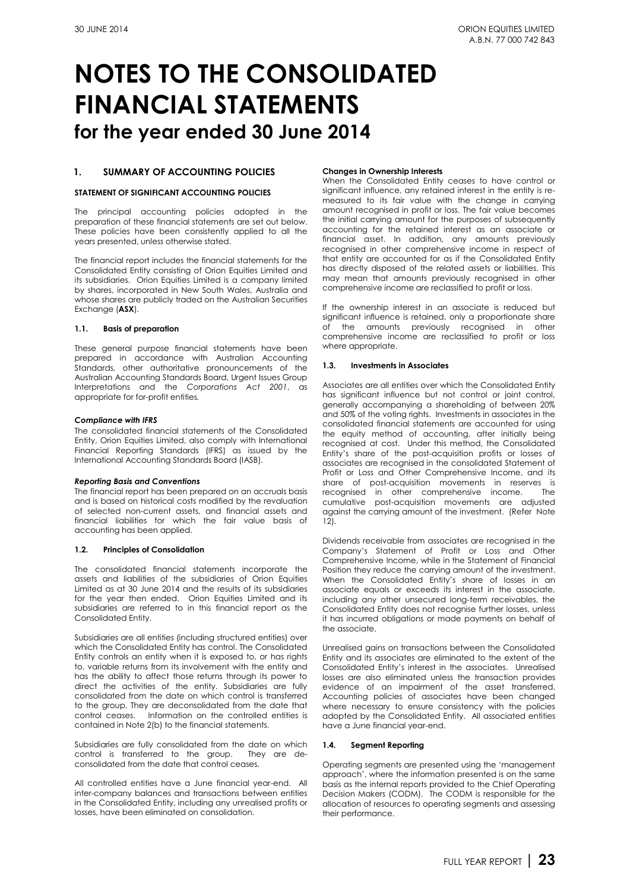# NOTES TO THE CONSOLIDATED FINANCIAL STATEMENTS
## for the year ended 30 June 2014

### 1. SUMMARY OF ACCOUNTING POLICIES

**STATEMENT OF SIGNIFICANT ACCOUNTING POLICIES**

The principal accounting policies adopted in the preparation of these financial statements are set out below. These policies have been consistently applied to all the years presented, unless otherwise stated.

The financial report includes the financial statements for the Consolidated Entity consisting of Orion Equities Limited and its subsidiaries. Orion Equities Limited is a company limited by shares, incorporated in New South Wales, Australia and whose shares are publicly traded on the Australian Securities Exchange (**ASX**).

#### 1.1. Basis of preparation

These general purpose financial statements have been prepared in accordance with Australian Accounting Standards, other authoritative pronouncements of the Australian Accounting Standards Board, Urgent Issues Group Interpretations and the *Corporations Act 2001*, as appropriate for for-profit entities.

***Compliance with IFRS***
The consolidated financial statements of the Consolidated Entity, Orion Equities Limited, also comply with International Financial Reporting Standards (IFRS) as issued by the International Accounting Standards Board (IASB).

***Reporting Basis and Conventions***
The financial report has been prepared on an accruals basis and is based on historical costs modified by the revaluation of selected non-current assets, and financial assets and financial liabilities for which the fair value basis of accounting has been applied.

#### 1.2. Principles of Consolidation

The consolidated financial statements incorporate the assets and liabilities of the subsidiaries of Orion Equities Limited as at 30 June 2014 and the results of its subsidiaries for the year then ended. Orion Equities Limited and its subsidiaries are referred to in this financial report as the Consolidated Entity.

Subsidiaries are all entities (including structured entities) over which the Consolidated Entity has control. The Consolidated Entity controls an entity when it is exposed to, or has rights to, variable returns from its involvement with the entity and has the ability to affect those returns through its power to direct the activities of the entity. Subsidiaries are fully consolidated from the date on which control is transferred to the group. They are deconsolidated from the date that control ceases. Information on the controlled entities is contained in Note 2(b) to the financial statements.

Subsidiaries are fully consolidated from the date on which control is transferred to the group. They are de-consolidated from the date that control ceases.

All controlled entities have a June financial year-end. All inter-company balances and transactions between entities in the Consolidated Entity, including any unrealised profits or losses, have been eliminated on consolidation.

**Changes in Ownership Interests**
When the Consolidated Entity ceases to have control or significant influence, any retained interest in the entity is re-measured to its fair value with the change in carrying amount recognised in profit or loss. The fair value becomes the initial carrying amount for the purposes of subsequently accounting for the retained interest as an associate or financial asset. In addition, any amounts previously recognised in other comprehensive income in respect of that entity are accounted for as if the Consolidated Entity has directly disposed of the related assets or liabilities. This may mean that amounts previously recognised in other comprehensive income are reclassified to profit or loss.

If the ownership interest in an associate is reduced but significant influence is retained, only a proportionate share of the amounts previously recognised in other comprehensive income are reclassified to profit or loss where appropriate.

#### 1.3. Investments in Associates

Associates are all entities over which the Consolidated Entity has significant influence but not control or joint control, generally accompanying a shareholding of between 20% and 50% of the voting rights. Investments in associates in the consolidated financial statements are accounted for using the equity method of accounting, after initially being recognised at cost. Under this method, the Consolidated Entity's share of the post-acquisition profits or losses of associates are recognised in the consolidated Statement of Profit or Loss and Other Comprehensive Income, and its share of post-acquisition movements in reserves is recognised in other comprehensive income. The cumulative post-acquisition movements are adjusted against the carrying amount of the investment. (Refer Note 12).

Dividends receivable from associates are recognised in the Company's Statement of Profit or Loss and Other Comprehensive Income, while in the Statement of Financial Position they reduce the carrying amount of the investment. When the Consolidated Entity's share of losses in an associate equals or exceeds its interest in the associate, including any other unsecured long-term receivables, the Consolidated Entity does not recognise further losses, unless it has incurred obligations or made payments on behalf of the associate.

Unrealised gains on transactions between the Consolidated Entity and its associates are eliminated to the extent of the Consolidated Entity's interest in the associates. Unrealised losses are also eliminated unless the transaction provides evidence of an impairment of the asset transferred. Accounting policies of associates have been changed where necessary to ensure consistency with the policies adopted by the Consolidated Entity. All associated entities have a June financial year-end.

#### 1.4. Segment Reporting

Operating segments are presented using the 'management approach', where the information presented is on the same basis as the internal reports provided to the Chief Operating Decision Makers (CODM). The CODM is responsible for the allocation of resources to operating segments and assessing their performance.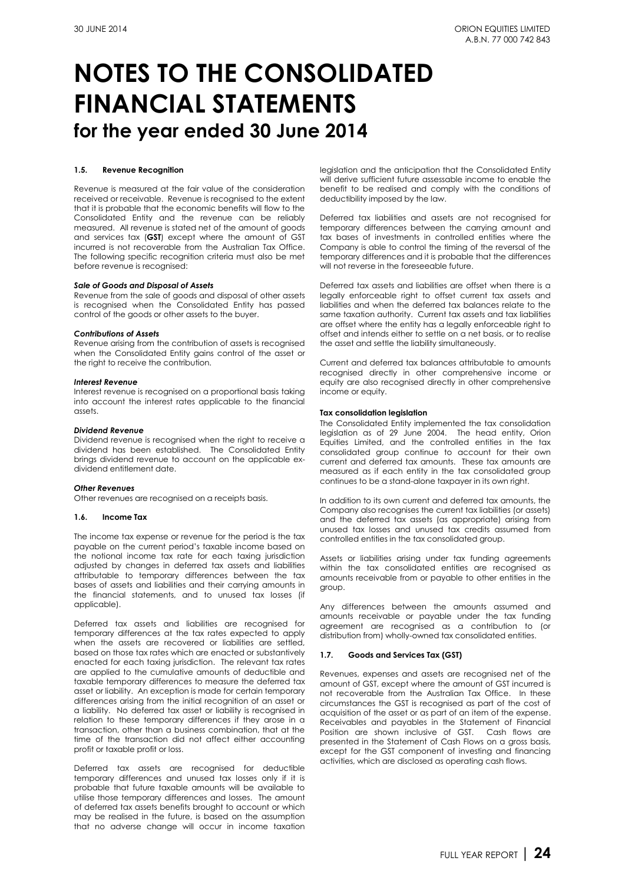# NOTES TO THE CONSOLIDATED FINANCIAL STATEMENTS
## for the year ended 30 June 2014

#### 1.5. Revenue Recognition

Revenue is measured at the fair value of the consideration received or receivable. Revenue is recognised to the extent that it is probable that the economic benefits will flow to the Consolidated Entity and the revenue can be reliably measured. All revenue is stated net of the amount of goods and services tax (**GST**) except where the amount of GST incurred is not recoverable from the Australian Tax Office. The following specific recognition criteria must also be met before revenue is recognised:

***Sale of Goods and Disposal of Assets***
Revenue from the sale of goods and disposal of other assets is recognised when the Consolidated Entity has passed control of the goods or other assets to the buyer.

***Contributions of Assets***
Revenue arising from the contribution of assets is recognised when the Consolidated Entity gains control of the asset or the right to receive the contribution.

***Interest Revenue***
Interest revenue is recognised on a proportional basis taking into account the interest rates applicable to the financial assets.

***Dividend Revenue***
Dividend revenue is recognised when the right to receive a dividend has been established. The Consolidated Entity brings dividend revenue to account on the applicable ex-dividend entitlement date.

***Other Revenues***
Other revenues are recognised on a receipts basis.

#### 1.6. Income Tax

The income tax expense or revenue for the period is the tax payable on the current period's taxable income based on the notional income tax rate for each taxing jurisdiction adjusted by changes in deferred tax assets and liabilities attributable to temporary differences between the tax bases of assets and liabilities and their carrying amounts in the financial statements, and to unused tax losses (if applicable).

Deferred tax assets and liabilities are recognised for temporary differences at the tax rates expected to apply when the assets are recovered or liabilities are settled, based on those tax rates which are enacted or substantively enacted for each taxing jurisdiction. The relevant tax rates are applied to the cumulative amounts of deductible and taxable temporary differences to measure the deferred tax asset or liability. An exception is made for certain temporary differences arising from the initial recognition of an asset or a liability. No deferred tax asset or liability is recognised in relation to these temporary differences if they arose in a transaction, other than a business combination, that at the time of the transaction did not affect either accounting profit or taxable profit or loss.

Deferred tax assets are recognised for deductible temporary differences and unused tax losses only if it is probable that future taxable amounts will be available to utilise those temporary differences and losses. The amount of deferred tax assets benefits brought to account or which may be realised in the future, is based on the assumption that no adverse change will occur in income taxation legislation and the anticipation that the Consolidated Entity will derive sufficient future assessable income to enable the benefit to be realised and comply with the conditions of deductibility imposed by the law.

Deferred tax liabilities and assets are not recognised for temporary differences between the carrying amount and tax bases of investments in controlled entities where the Company is able to control the timing of the reversal of the temporary differences and it is probable that the differences will not reverse in the foreseeable future.

Deferred tax assets and liabilities are offset when there is a legally enforceable right to offset current tax assets and liabilities and when the deferred tax balances relate to the same taxation authority. Current tax assets and tax liabilities are offset where the entity has a legally enforceable right to offset and intends either to settle on a net basis, or to realise the asset and settle the liability simultaneously.

Current and deferred tax balances attributable to amounts recognised directly in other comprehensive income or equity are also recognised directly in other comprehensive income or equity.

**Tax consolidation legislation**
The Consolidated Entity implemented the tax consolidation legislation as of 29 June 2004. The head entity, Orion Equities Limited, and the controlled entities in the tax consolidated group continue to account for their own current and deferred tax amounts. These tax amounts are measured as if each entity in the tax consolidated group continues to be a stand-alone taxpayer in its own right.

In addition to its own current and deferred tax amounts, the Company also recognises the current tax liabilities (or assets) and the deferred tax assets (as appropriate) arising from unused tax losses and unused tax credits assumed from controlled entities in the tax consolidated group.

Assets or liabilities arising under tax funding agreements within the tax consolidated entities are recognised as amounts receivable from or payable to other entities in the group.

Any differences between the amounts assumed and amounts receivable or payable under the tax funding agreement are recognised as a contribution to (or distribution from) wholly-owned tax consolidated entities.

#### 1.7. Goods and Services Tax (GST)

Revenues, expenses and assets are recognised net of the amount of GST, except where the amount of GST incurred is not recoverable from the Australian Tax Office. In these circumstances the GST is recognised as part of the cost of acquisition of the asset or as part of an item of the expense. Receivables and payables in the Statement of Financial Position are shown inclusive of GST. Cash flows are presented in the Statement of Cash Flows on a gross basis, except for the GST component of investing and financing activities, which are disclosed as operating cash flows.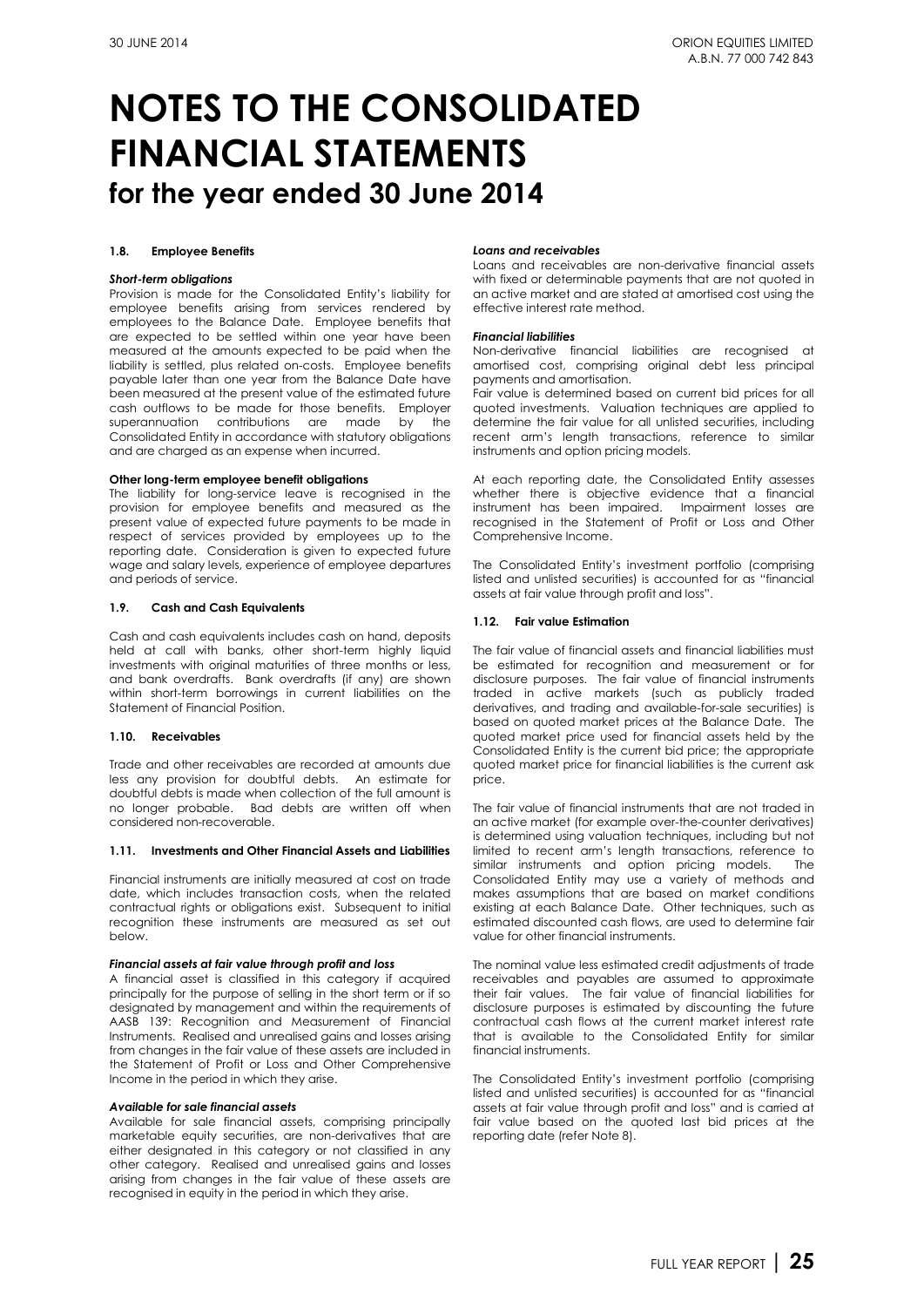# NOTES TO THE CONSOLIDATED FINANCIAL STATEMENTS
## for the year ended 30 June 2014

#### 1.8. Employee Benefits

***Short-term obligations***

Provision is made for the Consolidated Entity's liability for employee benefits arising from services rendered by employees to the Balance Date. Employee benefits that are expected to be settled within one year have been measured at the amounts expected to be paid when the liability is settled, plus related on-costs. Employee benefits payable later than one year from the Balance Date have been measured at the present value of the estimated future cash outflows to be made for those benefits. Employer superannuation contributions are made by the Consolidated Entity in accordance with statutory obligations and are charged as an expense when incurred.

**Other long-term employee benefit obligations**

The liability for long-service leave is recognised in the provision for employee benefits and measured as the present value of expected future payments to be made in respect of services provided by employees up to the reporting date. Consideration is given to expected future wage and salary levels, experience of employee departures and periods of service.

#### 1.9. Cash and Cash Equivalents

Cash and cash equivalents includes cash on hand, deposits held at call with banks, other short-term highly liquid investments with original maturities of three months or less, and bank overdrafts. Bank overdrafts (if any) are shown within short-term borrowings in current liabilities on the Statement of Financial Position.

#### 1.10. Receivables

Trade and other receivables are recorded at amounts due less any provision for doubtful debts. An estimate for doubtful debts is made when collection of the full amount is no longer probable. Bad debts are written off when considered non-recoverable.

#### 1.11. Investments and Other Financial Assets and Liabilities

Financial instruments are initially measured at cost on trade date, which includes transaction costs, when the related contractual rights or obligations exist. Subsequent to initial recognition these instruments are measured as set out below.

***Financial assets at fair value through profit and loss***

A financial asset is classified in this category if acquired principally for the purpose of selling in the short term or if so designated by management and within the requirements of AASB 139: Recognition and Measurement of Financial Instruments. Realised and unrealised gains and losses arising from changes in the fair value of these assets are included in the Statement of Profit or Loss and Other Comprehensive Income in the period in which they arise.

***Available for sale financial assets***

Available for sale financial assets, comprising principally marketable equity securities, are non-derivatives that are either designated in this category or not classified in any other category. Realised and unrealised gains and losses arising from changes in the fair value of these assets are recognised in equity in the period in which they arise.

***Loans and receivables***

Loans and receivables are non-derivative financial assets with fixed or determinable payments that are not quoted in an active market and are stated at amortised cost using the effective interest rate method.

***Financial liabilities***

Non-derivative financial liabilities are recognised at amortised cost, comprising original debt less principal payments and amortisation.

Fair value is determined based on current bid prices for all quoted investments. Valuation techniques are applied to determine the fair value for all unlisted securities, including recent arm's length transactions, reference to similar instruments and option pricing models.

At each reporting date, the Consolidated Entity assesses whether there is objective evidence that a financial instrument has been impaired. Impairment losses are recognised in the Statement of Profit or Loss and Other Comprehensive Income.

The Consolidated Entity's investment portfolio (comprising listed and unlisted securities) is accounted for as "financial assets at fair value through profit and loss".

#### 1.12. Fair value Estimation

The fair value of financial assets and financial liabilities must be estimated for recognition and measurement or for disclosure purposes. The fair value of financial instruments traded in active markets (such as publicly traded derivatives, and trading and available-for-sale securities) is based on quoted market prices at the Balance Date. The quoted market price used for financial assets held by the Consolidated Entity is the current bid price; the appropriate quoted market price for financial liabilities is the current ask price.

The fair value of financial instruments that are not traded in an active market (for example over-the-counter derivatives) is determined using valuation techniques, including but not limited to recent arm's length transactions, reference to similar instruments and option pricing models. The Consolidated Entity may use a variety of methods and makes assumptions that are based on market conditions existing at each Balance Date. Other techniques, such as estimated discounted cash flows, are used to determine fair value for other financial instruments.

The nominal value less estimated credit adjustments of trade receivables and payables are assumed to approximate their fair values. The fair value of financial liabilities for disclosure purposes is estimated by discounting the future contractual cash flows at the current market interest rate that is available to the Consolidated Entity for similar financial instruments.

The Consolidated Entity's investment portfolio (comprising listed and unlisted securities) is accounted for as "financial assets at fair value through profit and loss" and is carried at fair value based on the quoted last bid prices at the reporting date (refer Note 8).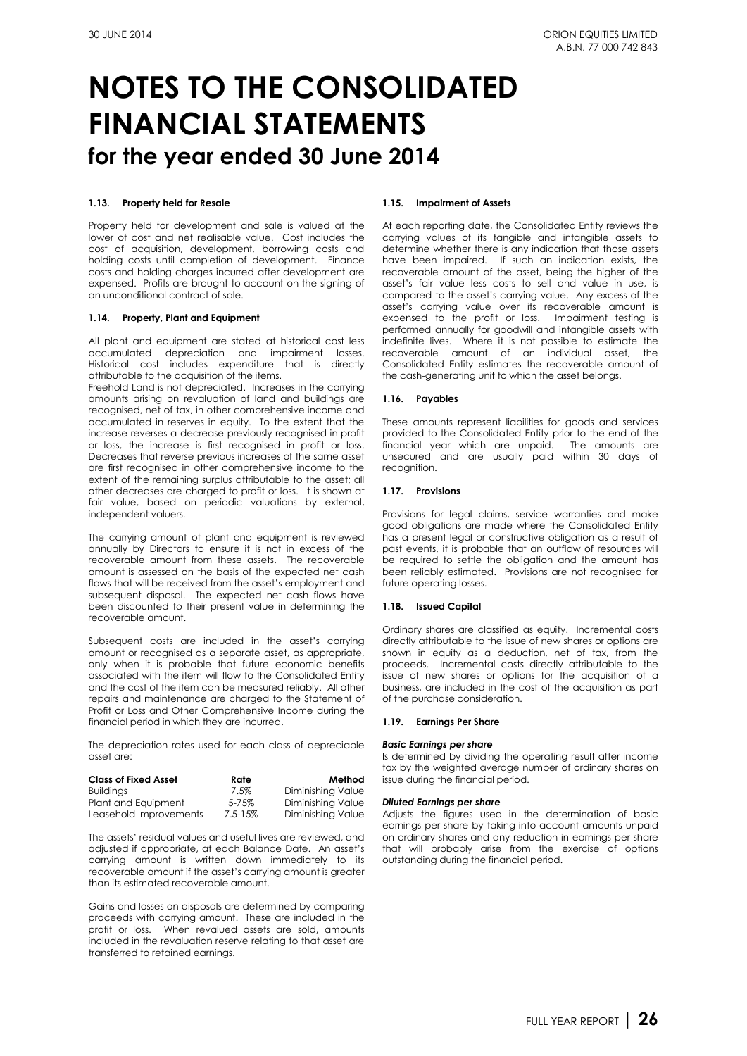# NOTES TO THE CONSOLIDATED FINANCIAL STATEMENTS

## for the year ended 30 June 2014

### 1.13. Property held for Resale

Property held for development and sale is valued at the lower of cost and net realisable value. Cost includes the cost of acquisition, development, borrowing costs and holding costs until completion of development. Finance costs and holding charges incurred after development are expensed. Profits are brought to account on the signing of an unconditional contract of sale.

### 1.14. Property, Plant and Equipment

All plant and equipment are stated at historical cost less accumulated depreciation and impairment losses. Historical cost includes expenditure that is directly attributable to the acquisition of the items.

Freehold Land is not depreciated. Increases in the carrying amounts arising on revaluation of land and buildings are recognised, net of tax, in other comprehensive income and accumulated in reserves in equity. To the extent that the increase reverses a decrease previously recognised in profit or loss, the increase is first recognised in profit or loss. Decreases that reverse previous increases of the same asset are first recognised in other comprehensive income to the extent of the remaining surplus attributable to the asset; all other decreases are charged to profit or loss. It is shown at fair value, based on periodic valuations by external, independent valuers.

The carrying amount of plant and equipment is reviewed annually by Directors to ensure it is not in excess of the recoverable amount from these assets. The recoverable amount is assessed on the basis of the expected net cash flows that will be received from the asset's employment and subsequent disposal. The expected net cash flows have been discounted to their present value in determining the recoverable amount.

Subsequent costs are included in the asset's carrying amount or recognised as a separate asset, as appropriate, only when it is probable that future economic benefits associated with the item will flow to the Consolidated Entity and the cost of the item can be measured reliably. All other repairs and maintenance are charged to the Statement of Profit or Loss and Other Comprehensive Income during the financial period in which they are incurred.

The depreciation rates used for each class of depreciable asset are:

| Class of Fixed Asset | Rate | Method |
|---|---|---|
| Buildings | 7.5% | Diminishing Value |
| Plant and Equipment | 5-75% | Diminishing Value |
| Leasehold Improvements | 7.5-15% | Diminishing Value |

The assets' residual values and useful lives are reviewed, and adjusted if appropriate, at each Balance Date. An asset's carrying amount is written down immediately to its recoverable amount if the asset's carrying amount is greater than its estimated recoverable amount.

Gains and losses on disposals are determined by comparing proceeds with carrying amount. These are included in the profit or loss. When revalued assets are sold, amounts included in the revaluation reserve relating to that asset are transferred to retained earnings.

### 1.15. Impairment of Assets

At each reporting date, the Consolidated Entity reviews the carrying values of its tangible and intangible assets to determine whether there is any indication that those assets have been impaired. If such an indication exists, the recoverable amount of the asset, being the higher of the asset's fair value less costs to sell and value in use, is compared to the asset's carrying value. Any excess of the asset's carrying value over its recoverable amount is expensed to the profit or loss. Impairment testing is performed annually for goodwill and intangible assets with indefinite lives. Where it is not possible to estimate the recoverable amount of an individual asset, the Consolidated Entity estimates the recoverable amount of the cash-generating unit to which the asset belongs.

### 1.16. Payables

These amounts represent liabilities for goods and services provided to the Consolidated Entity prior to the end of the financial year which are unpaid. The amounts are unsecured and are usually paid within 30 days of recognition.

### 1.17. Provisions

Provisions for legal claims, service warranties and make good obligations are made where the Consolidated Entity has a present legal or constructive obligation as a result of past events, it is probable that an outflow of resources will be required to settle the obligation and the amount has been reliably estimated. Provisions are not recognised for future operating losses.

### 1.18. Issued Capital

Ordinary shares are classified as equity. Incremental costs directly attributable to the issue of new shares or options are shown in equity as a deduction, net of tax, from the proceeds. Incremental costs directly attributable to the issue of new shares or options for the acquisition of a business, are included in the cost of the acquisition as part of the purchase consideration.

### 1.19. Earnings Per Share

***Basic Earnings per share***

Is determined by dividing the operating result after income tax by the weighted average number of ordinary shares on issue during the financial period.

***Diluted Earnings per share***

Adjusts the figures used in the determination of basic earnings per share by taking into account amounts unpaid on ordinary shares and any reduction in earnings per share that will probably arise from the exercise of options outstanding during the financial period.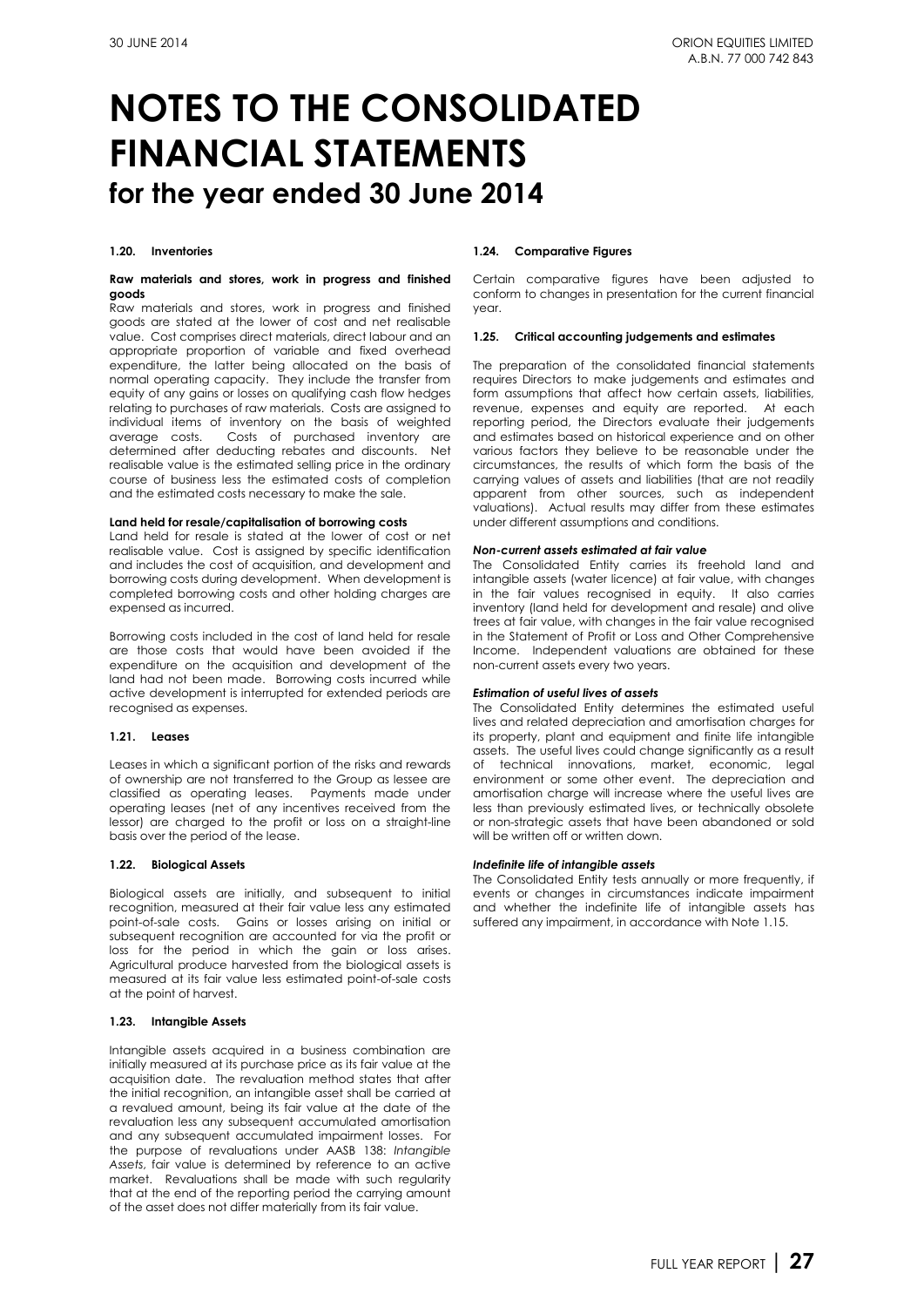# NOTES TO THE CONSOLIDATED FINANCIAL STATEMENTS

## for the year ended 30 June 2014

### 1.20. Inventories

**Raw materials and stores, work in progress and finished goods**

Raw materials and stores, work in progress and finished goods are stated at the lower of cost and net realisable value. Cost comprises direct materials, direct labour and an appropriate proportion of variable and fixed overhead expenditure, the latter being allocated on the basis of normal operating capacity. They include the transfer from equity of any gains or losses on qualifying cash flow hedges relating to purchases of raw materials. Costs are assigned to individual items of inventory on the basis of weighted average costs. Costs of purchased inventory are determined after deducting rebates and discounts. Net realisable value is the estimated selling price in the ordinary course of business less the estimated costs of completion and the estimated costs necessary to make the sale.

**Land held for resale/capitalisation of borrowing costs**

Land held for resale is stated at the lower of cost or net realisable value. Cost is assigned by specific identification and includes the cost of acquisition, and development and borrowing costs during development. When development is completed borrowing costs and other holding charges are expensed as incurred.

Borrowing costs included in the cost of land held for resale are those costs that would have been avoided if the expenditure on the acquisition and development of the land had not been made. Borrowing costs incurred while active development is interrupted for extended periods are recognised as expenses.

### 1.21. Leases

Leases in which a significant portion of the risks and rewards of ownership are not transferred to the Group as lessee are classified as operating leases. Payments made under operating leases (net of any incentives received from the lessor) are charged to the profit or loss on a straight-line basis over the period of the lease.

### 1.22. Biological Assets

Biological assets are initially, and subsequent to initial recognition, measured at their fair value less any estimated point-of-sale costs. Gains or losses arising on initial or subsequent recognition are accounted for via the profit or loss for the period in which the gain or loss arises. Agricultural produce harvested from the biological assets is measured at its fair value less estimated point-of-sale costs at the point of harvest.

### 1.23. Intangible Assets

Intangible assets acquired in a business combination are initially measured at its purchase price as its fair value at the acquisition date. The revaluation method states that after the initial recognition, an intangible asset shall be carried at a revalued amount, being its fair value at the date of the revaluation less any subsequent accumulated amortisation and any subsequent accumulated impairment losses. For the purpose of revaluations under AASB 138: *Intangible Assets*, fair value is determined by reference to an active market. Revaluations shall be made with such regularity that at the end of the reporting period the carrying amount of the asset does not differ materially from its fair value.

### 1.24. Comparative Figures

Certain comparative figures have been adjusted to conform to changes in presentation for the current financial year.

### 1.25. Critical accounting judgements and estimates

The preparation of the consolidated financial statements requires Directors to make judgements and estimates and form assumptions that affect how certain assets, liabilities, revenue, expenses and equity are reported. At each reporting period, the Directors evaluate their judgements and estimates based on historical experience and on other various factors they believe to be reasonable under the circumstances, the results of which form the basis of the carrying values of assets and liabilities (that are not readily apparent from other sources, such as independent valuations). Actual results may differ from these estimates under different assumptions and conditions.

***Non-current assets estimated at fair value***

The Consolidated Entity carries its freehold land and intangible assets (water licence) at fair value, with changes in the fair values recognised in equity. It also carries inventory (land held for development and resale) and olive trees at fair value, with changes in the fair value recognised in the Statement of Profit or Loss and Other Comprehensive Income. Independent valuations are obtained for these non-current assets every two years.

***Estimation of useful lives of assets***

The Consolidated Entity determines the estimated useful lives and related depreciation and amortisation charges for its property, plant and equipment and finite life intangible assets. The useful lives could change significantly as a result of technical innovations, market, economic, legal environment or some other event. The depreciation and amortisation charge will increase where the useful lives are less than previously estimated lives, or technically obsolete or non-strategic assets that have been abandoned or sold will be written off or written down.

***Indefinite life of intangible assets***

The Consolidated Entity tests annually or more frequently, if events or changes in circumstances indicate impairment and whether the indefinite life of intangible assets has suffered any impairment, in accordance with Note 1.15.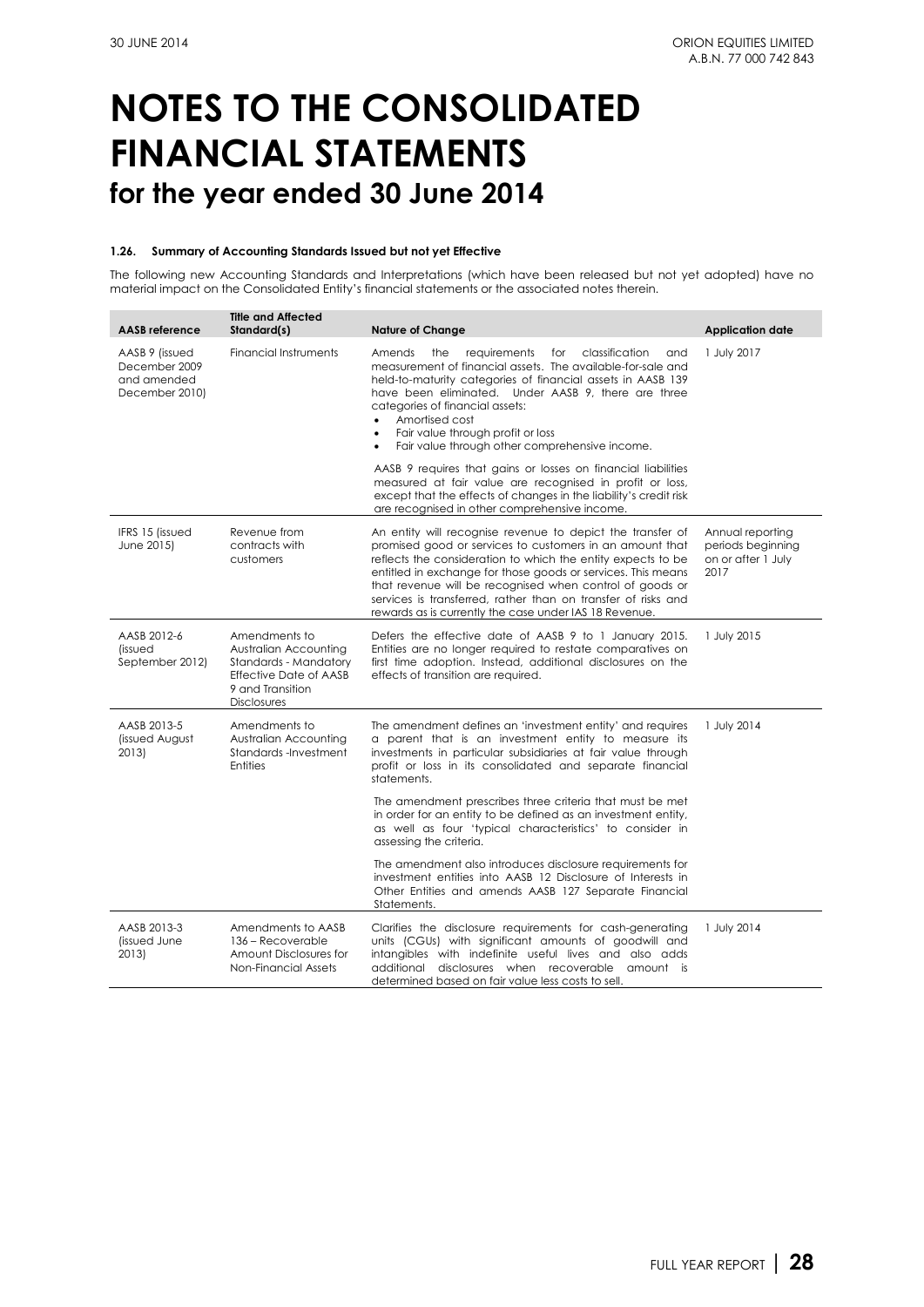# NOTES TO THE CONSOLIDATED FINANCIAL STATEMENTS

## for the year ended 30 June 2014

### 1.26. Summary of Accounting Standards Issued but not yet Effective

The following new Accounting Standards and Interpretations (which have been released but not yet adopted) have no material impact on the Consolidated Entity's financial statements or the associated notes therein.

| AASB reference | Title and Affected Standard(s) | Nature of Change | Application date |
|---|---|---|---|
| AASB 9 (issued December 2009 and amended December 2010) | Financial Instruments | Amends the requirements for classification and measurement of financial assets. The available-for-sale and held-to-maturity categories of financial assets in AASB 139 have been eliminated. Under AASB 9, there are three categories of financial assets:<br>• Amortised cost<br>• Fair value through profit or loss<br>• Fair value through other comprehensive income.<br><br>AASB 9 requires that gains or losses on financial liabilities measured at fair value are recognised in profit or loss, except that the effects of changes in the liability's credit risk are recognised in other comprehensive income. | 1 July 2017 |
| IFRS 15 (issued June 2015) | Revenue from contracts with customers | An entity will recognise revenue to depict the transfer of promised good or services to customers in an amount that reflects the consideration to which the entity expects to be entitled in exchange for those goods or services. This means that revenue will be recognised when control of goods or services is transferred, rather than on transfer of risks and rewards as is currently the case under IAS 18 Revenue. | Annual reporting periods beginning on or after 1 July 2017 |
| AASB 2012-6 (issued September 2012) | Amendments to Australian Accounting Standards - Mandatory Effective Date of AASB 9 and Transition Disclosures | Defers the effective date of AASB 9 to 1 January 2015. Entities are no longer required to restate comparatives on first time adoption. Instead, additional disclosures on the effects of transition are required. | 1 July 2015 |
| AASB 2013-5 (issued August 2013) | Amendments to Australian Accounting Standards -Investment Entities | The amendment defines an 'investment entity' and requires a parent that is an investment entity to measure its investments in particular subsidiaries at fair value through profit or loss in its consolidated and separate financial statements.<br><br>The amendment prescribes three criteria that must be met in order for an entity to be defined as an investment entity, as well as four 'typical characteristics' to consider in assessing the criteria.<br><br>The amendment also introduces disclosure requirements for investment entities into AASB 12 Disclosure of Interests in Other Entities and amends AASB 127 Separate Financial Statements. | 1 July 2014 |
| AASB 2013-3 (issued June 2013) | Amendments to AASB 136 – Recoverable Amount Disclosures for Non-Financial Assets | Clarifies the disclosure requirements for cash-generating units (CGUs) with significant amounts of goodwill and intangibles with indefinite useful lives and also adds additional disclosures when recoverable amount is determined based on fair value less costs to sell. | 1 July 2014 |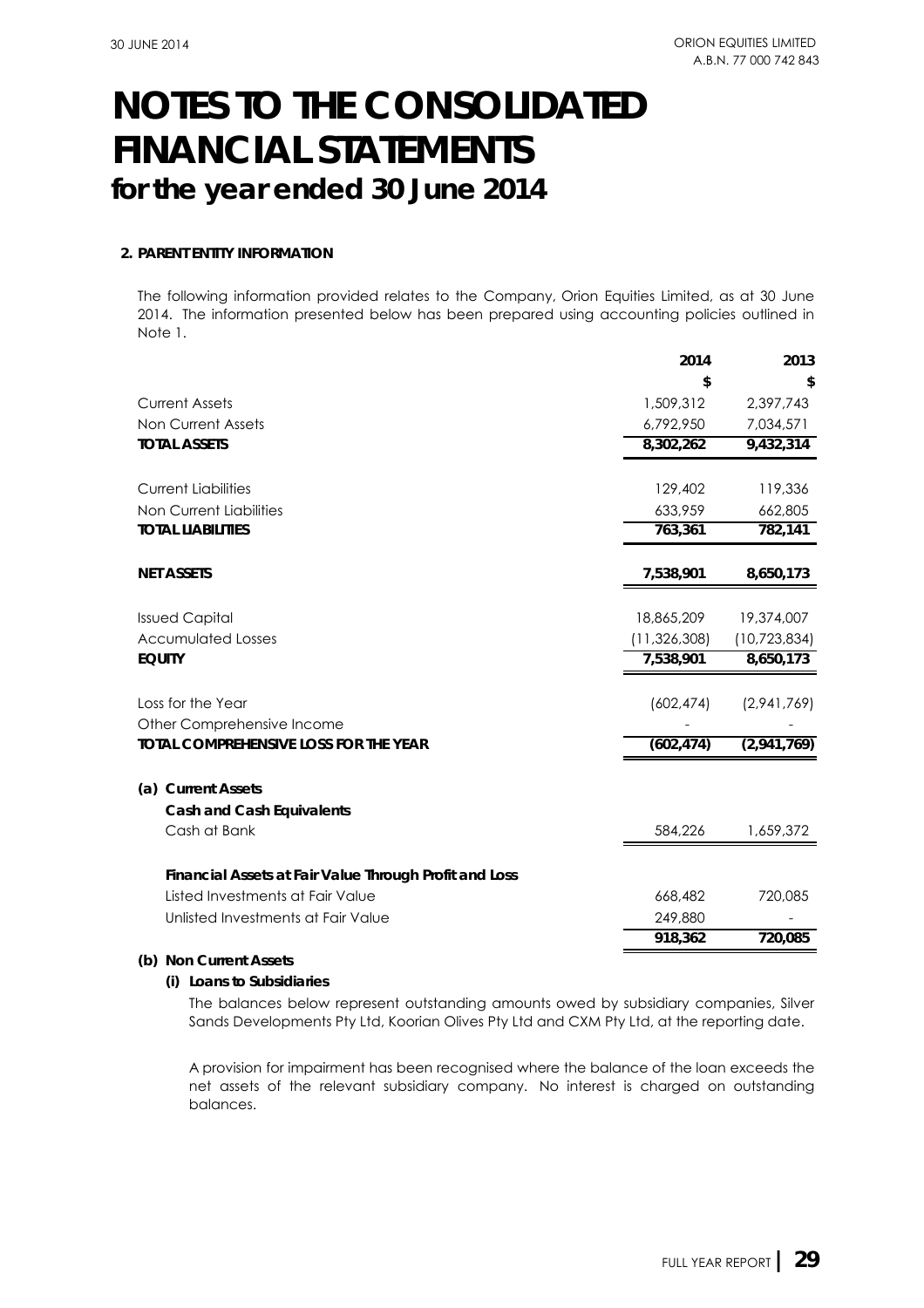# NOTES TO THE CONSOLIDATED FINANCIAL STATEMENTS
## for the year ended 30 June 2014

**2. PARENT ENTITY INFORMATION**

The following information provided relates to the Company, Orion Equities Limited, as at 30 June 2014. The information presented below has been prepared using accounting policies outlined in Note 1.

| | 2014 | 2013 |
|---|---|---|
| | $ | $ |
| Current Assets | 1,509,312 | 2,397,743 |
| Non Current Assets | 6,792,950 | 7,034,571 |
| **TOTAL ASSETS** | **8,302,262** | **9,432,314** |
| | | |
| Current Liabilities | 129,402 | 119,336 |
| Non Current Liabilities | 633,959 | 662,805 |
| **TOTAL LIABILITIES** | **763,361** | **782,141** |
| | | |
| **NET ASSETS** | **7,538,901** | **8,650,173** |
| | | |
| Issued Capital | 18,865,209 | 19,374,007 |
| Accumulated Losses | (11,326,308) | (10,723,834) |
| **EQUITY** | **7,538,901** | **8,650,173** |
| | | |
| Loss for the Year | (602,474) | (2,941,769) |
| Other Comprehensive Income | - | - |
| **TOTAL COMPREHENSIVE LOSS FOR THE YEAR** | **(602,474)** | **(2,941,769)** |

**(a) Current Assets**

| | 2014 | 2013 |
|---|---|---|
| ***Cash and Cash Equivalents*** | | |
| Cash at Bank | 584,226 | 1,659,372 |
| | | |
| ***Financial Assets at Fair Value Through Profit and Loss*** | | |
| Listed Investments at Fair Value | 668,482 | 720,085 |
| Unlisted Investments at Fair Value | 249,880 | - |
| | **918,362** | **720,085** |

**(b) Non Current Assets**

**(i) Loans to Subsidiaries**

The balances below represent outstanding amounts owed by subsidiary companies, Silver Sands Developments Pty Ltd, Koorian Olives Pty Ltd and CXM Pty Ltd, at the reporting date.

A provision for impairment has been recognised where the balance of the loan exceeds the net assets of the relevant subsidiary company. No interest is charged on outstanding balances.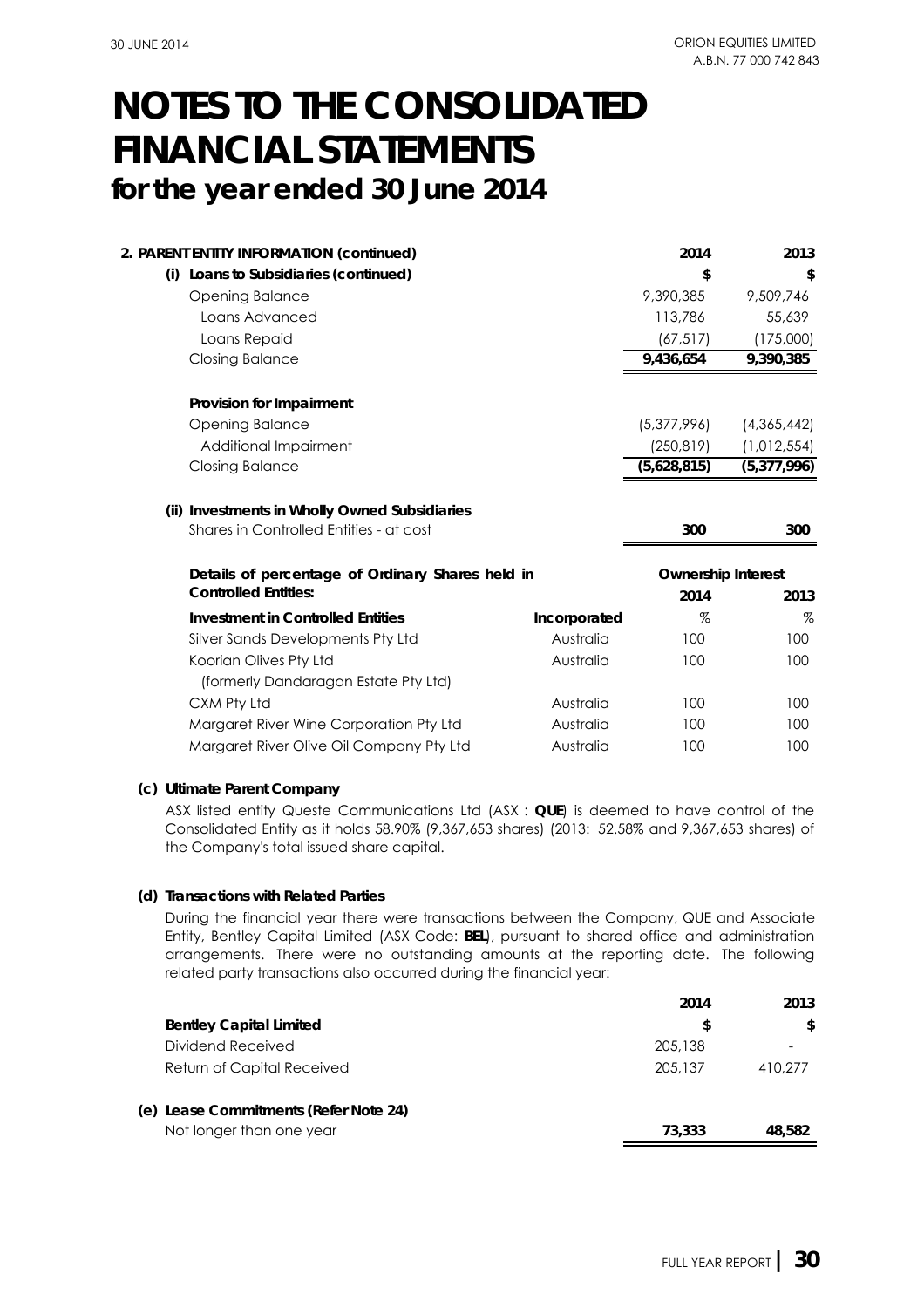# NOTES TO THE CONSOLIDATED FINANCIAL STATEMENTS
## for the year ended 30 June 2014

**2. PARENT ENTITY INFORMATION (continued)**

| | 2014 | 2013 |
|---|---|---|
| **(i) Loans to Subsidiaries (continued)** | **$** | **$** |
| Opening Balance | 9,390,385 | 9,509,746 |
| Loans Advanced | 113,786 | 55,639 |
| Loans Repaid | (67,517) | (175,000) |
| Closing Balance | **9,436,654** | **9,390,385** |
| | | |
| **Provision for Impairment** | | |
| Opening Balance | (5,377,996) | (4,365,442) |
| Additional Impairment | (250,819) | (1,012,554) |
| Closing Balance | **(5,628,815)** | **(5,377,996)** |

**(ii) Investments in Wholly Owned Subsidiaries**

| | 2014 | 2013 |
|---|---|---|
| Shares in Controlled Entities - at cost | **300** | **300** |

| **Details of percentage of Ordinary Shares held in Controlled Entities:** | | **Ownership Interest** | |
|---|---|---|---|
| | | **2014** | **2013** |
| **Investment in Controlled Entities** | **Incorporated** | % | % |
| Silver Sands Developments Pty Ltd | Australia | 100 | 100 |
| Koorian Olives Pty Ltd (formerly Dandaragan Estate Pty Ltd) | Australia | 100 | 100 |
| CXM Pty Ltd | Australia | 100 | 100 |
| Margaret River Wine Corporation Pty Ltd | Australia | 100 | 100 |
| Margaret River Olive Oil Company Pty Ltd | Australia | 100 | 100 |

**(c) Ultimate Parent Company**

ASX listed entity Queste Communications Ltd (ASX : **QUE**) is deemed to have control of the Consolidated Entity as it holds 58.90% (9,367,653 shares) (2013: 52.58% and 9,367,653 shares) of the Company's total issued share capital.

**(d) Transactions with Related Parties**

During the financial year there were transactions between the Company, QUE and Associate Entity, Bentley Capital Limited (ASX Code: **BEL**), pursuant to shared office and administration arrangements. There were no outstanding amounts at the reporting date. The following related party transactions also occurred during the financial year:

| | 2014 | 2013 |
|---|---|---|
| **Bentley Capital Limited** | **$** | **$** |
| Dividend Received | 205,138 | - |
| Return of Capital Received | 205,137 | 410,277 |

**(e) Lease Commitments (Refer Note 24)**

| | 2014 | 2013 |
|---|---|---|
| Not longer than one year | **73,333** | **48,582** |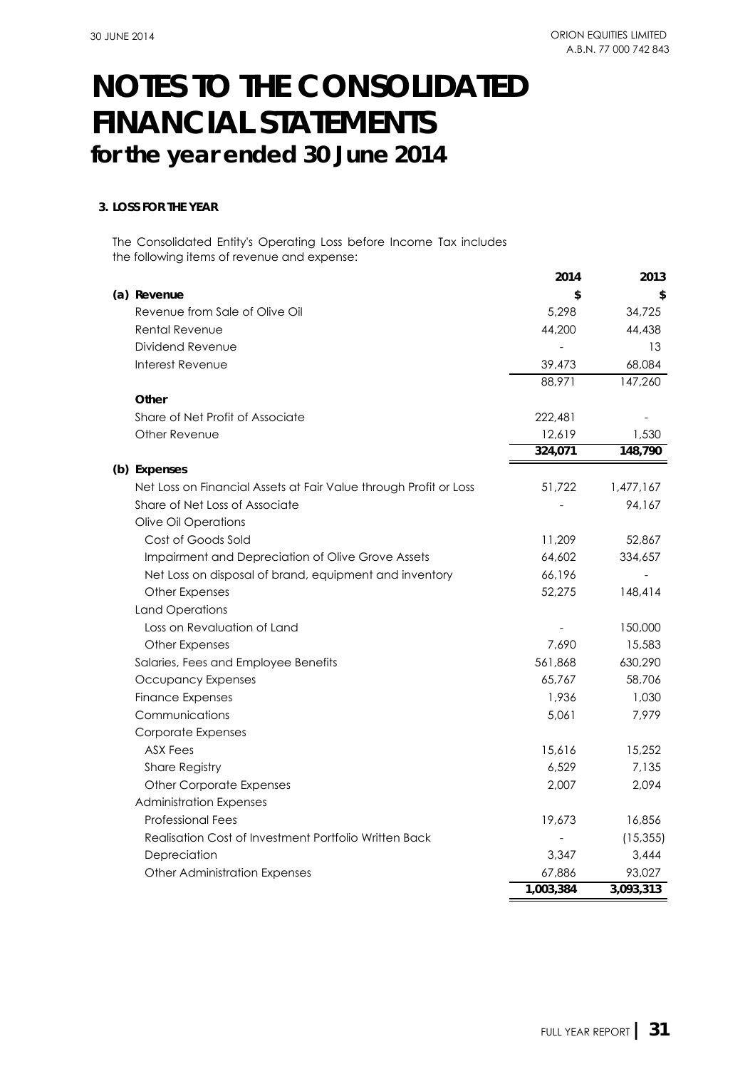# NOTES TO THE CONSOLIDATED FINANCIAL STATEMENTS

## for the year ended 30 June 2014

### 3. LOSS FOR THE YEAR

The Consolidated Entity's Operating Loss before Income Tax includes the following items of revenue and expense:

| | 2014 | 2013 |
|---|---|---|
| **(a) Revenue** | **$** | **$** |
| Revenue from Sale of Olive Oil | 5,298 | 34,725 |
| Rental Revenue | 44,200 | 44,438 |
| Dividend Revenue | - | 13 |
| Interest Revenue | 39,473 | 68,084 |
| | 88,971 | 147,260 |
| **Other** | | |
| Share of Net Profit of Associate | 222,481 | - |
| Other Revenue | 12,619 | 1,530 |
| | **324,071** | **148,790** |
| **(b) Expenses** | | |
| Net Loss on Financial Assets at Fair Value through Profit or Loss | 51,722 | 1,477,167 |
| Share of Net Loss of Associate | - | 94,167 |
| Olive Oil Operations | | |
| Cost of Goods Sold | 11,209 | 52,867 |
| Impairment and Depreciation of Olive Grove Assets | 64,602 | 334,657 |
| Net Loss on disposal of brand, equipment and inventory | 66,196 | - |
| Other Expenses | 52,275 | 148,414 |
| Land Operations | | |
| Loss on Revaluation of Land | - | 150,000 |
| Other Expenses | 7,690 | 15,583 |
| Salaries, Fees and Employee Benefits | 561,868 | 630,290 |
| Occupancy Expenses | 65,767 | 58,706 |
| Finance Expenses | 1,936 | 1,030 |
| Communications | 5,061 | 7,979 |
| Corporate Expenses | | |
| ASX Fees | 15,616 | 15,252 |
| Share Registry | 6,529 | 7,135 |
| Other Corporate Expenses | 2,007 | 2,094 |
| Administration Expenses | | |
| Professional Fees | 19,673 | 16,856 |
| Realisation Cost of Investment Portfolio Written Back | - | (15,355) |
| Depreciation | 3,347 | 3,444 |
| Other Administration Expenses | 67,886 | 93,027 |
| | **1,003,384** | **3,093,313** |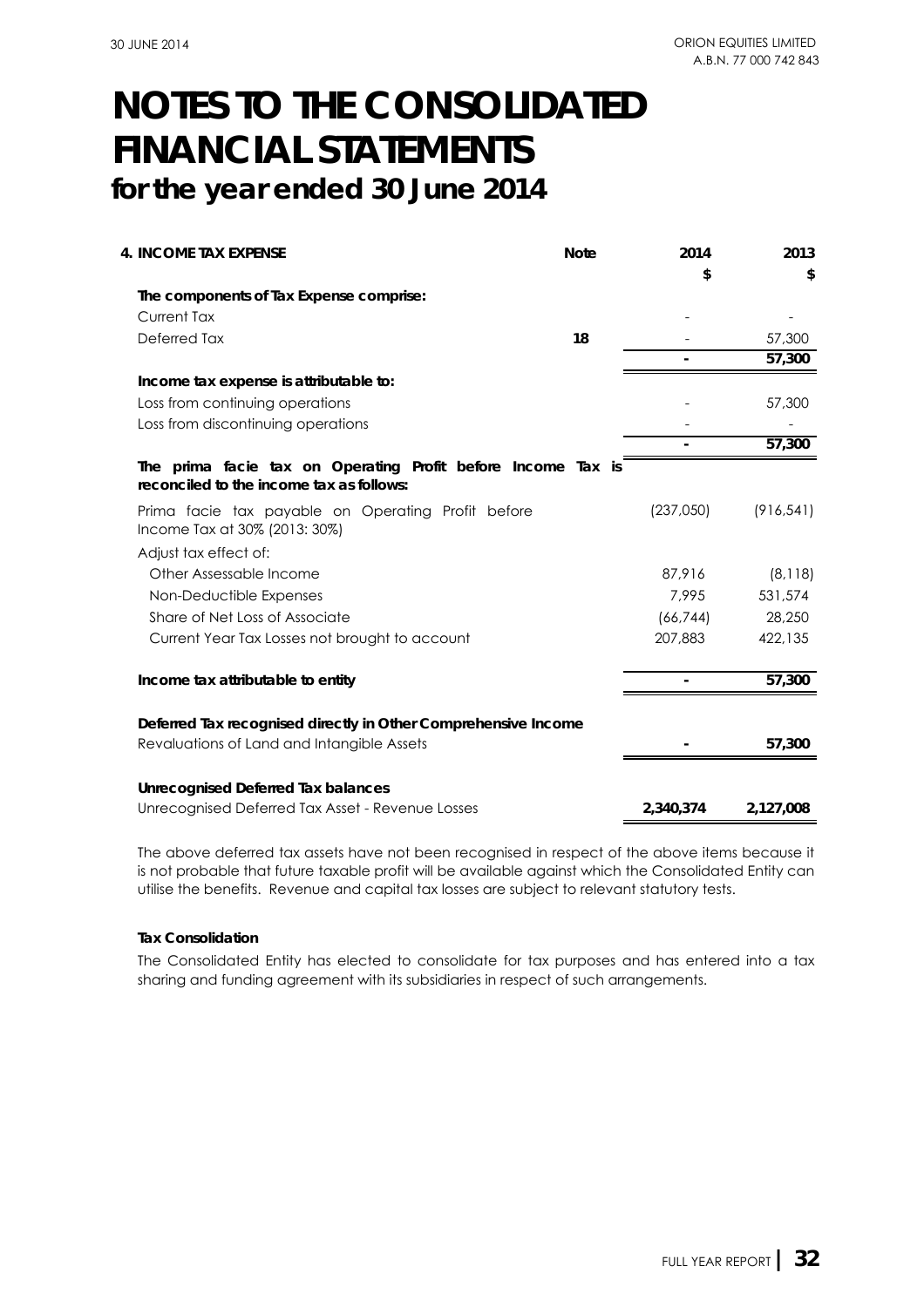# NOTES TO THE CONSOLIDATED FINANCIAL STATEMENTS

## for the year ended 30 June 2014

| 4. INCOME TAX EXPENSE | Note | 2014 | 2013 |
|---|---|---|---|
| | | $ | $ |
| **The components of Tax Expense comprise:** | | | |
| Current Tax | | - | - |
| Deferred Tax | 18 | - | 57,300 |
| | | **-** | **57,300** |
| **Income tax expense is attributable to:** | | | |
| Loss from continuing operations | | - | 57,300 |
| Loss from discontinuing operations | | - | - |
| | | **-** | **57,300** |
| **The prima facie tax on Operating Profit before Income Tax is reconciled to the income tax as follows:** | | | |
| Prima facie tax payable on Operating Profit before Income Tax at 30% (2013: 30%) | | (237,050) | (916,541) |
| Adjust tax effect of: | | | |
| Other Assessable Income | | 87,916 | (8,118) |
| Non-Deductible Expenses | | 7,995 | 531,574 |
| Share of Net Loss of Associate | | (66,744) | 28,250 |
| Current Year Tax Losses not brought to account | | 207,883 | 422,135 |
| **Income tax attributable to entity** | | **-** | **57,300** |
| **Deferred Tax recognised directly in Other Comprehensive Income** | | | |
| Revaluations of Land and Intangible Assets | | **-** | **57,300** |
| **Unrecognised Deferred Tax balances** | | | |
| Unrecognised Deferred Tax Asset - Revenue Losses | | **2,340,374** | **2,127,008** |

The above deferred tax assets have not been recognised in respect of the above items because it is not probable that future taxable profit will be available against which the Consolidated Entity can utilise the benefits. Revenue and capital tax losses are subject to relevant statutory tests.

**Tax Consolidation**

The Consolidated Entity has elected to consolidate for tax purposes and has entered into a tax sharing and funding agreement with its subsidiaries in respect of such arrangements.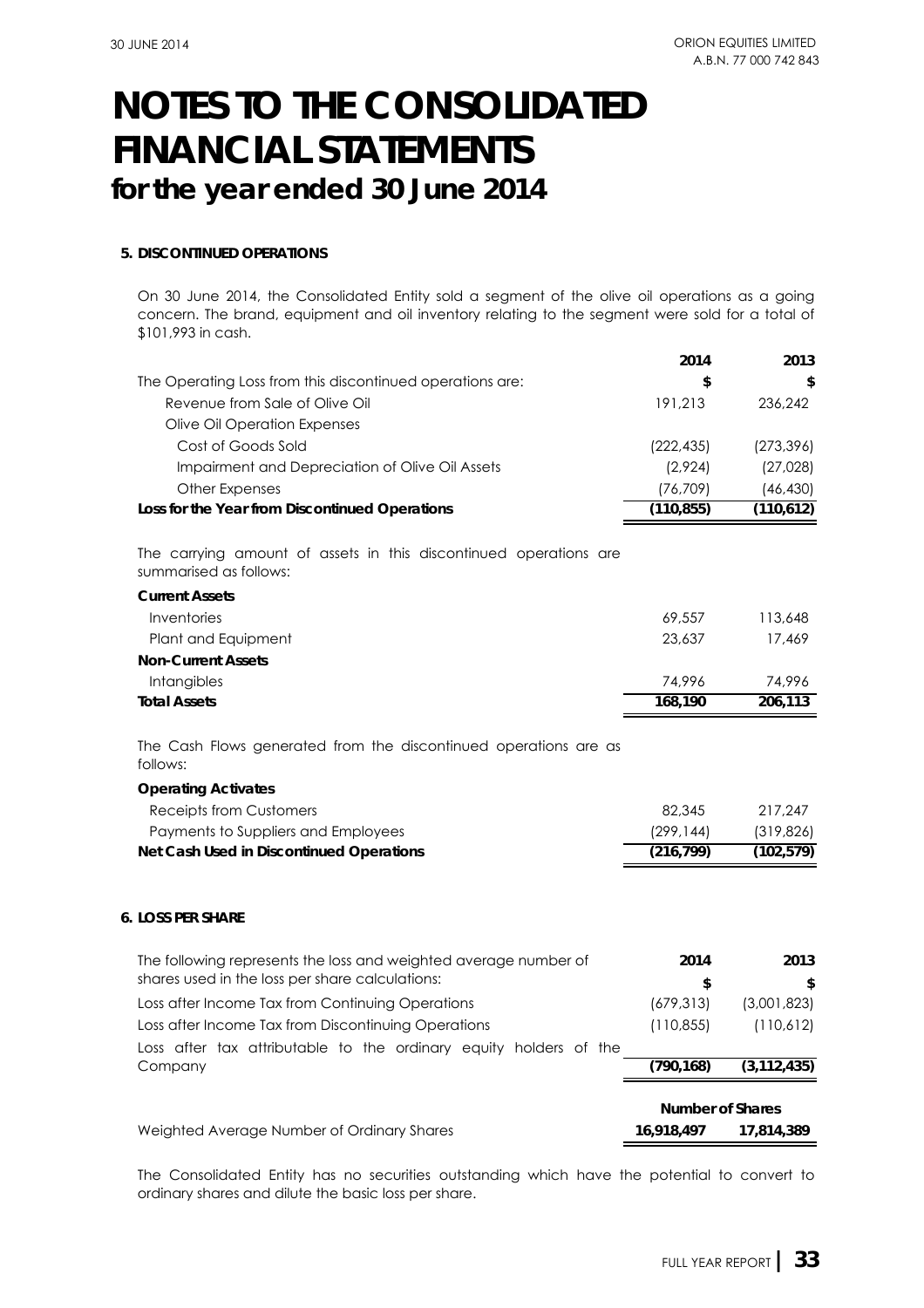# NOTES TO THE CONSOLIDATED FINANCIAL STATEMENTS
## for the year ended 30 June 2014

### 5. DISCONTINUED OPERATIONS

On 30 June 2014, the Consolidated Entity sold a segment of the olive oil operations as a going concern. The brand, equipment and oil inventory relating to the segment were sold for a total of $101,993 in cash.

| | 2014 | 2013 |
|---|---|---|
| The Operating Loss from this discontinued operations are: | $ | $ |
| Revenue from Sale of Olive Oil | 191,213 | 236,242 |
| Olive Oil Operation Expenses | | |
| Cost of Goods Sold | (222,435) | (273,396) |
| Impairment and Depreciation of Olive Oil Assets | (2,924) | (27,028) |
| Other Expenses | (76,709) | (46,430) |
| **Loss for the Year from Discontinued Operations** | **(110,855)** | **(110,612)** |

The carrying amount of assets in this discontinued operations are summarised as follows:

| | 2014 | 2013 |
|---|---|---|
| **Current Assets** | | |
| Inventories | 69,557 | 113,648 |
| Plant and Equipment | 23,637 | 17,469 |
| **Non-Current Assets** | | |
| Intangibles | 74,996 | 74,996 |
| **Total Assets** | **168,190** | **206,113** |

The Cash Flows generated from the discontinued operations are as follows:

| | 2014 | 2013 |
|---|---|---|
| **Operating Activates** | | |
| Receipts from Customers | 82,345 | 217,247 |
| Payments to Suppliers and Employees | (299,144) | (319,826) |
| **Net Cash Used in Discontinued Operations** | **(216,799)** | **(102,579)** |

### 6. LOSS PER SHARE

| The following represents the loss and weighted average number of shares used in the loss per share calculations: | 2014 | 2013 |
|---|---|---|
| | $ | $ |
| Loss after Income Tax from Continuing Operations | (679,313) | (3,001,823) |
| Loss after Income Tax from Discontinuing Operations | (110,855) | (110,612) |
| Loss after tax attributable to the ordinary equity holders of the Company | **(790,168)** | **(3,112,435)** |
| | **Number of Shares** | |
| Weighted Average Number of Ordinary Shares | **16,918,497** | **17,814,389** |

The Consolidated Entity has no securities outstanding which have the potential to convert to ordinary shares and dilute the basic loss per share.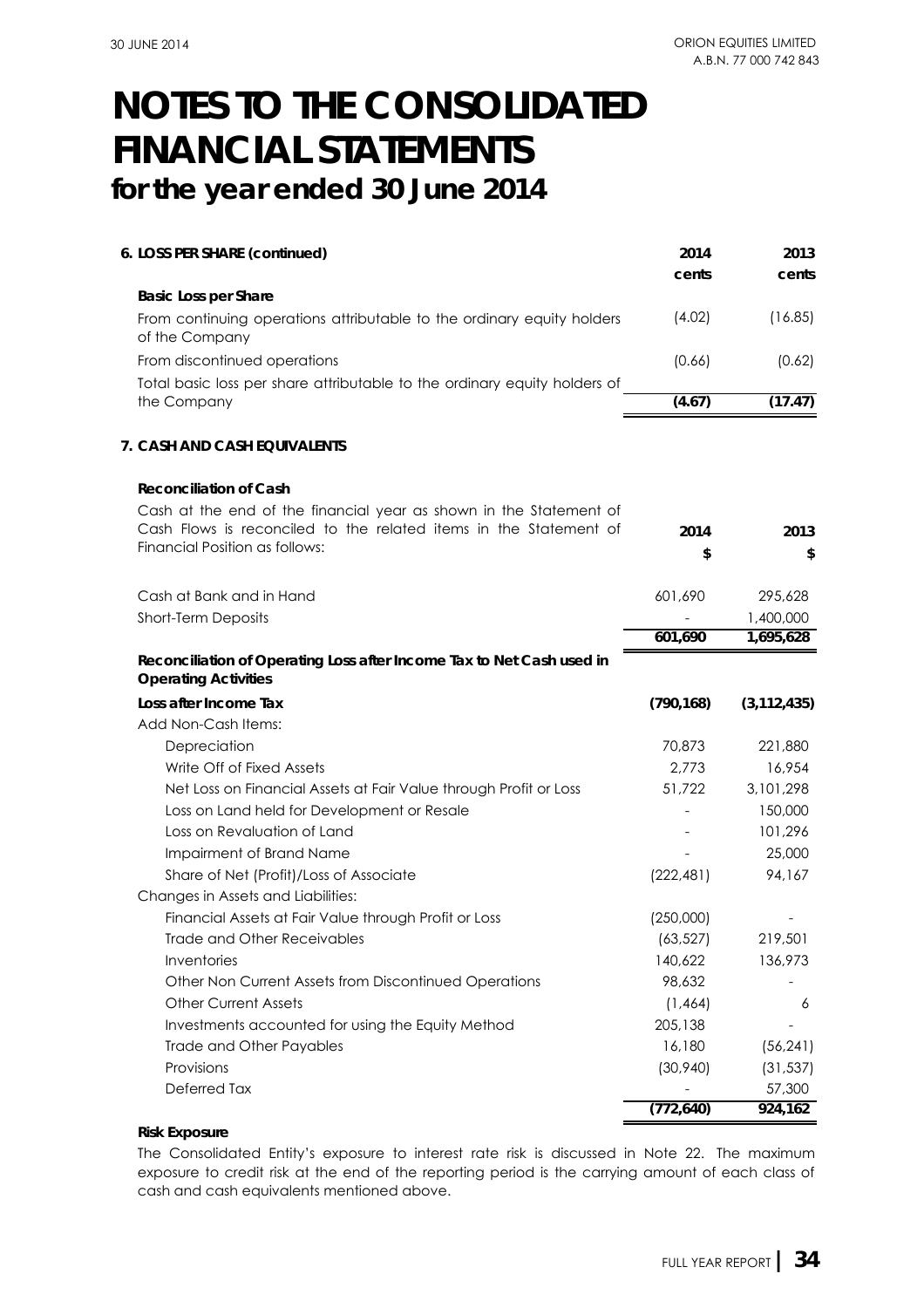# NOTES TO THE CONSOLIDATED FINANCIAL STATEMENTS
## for the year ended 30 June 2014

**6. LOSS PER SHARE (continued)**

| | 2014 cents | 2013 cents |
|---|---|---|
| **Basic Loss per Share** | | |
| From continuing operations attributable to the ordinary equity holders of the Company | (4.02) | (16.85) |
| From discontinued operations | (0.66) | (0.62) |
| Total basic loss per share attributable to the ordinary equity holders of the Company | **(4.67)** | **(17.47)** |

**7. CASH AND CASH EQUIVALENTS**

**Reconciliation of Cash**

Cash at the end of the financial year as shown in the Statement of Cash Flows is reconciled to the related items in the Statement of Financial Position as follows:

| | 2014 $ | 2013 $ |
|---|---|---|
| Cash at Bank and in Hand | 601,690 | 295,628 |
| Short-Term Deposits | - | 1,400,000 |
| | **601,690** | **1,695,628** |

**Reconciliation of Operating Loss after Income Tax to Net Cash used in Operating Activities**

| | 2014 $ | 2013 $ |
|---|---|---|
| **Loss after Income Tax** | **(790,168)** | **(3,112,435)** |
| Add Non-Cash Items: | | |
| Depreciation | 70,873 | 221,880 |
| Write Off of Fixed Assets | 2,773 | 16,954 |
| Net Loss on Financial Assets at Fair Value through Profit or Loss | 51,722 | 3,101,298 |
| Loss on Land held for Development or Resale | - | 150,000 |
| Loss on Revaluation of Land | - | 101,296 |
| Impairment of Brand Name | - | 25,000 |
| Share of Net (Profit)/Loss of Associate | (222,481) | 94,167 |
| Changes in Assets and Liabilities: | | |
| Financial Assets at Fair Value through Profit or Loss | (250,000) | - |
| Trade and Other Receivables | (63,527) | 219,501 |
| Inventories | 140,622 | 136,973 |
| Other Non Current Assets from Discontinued Operations | 98,632 | - |
| Other Current Assets | (1,464) | 6 |
| Investments accounted for using the Equity Method | 205,138 | - |
| Trade and Other Payables | 16,180 | (56,241) |
| Provisions | (30,940) | (31,537) |
| Deferred Tax | - | 57,300 |
| | **(772,640)** | **924,162** |

**Risk Exposure**

The Consolidated Entity's exposure to interest rate risk is discussed in Note 22. The maximum exposure to credit risk at the end of the reporting period is the carrying amount of each class of cash and cash equivalents mentioned above.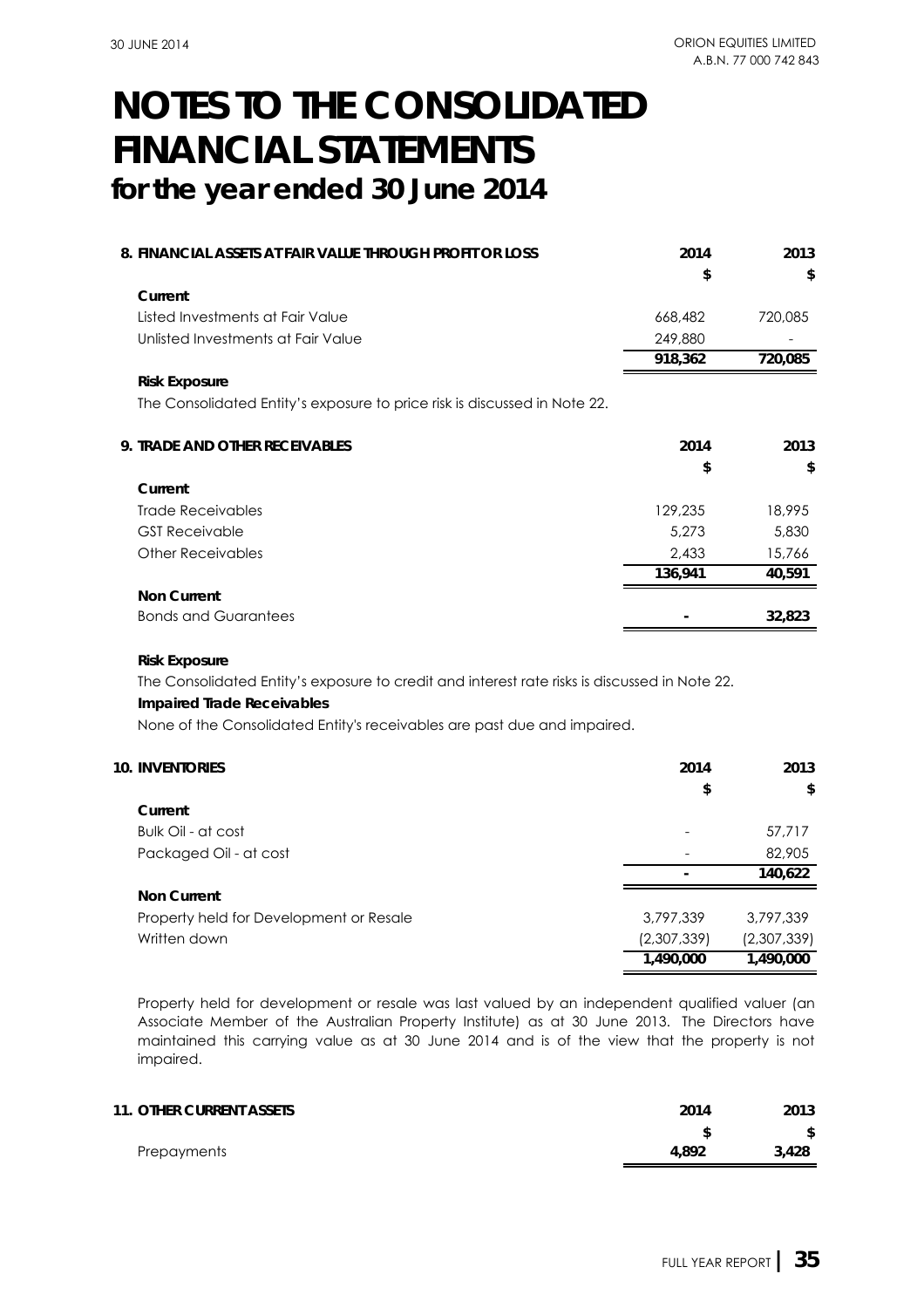# NOTES TO THE CONSOLIDATED FINANCIAL STATEMENTS
## for the year ended 30 June 2014

| 8. FINANCIAL ASSETS AT FAIR VALUE THROUGH PROFIT OR LOSS | 2014 | 2013 |
|---|---|---|
| | $ | $ |
| **Current** | | |
| Listed Investments at Fair Value | 668,482 | 720,085 |
| Unlisted Investments at Fair Value | 249,880 | - |
| | **918,362** | **720,085** |

**Risk Exposure**

The Consolidated Entity's exposure to price risk is discussed in Note 22.

| 9. TRADE AND OTHER RECEIVABLES | 2014 | 2013 |
|---|---|---|
| | $ | $ |
| **Current** | | |
| Trade Receivables | 129,235 | 18,995 |
| GST Receivable | 5,273 | 5,830 |
| Other Receivables | 2,433 | 15,766 |
| | **136,941** | **40,591** |
| **Non Current** | | |
| Bonds and Guarantees | **-** | **32,823** |

**Risk Exposure**

The Consolidated Entity's exposure to credit and interest rate risks is discussed in Note 22.

***Impaired Trade Receivables***

None of the Consolidated Entity's receivables are past due and impaired.

| 10. INVENTORIES | 2014 | 2013 |
|---|---|---|
| | $ | $ |
| **Current** | | |
| Bulk Oil - at cost | - | 57,717 |
| Packaged Oil - at cost | - | 82,905 |
| | **-** | **140,622** |
| **Non Current** | | |
| Property held for Development or Resale | 3,797,339 | 3,797,339 |
| Written down | (2,307,339) | (2,307,339) |
| | **1,490,000** | **1,490,000** |

Property held for development or resale was last valued by an independent qualified valuer (an Associate Member of the Australian Property Institute) as at 30 June 2013. The Directors have maintained this carrying value as at 30 June 2014 and is of the view that the property is not impaired.

| 11. OTHER CURRENT ASSETS | 2014 | 2013 |
|---|---|---|
| | $ | $ |
| Prepayments | **4,892** | **3,428** |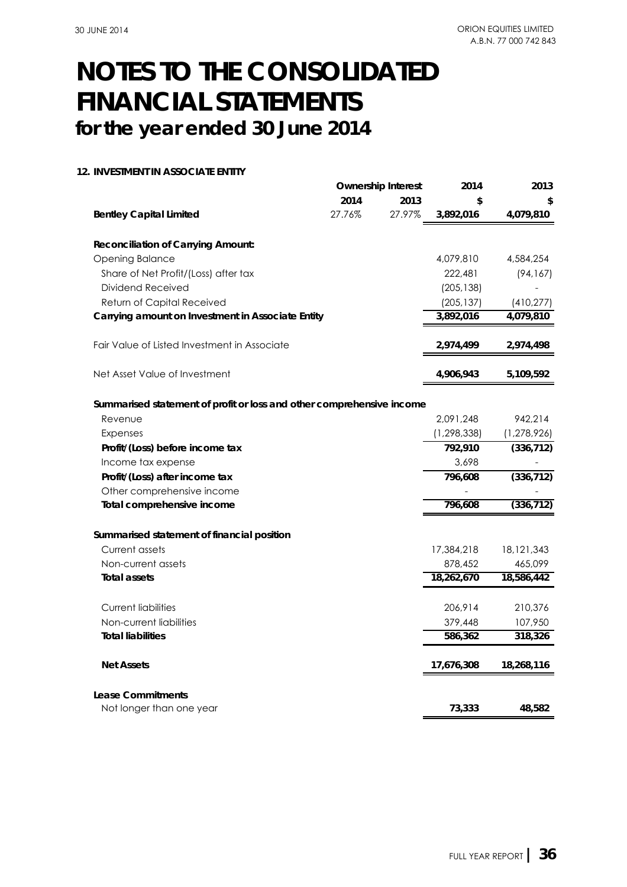# NOTES TO THE CONSOLIDATED FINANCIAL STATEMENTS

## for the year ended 30 June 2014

### 12. INVESTMENT IN ASSOCIATE ENTITY

| | Ownership Interest | | 2014 | 2013 |
|---|---|---|---|---|
| | 2014 | 2013 | $ | $ |
| **Bentley Capital Limited** | 27.76% | 27.97% | **3,892,016** | **4,079,810** |
| | | | | |
| **Reconciliation of Carrying Amount:** | | | | |
| Opening Balance | | | 4,079,810 | 4,584,254 |
| Share of Net Profit/(Loss) after tax | | | 222,481 | (94,167) |
| Dividend Received | | | (205,138) | - |
| Return of Capital Received | | | (205,137) | (410,277) |
| **Carrying amount on Investment in Associate Entity** | | | **3,892,016** | **4,079,810** |
| | | | | |
| Fair Value of Listed Investment in Associate | | | **2,974,499** | **2,974,498** |
| | | | | |
| Net Asset Value of Investment | | | **4,906,943** | **5,109,592** |
| | | | | |
| **Summarised statement of profit or loss and other comprehensive income** | | | | |
| Revenue | | | 2,091,248 | 942,214 |
| Expenses | | | (1,298,338) | (1,278,926) |
| **Profit/(Loss) before income tax** | | | **792,910** | **(336,712)** |
| Income tax expense | | | 3,698 | - |
| **Profit/(Loss) after income tax** | | | **796,608** | **(336,712)** |
| Other comprehensive income | | | - | - |
| **Total comprehensive income** | | | **796,608** | **(336,712)** |
| | | | | |
| **Summarised statement of financial position** | | | | |
| Current assets | | | 17,384,218 | 18,121,343 |
| Non-current assets | | | 878,452 | 465,099 |
| **Total assets** | | | **18,262,670** | **18,586,442** |
| | | | | |
| Current liabilities | | | 206,914 | 210,376 |
| Non-current liabilities | | | 379,448 | 107,950 |
| **Total liabilities** | | | **586,362** | **318,326** |
| | | | | |
| **Net Assets** | | | **17,676,308** | **18,268,116** |
| | | | | |
| **Lease Commitments** | | | | |
| Not longer than one year | | | **73,333** | **48,582** |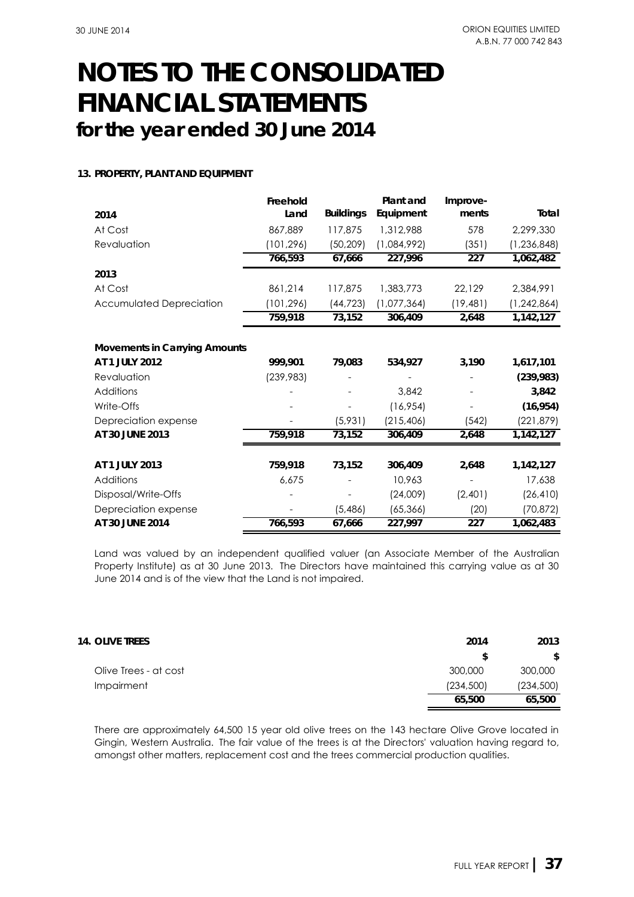# NOTES TO THE CONSOLIDATED FINANCIAL STATEMENTS
## for the year ended 30 June 2014

### 13. PROPERTY, PLANT AND EQUIPMENT

| 2014 | Freehold Land | Buildings | Plant and Equipment | Improve-ments | Total |
|---|---|---|---|---|---|
| At Cost | 867,889 | 117,875 | 1,312,988 | 578 | 2,299,330 |
| Revaluation | (101,296) | (50,209) | (1,084,992) | (351) | (1,236,848) |
| | **766,593** | **67,666** | **227,996** | **227** | **1,062,482** |
| **2013** | | | | | |
| At Cost | 861,214 | 117,875 | 1,383,773 | 22,129 | 2,384,991 |
| Accumulated Depreciation | (101,296) | (44,723) | (1,077,364) | (19,481) | (1,242,864) |
| | **759,918** | **73,152** | **306,409** | **2,648** | **1,142,127** |
| | | | | | |
| **Movements in Carrying Amounts** | | | | | |
| **AT 1 JULY 2012** | **999,901** | **79,083** | **534,927** | **3,190** | **1,617,101** |
| Revaluation | (239,983) | - | - | - | **(239,983)** |
| Additions | - | - | 3,842 | - | **3,842** |
| Write-Offs | - | - | (16,954) | - | **(16,954)** |
| Depreciation expense | - | (5,931) | (215,406) | (542) | (221,879) |
| **AT 30 JUNE 2013** | **759,918** | **73,152** | **306,409** | **2,648** | **1,142,127** |
| | | | | | |
| **AT 1 JULY 2013** | **759,918** | **73,152** | **306,409** | **2,648** | **1,142,127** |
| Additions | 6,675 | - | 10,963 | - | 17,638 |
| Disposal/Write-Offs | - | - | (24,009) | (2,401) | (26,410) |
| Depreciation expense | - | (5,486) | (65,366) | (20) | (70,872) |
| **AT 30 JUNE 2014** | **766,593** | **67,666** | **227,997** | **227** | **1,062,483** |

Land was valued by an independent qualified valuer (an Associate Member of the Australian Property Institute) as at 30 June 2013. The Directors have maintained this carrying value as at 30 June 2014 and is of the view that the Land is not impaired.

### 14. OLIVE TREES

| | 2014 | 2013 |
|---|---|---|
| | $ | $ |
| Olive Trees - at cost | 300,000 | 300,000 |
| Impairment | (234,500) | (234,500) |
| | **65,500** | **65,500** |

There are approximately 64,500 15 year old olive trees on the 143 hectare Olive Grove located in Gingin, Western Australia. The fair value of the trees is at the Directors' valuation having regard to, amongst other matters, replacement cost and the trees commercial production qualities.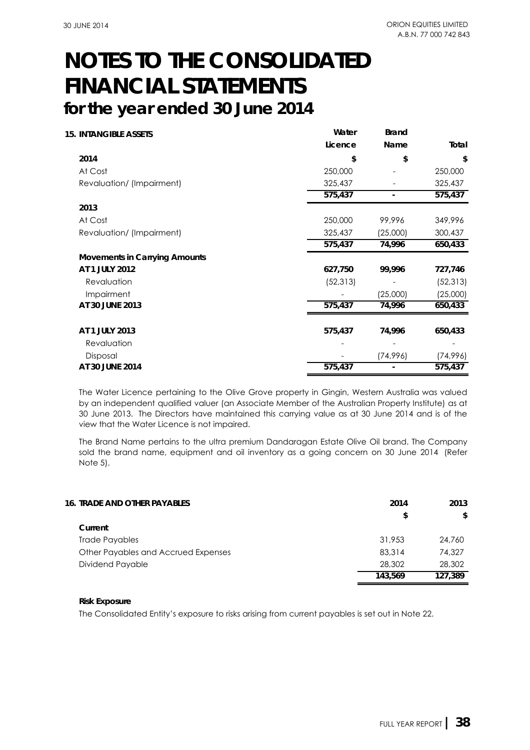# NOTES TO THE CONSOLIDATED FINANCIAL STATEMENTS
## for the year ended 30 June 2014

### 15. INTANGIBLE ASSETS

| | Water Licence | Brand Name | Total |
|---|---|---|---|
| **2014** | **$** | **$** | **$** |
| At Cost | 250,000 | - | 250,000 |
| Revaluation/ (Impairment) | 325,437 | - | 325,437 |
| | **575,437** | **-** | **575,437** |
| **2013** | | | |
| At Cost | 250,000 | 99,996 | 349,996 |
| Revaluation/ (Impairment) | 325,437 | (25,000) | 300,437 |
| | **575,437** | **74,996** | **650,433** |
| **Movements in Carrying Amounts** | | | |
| **AT 1 JULY 2012** | **627,750** | **99,996** | **727,746** |
| Revaluation | (52,313) | - | (52,313) |
| Impairment | - | (25,000) | (25,000) |
| **AT 30 JUNE 2013** | **575,437** | **74,996** | **650,433** |
| **AT 1 JULY 2013** | **575,437** | **74,996** | **650,433** |
| Revaluation | - | - | - |
| Disposal | - | (74,996) | (74,996) |
| **AT 30 JUNE 2014** | **575,437** | **-** | **575,437** |

The Water Licence pertaining to the Olive Grove property in Gingin, Western Australia was valued by an independent qualified valuer (an Associate Member of the Australian Property Institute) as at 30 June 2013. The Directors have maintained this carrying value as at 30 June 2014 and is of the view that the Water Licence is not impaired.

The Brand Name pertains to the ultra premium Dandaragan Estate Olive Oil brand. The Company sold the brand name, equipment and oil inventory as a going concern on 30 June 2014 (Refer Note 5).

### 16. TRADE AND OTHER PAYABLES

| | 2014 | 2013 |
|---|---|---|
| | $ | $ |
| **Current** | | |
| Trade Payables | 31,953 | 24,760 |
| Other Payables and Accrued Expenses | 83,314 | 74,327 |
| Dividend Payable | 28,302 | 28,302 |
| | **143,569** | **127,389** |

**Risk Exposure**

The Consolidated Entity's exposure to risks arising from current payables is set out in Note 22.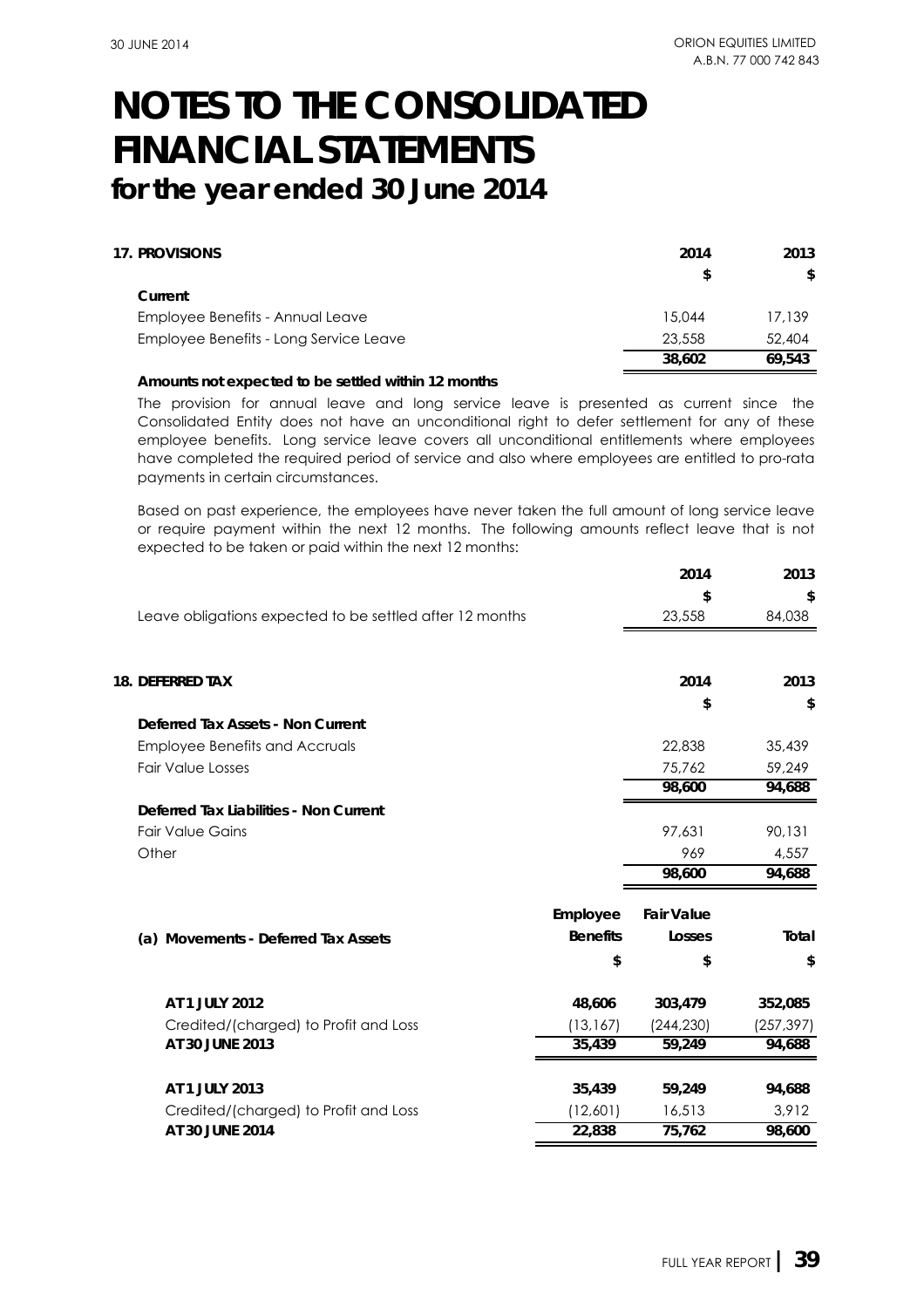# NOTES TO THE CONSOLIDATED FINANCIAL STATEMENTS
## for the year ended 30 June 2014

### 17. PROVISIONS

| | 2014 | 2013 |
|---|---|---|
| | $ | $ |
| **Current** | | |
| Employee Benefits - Annual Leave | 15,044 | 17,139 |
| Employee Benefits - Long Service Leave | 23,558 | 52,404 |
| | **38,602** | **69,543** |

**Amounts not expected to be settled within 12 months**

The provision for annual leave and long service leave is presented as current since the Consolidated Entity does not have an unconditional right to defer settlement for any of these employee benefits. Long service leave covers all unconditional entitlements where employees have completed the required period of service and also where employees are entitled to pro-rata payments in certain circumstances.

Based on past experience, the employees have never taken the full amount of long service leave or require payment within the next 12 months. The following amounts reflect leave that is not expected to be taken or paid within the next 12 months:

| | 2014 | 2013 |
|---|---|---|
| | $ | $ |
| Leave obligations expected to be settled after 12 months | 23,558 | 84,038 |

### 18. DEFERRED TAX

| | 2014 | 2013 |
|---|---|---|
| | $ | $ |
| **Deferred Tax Assets - Non Current** | | |
| Employee Benefits and Accruals | 22,838 | 35,439 |
| Fair Value Losses | 75,762 | 59,249 |
| | **98,600** | **94,688** |
| **Deferred Tax Liabilities - Non Current** | | |
| Fair Value Gains | 97,631 | 90,131 |
| Other | 969 | 4,557 |
| | **98,600** | **94,688** |

| (a) Movements - Deferred Tax Assets | Employee Benefits | Fair Value Losses | Total |
|---|---|---|---|
| | $ | $ | $ |
| **AT 1 JULY 2012** | **48,606** | **303,479** | **352,085** |
| Credited/(charged) to Profit and Loss | (13,167) | (244,230) | (257,397) |
| **AT 30 JUNE 2013** | **35,439** | **59,249** | **94,688** |
| **AT 1 JULY 2013** | **35,439** | **59,249** | **94,688** |
| Credited/(charged) to Profit and Loss | (12,601) | 16,513 | 3,912 |
| **AT 30 JUNE 2014** | **22,838** | **75,762** | **98,600** |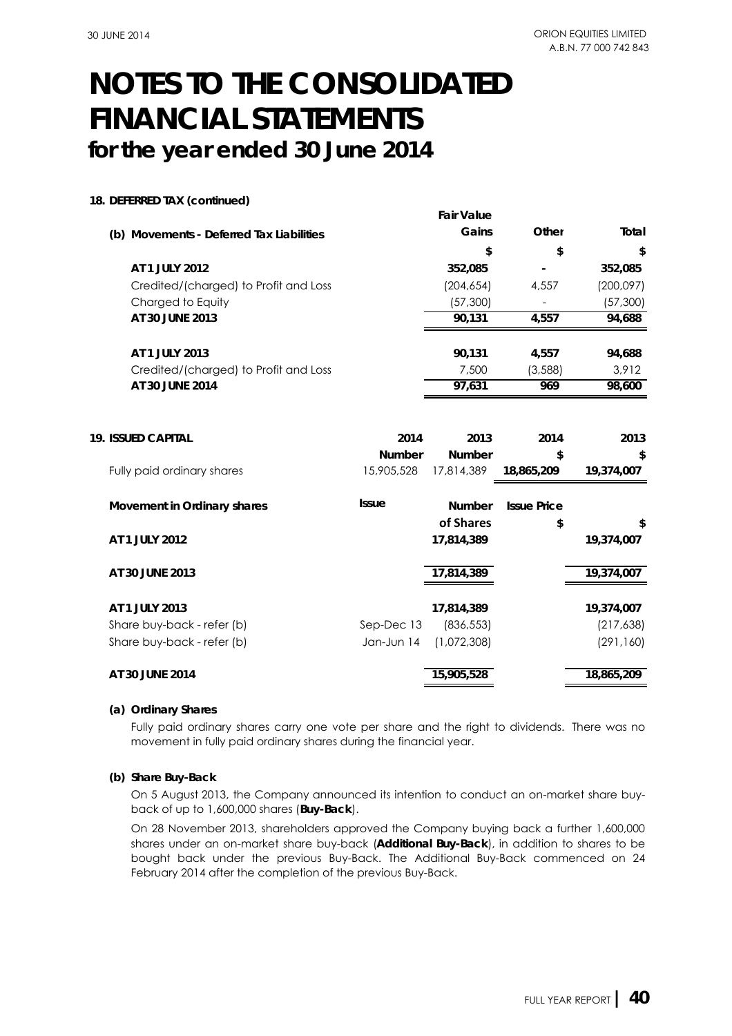# NOTES TO THE CONSOLIDATED FINANCIAL STATEMENTS
## for the year ended 30 June 2014

**18. DEFERRED TAX (continued)**

| (b) Movements - Deferred Tax Liabilities | Fair Value Gains | Other | Total |
|---|---|---|---|
| | $ | $ | $ |
| **AT 1 JULY 2012** | 352,085 | - | 352,085 |
| Credited/(charged) to Profit and Loss | (204,654) | 4,557 | (200,097) |
| Charged to Equity | (57,300) | - | (57,300) |
| **AT 30 JUNE 2013** | 90,131 | 4,557 | 94,688 |
| | | | |
| **AT 1 JULY 2013** | 90,131 | 4,557 | 94,688 |
| Credited/(charged) to Profit and Loss | 7,500 | (3,588) | 3,912 |
| **AT 30 JUNE 2014** | 97,631 | 969 | 98,600 |

**19. ISSUED CAPITAL**

| | 2014 | 2013 | 2014 | 2013 |
|---|---|---|---|---|
| | Number | Number | $ | $ |
| Fully paid ordinary shares | 15,905,528 | 17,814,389 | **18,865,209** | **19,374,007** |

| Movement in Ordinary shares | Issue | Number of Shares | Issue Price $ | $ |
|---|---|---|---|---|
| **AT 1 JULY 2012** | | 17,814,389 | | 19,374,007 |
| | | | | |
| **AT 30 JUNE 2013** | | 17,814,389 | | 19,374,007 |
| | | | | |
| **AT 1 JULY 2013** | | 17,814,389 | | 19,374,007 |
| Share buy-back - refer (b) | Sep-Dec 13 | (836,553) | | (217,638) |
| Share buy-back - refer (b) | Jan-Jun 14 | (1,072,308) | | (291,160) |
| | | | | |
| **AT 30 JUNE 2014** | | 15,905,528 | | 18,865,209 |

**(a) Ordinary Shares**

Fully paid ordinary shares carry one vote per share and the right to dividends. There was no movement in fully paid ordinary shares during the financial year.

**(b) Share Buy-Back**

On 5 August 2013, the Company announced its intention to conduct an on-market share buy-back of up to 1,600,000 shares (**Buy-Back**).

On 28 November 2013, shareholders approved the Company buying back a further 1,600,000 shares under an on-market share buy-back (**Additional Buy-Back**), in addition to shares to be bought back under the previous Buy-Back. The Additional Buy-Back commenced on 24 February 2014 after the completion of the previous Buy-Back.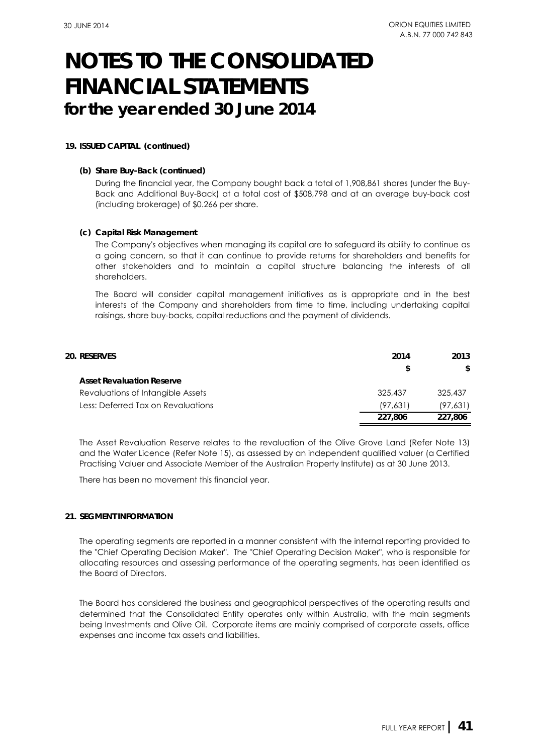# NOTES TO THE CONSOLIDATED FINANCIAL STATEMENTS

## for the year ended 30 June 2014

**19. ISSUED CAPITAL (continued)**

**(b) Share Buy-Back (continued)**

During the financial year, the Company bought back a total of 1,908,861 shares (under the Buy-Back and Additional Buy-Back) at a total cost of $508,798 and at an average buy-back cost (including brokerage) of $0.266 per share.

**(c) Capital Risk Management**

The Company's objectives when managing its capital are to safeguard its ability to continue as a going concern, so that it can continue to provide returns for shareholders and benefits for other stakeholders and to maintain a capital structure balancing the interests of all shareholders.

The Board will consider capital management initiatives as is appropriate and in the best interests of the Company and shareholders from time to time, including undertaking capital raisings, share buy-backs, capital reductions and the payment of dividends.

| **20. RESERVES** | **2014** | **2013** |
|---|---|---|
| | **$** | **$** |
| **Asset Revaluation Reserve** | | |
| Revaluations of Intangible Assets | 325,437 | 325,437 |
| Less: Deferred Tax on Revaluations | (97,631) | (97,631) |
| | **227,806** | **227,806** |

The Asset Revaluation Reserve relates to the revaluation of the Olive Grove Land (Refer Note 13) and the Water Licence (Refer Note 15), as assessed by an independent qualified valuer (a Certified Practising Valuer and Associate Member of the Australian Property Institute) as at 30 June 2013.

There has been no movement this financial year.

**21. SEGMENT INFORMATION**

The operating segments are reported in a manner consistent with the internal reporting provided to the "Chief Operating Decision Maker". The "Chief Operating Decision Maker", who is responsible for allocating resources and assessing performance of the operating segments, has been identified as the Board of Directors.

The Board has considered the business and geographical perspectives of the operating results and determined that the Consolidated Entity operates only within Australia, with the main segments being Investments and Olive Oil. Corporate items are mainly comprised of corporate assets, office expenses and income tax assets and liabilities.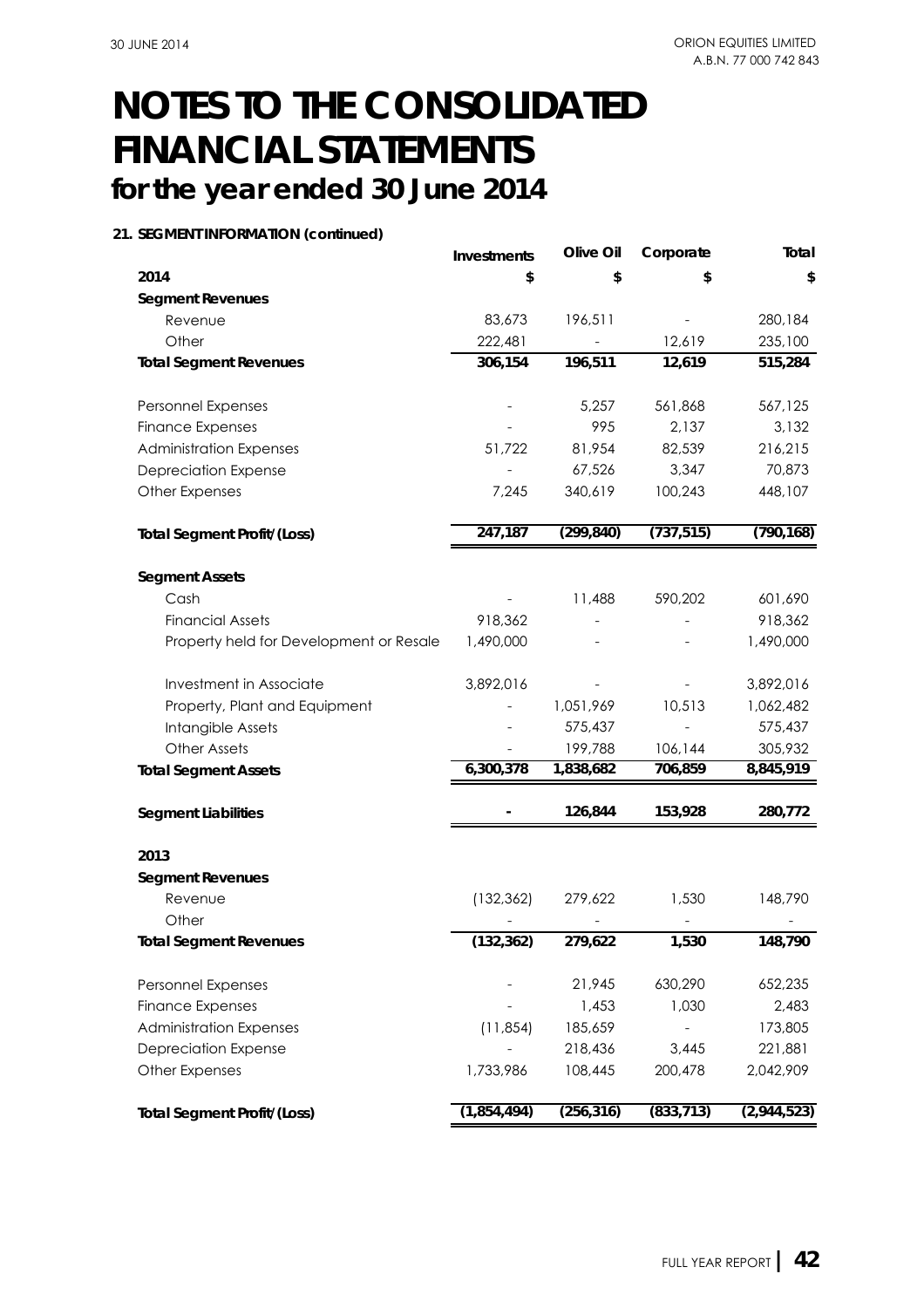# NOTES TO THE CONSOLIDATED FINANCIAL STATEMENTS
## for the year ended 30 June 2014

**21. SEGMENT INFORMATION (continued)**

| | Investments | Olive Oil | Corporate | Total |
|---|---|---|---|---|
| **2014** | **$** | **$** | **$** | **$** |
| **Segment Revenues** | | | | |
| Revenue | 83,673 | 196,511 | - | 280,184 |
| Other | 222,481 | - | 12,619 | 235,100 |
| **Total Segment Revenues** | **306,154** | **196,511** | **12,619** | **515,284** |
| Personnel Expenses | - | 5,257 | 561,868 | 567,125 |
| Finance Expenses | - | 995 | 2,137 | 3,132 |
| Administration Expenses | 51,722 | 81,954 | 82,539 | 216,215 |
| Depreciation Expense | - | 67,526 | 3,347 | 70,873 |
| Other Expenses | 7,245 | 340,619 | 100,243 | 448,107 |
| **Total Segment Profit/(Loss)** | **247,187** | **(299,840)** | **(737,515)** | **(790,168)** |
| **Segment Assets** | | | | |
| Cash | - | 11,488 | 590,202 | 601,690 |
| Financial Assets | 918,362 | - | - | 918,362 |
| Property held for Development or Resale | 1,490,000 | - | - | 1,490,000 |
| Investment in Associate | 3,892,016 | - | - | 3,892,016 |
| Property, Plant and Equipment | - | 1,051,969 | 10,513 | 1,062,482 |
| Intangible Assets | - | 575,437 | - | 575,437 |
| Other Assets | - | 199,788 | 106,144 | 305,932 |
| **Total Segment Assets** | **6,300,378** | **1,838,682** | **706,859** | **8,845,919** |
| **Segment Liabilities** | **-** | **126,844** | **153,928** | **280,772** |
| **2013** | | | | |
| **Segment Revenues** | | | | |
| Revenue | (132,362) | 279,622 | 1,530 | 148,790 |
| Other | - | - | - | - |
| **Total Segment Revenues** | **(132,362)** | **279,622** | **1,530** | **148,790** |
| Personnel Expenses | - | 21,945 | 630,290 | 652,235 |
| Finance Expenses | - | 1,453 | 1,030 | 2,483 |
| Administration Expenses | (11,854) | 185,659 | - | 173,805 |
| Depreciation Expense | - | 218,436 | 3,445 | 221,881 |
| Other Expenses | 1,733,986 | 108,445 | 200,478 | 2,042,909 |
| **Total Segment Profit/(Loss)** | **(1,854,494)** | **(256,316)** | **(833,713)** | **(2,944,523)** |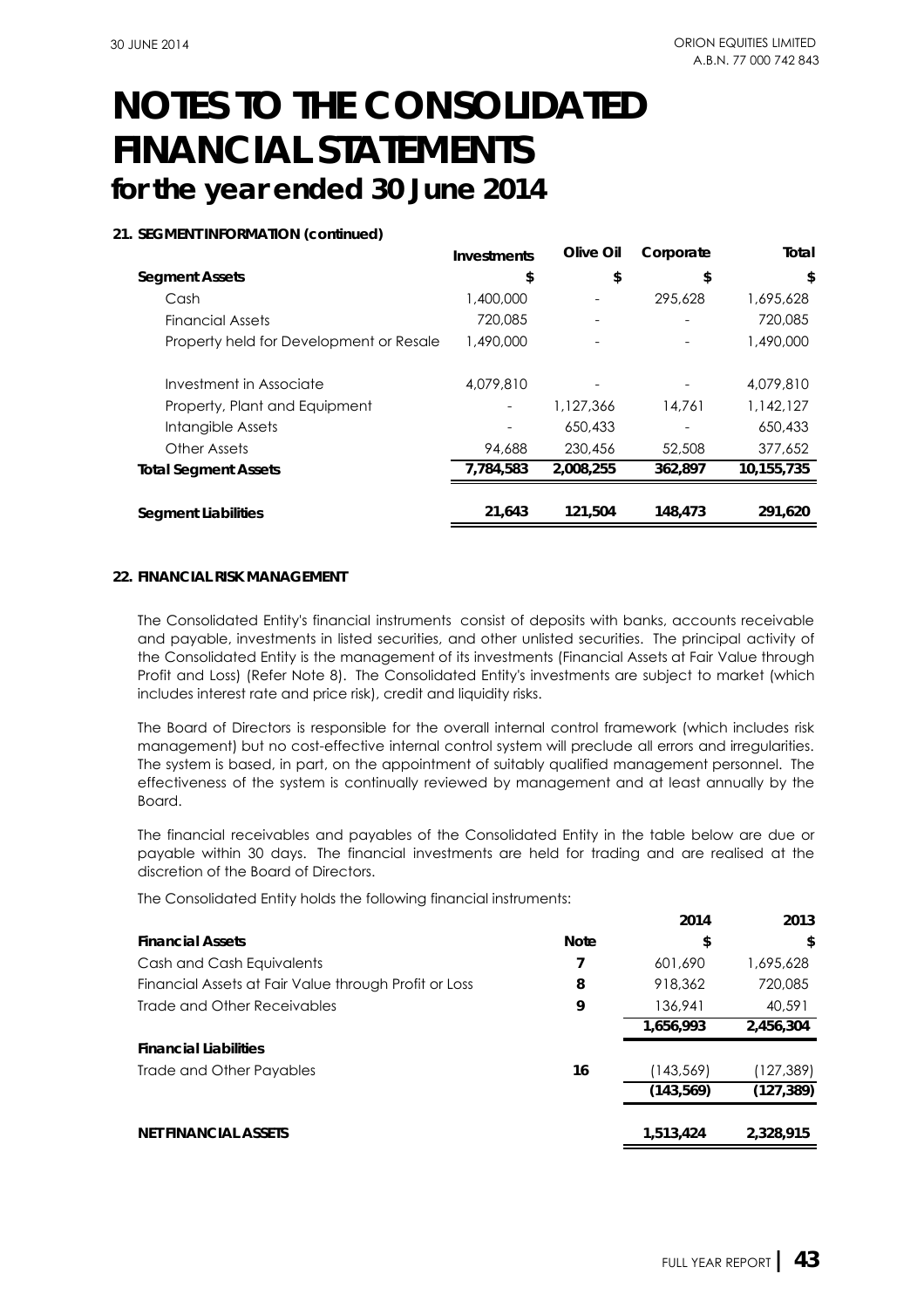# NOTES TO THE CONSOLIDATED FINANCIAL STATEMENTS
## for the year ended 30 June 2014

### 21. SEGMENT INFORMATION (continued)

| | Investments | Olive Oil | Corporate | Total |
|---|---|---|---|---|
| **Segment Assets** | **$** | **$** | **$** | **$** |
| Cash | 1,400,000 | - | 295,628 | 1,695,628 |
| Financial Assets | 720,085 | - | - | 720,085 |
| Property held for Development or Resale | 1,490,000 | - | - | 1,490,000 |
| Investment in Associate | 4,079,810 | - | - | 4,079,810 |
| Property, Plant and Equipment | - | 1,127,366 | 14,761 | 1,142,127 |
| Intangible Assets | - | 650,433 | - | 650,433 |
| Other Assets | 94,688 | 230,456 | 52,508 | 377,652 |
| **Total Segment Assets** | **7,784,583** | **2,008,255** | **362,897** | **10,155,735** |
| **Segment Liabilities** | **21,643** | **121,504** | **148,473** | **291,620** |

### 22. FINANCIAL RISK MANAGEMENT

The Consolidated Entity's financial instruments consist of deposits with banks, accounts receivable and payable, investments in listed securities, and other unlisted securities. The principal activity of the Consolidated Entity is the management of its investments (Financial Assets at Fair Value through Profit and Loss) (Refer Note 8). The Consolidated Entity's investments are subject to market (which includes interest rate and price risk), credit and liquidity risks.

The Board of Directors is responsible for the overall internal control framework (which includes risk management) but no cost-effective internal control system will preclude all errors and irregularities. The system is based, in part, on the appointment of suitably qualified management personnel. The effectiveness of the system is continually reviewed by management and at least annually by the Board.

The financial receivables and payables of the Consolidated Entity in the table below are due or payable within 30 days. The financial investments are held for trading and are realised at the discretion of the Board of Directors.

The Consolidated Entity holds the following financial instruments:

| | Note | 2014 | 2013 |
|---|---|---|---|
| **Financial Assets** | | **$** | **$** |
| Cash and Cash Equivalents | 7 | 601,690 | 1,695,628 |
| Financial Assets at Fair Value through Profit or Loss | 8 | 918,362 | 720,085 |
| Trade and Other Receivables | 9 | 136,941 | 40,591 |
| | | **1,656,993** | **2,456,304** |
| **Financial Liabilities** | | | |
| Trade and Other Payables | 16 | (143,569) | (127,389) |
| | | **(143,569)** | **(127,389)** |
| **NET FINANCIAL ASSETS** | | **1,513,424** | **2,328,915** |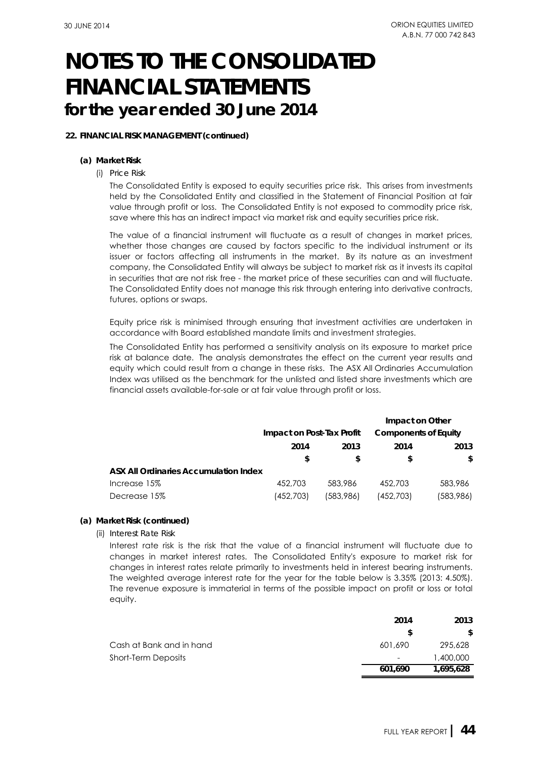# NOTES TO THE CONSOLIDATED FINANCIAL STATEMENTS
## for the year ended 30 June 2014

**22. FINANCIAL RISK MANAGEMENT (continued)**

**(a) Market Risk**

(i) *Price Risk*

The Consolidated Entity is exposed to equity securities price risk. This arises from investments held by the Consolidated Entity and classified in the Statement of Financial Position at fair value through profit or loss. The Consolidated Entity is not exposed to commodity price risk, save where this has an indirect impact via market risk and equity securities price risk.

The value of a financial instrument will fluctuate as a result of changes in market prices, whether those changes are caused by factors specific to the individual instrument or its issuer or factors affecting all instruments in the market. By its nature as an investment company, the Consolidated Entity will always be subject to market risk as it invests its capital in securities that are not risk free - the market price of these securities can and will fluctuate. The Consolidated Entity does not manage this risk through entering into derivative contracts, futures, options or swaps.

Equity price risk is minimised through ensuring that investment activities are undertaken in accordance with Board established mandate limits and investment strategies.

The Consolidated Entity has performed a sensitivity analysis on its exposure to market price risk at balance date. The analysis demonstrates the effect on the current year results and equity which could result from a change in these risks. The ASX All Ordinaries Accumulation Index was utilised as the benchmark for the unlisted and listed share investments which are financial assets available-for-sale or at fair value through profit or loss.

| | Impact on Post-Tax Profit | | Impact on Other Components of Equity | |
|---|---|---|---|---|
| | 2014 | 2013 | 2014 | 2013 |
| | $ | $ | $ | $ |
| **ASX All Ordinaries Accumulation Index** | | | | |
| Increase 15% | 452,703 | 583,986 | 452,703 | 583,986 |
| Decrease 15% | (452,703) | (583,986) | (452,703) | (583,986) |

**(a) Market Risk (continued)**

(ii) *Interest Rate Risk*

Interest rate risk is the risk that the value of a financial instrument will fluctuate due to changes in market interest rates. The Consolidated Entity's exposure to market risk for changes in interest rates relate primarily to investments held in interest bearing instruments. The weighted average interest rate for the year for the table below is 3.35% (2013: 4.50%). The revenue exposure is immaterial in terms of the possible impact on profit or loss or total equity.

| | 2014 | 2013 |
|---|---|---|
| | $ | $ |
| Cash at Bank and in hand | 601,690 | 295,628 |
| Short-Term Deposits | - | 1,400,000 |
| | **601,690** | **1,695,628** |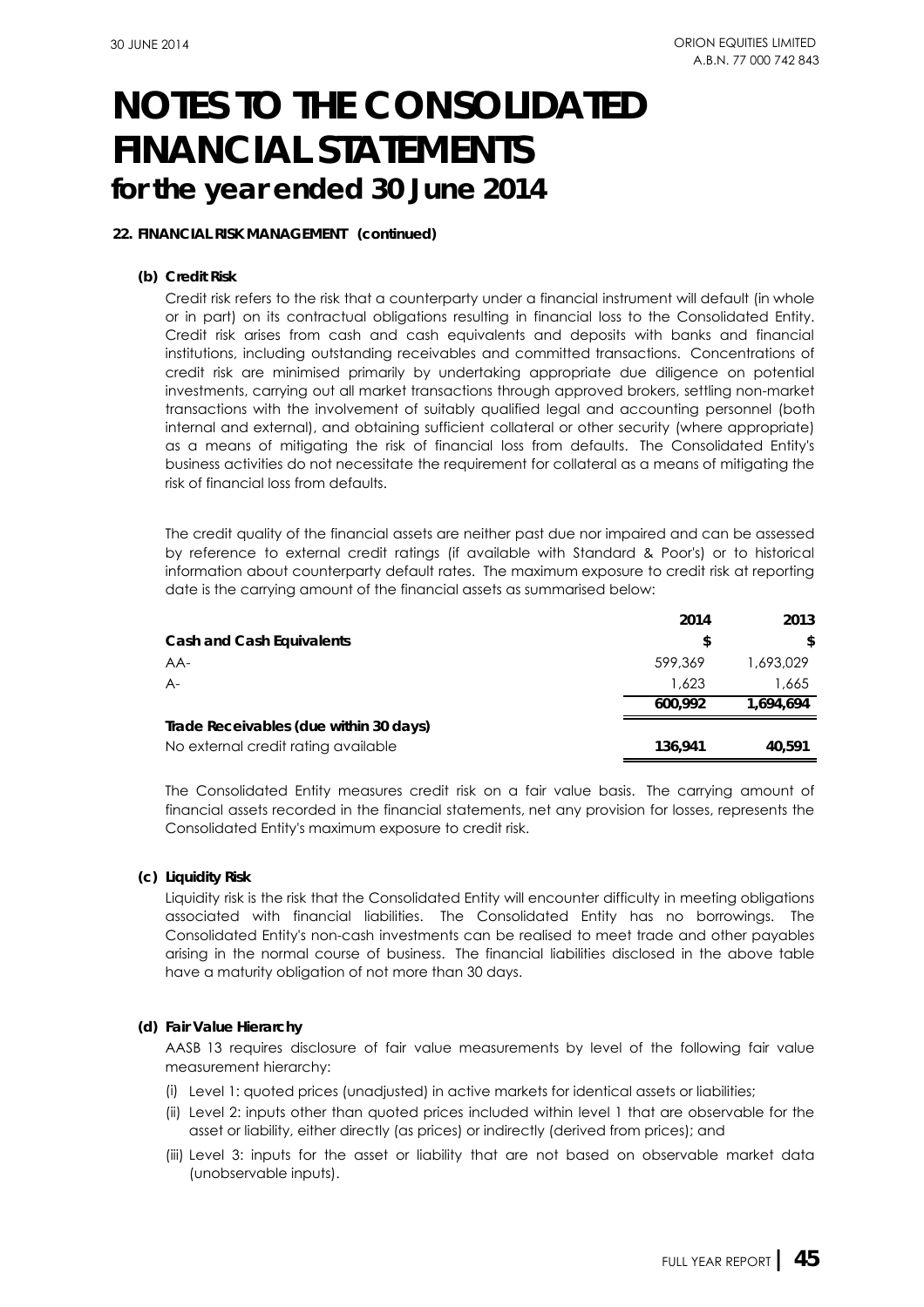# NOTES TO THE CONSOLIDATED FINANCIAL STATEMENTS
## for the year ended 30 June 2014

**22. FINANCIAL RISK MANAGEMENT (continued)**

**(b) Credit Risk**

Credit risk refers to the risk that a counterparty under a financial instrument will default (in whole or in part) on its contractual obligations resulting in financial loss to the Consolidated Entity. Credit risk arises from cash and cash equivalents and deposits with banks and financial institutions, including outstanding receivables and committed transactions. Concentrations of credit risk are minimised primarily by undertaking appropriate due diligence on potential investments, carrying out all market transactions through approved brokers, settling non-market transactions with the involvement of suitably qualified legal and accounting personnel (both internal and external), and obtaining sufficient collateral or other security (where appropriate) as a means of mitigating the risk of financial loss from defaults. The Consolidated Entity's business activities do not necessitate the requirement for collateral as a means of mitigating the risk of financial loss from defaults.

The credit quality of the financial assets are neither past due nor impaired and can be assessed by reference to external credit ratings (if available with Standard & Poor's) or to historical information about counterparty default rates. The maximum exposure to credit risk at reporting date is the carrying amount of the financial assets as summarised below:

| | 2014 | 2013 |
|---|---|---|
| **Cash and Cash Equivalents** | **$** | **$** |
| AA- | 599,369 | 1,693,029 |
| A- | 1,623 | 1,665 |
| | **600,992** | **1,694,694** |
| **Trade Receivables (due within 30 days)** | | |
| No external credit rating available | **136,941** | **40,591** |

The Consolidated Entity measures credit risk on a fair value basis. The carrying amount of financial assets recorded in the financial statements, net any provision for losses, represents the Consolidated Entity's maximum exposure to credit risk.

**(c) Liquidity Risk**

Liquidity risk is the risk that the Consolidated Entity will encounter difficulty in meeting obligations associated with financial liabilities. The Consolidated Entity has no borrowings. The Consolidated Entity's non-cash investments can be realised to meet trade and other payables arising in the normal course of business. The financial liabilities disclosed in the above table have a maturity obligation of not more than 30 days.

**(d) Fair Value Hierarchy**

AASB 13 requires disclosure of fair value measurements by level of the following fair value measurement hierarchy:

(i) Level 1: quoted prices (unadjusted) in active markets for identical assets or liabilities;

(ii) Level 2: inputs other than quoted prices included within level 1 that are observable for the asset or liability, either directly (as prices) or indirectly (derived from prices); and

(iii) Level 3: inputs for the asset or liability that are not based on observable market data (unobservable inputs).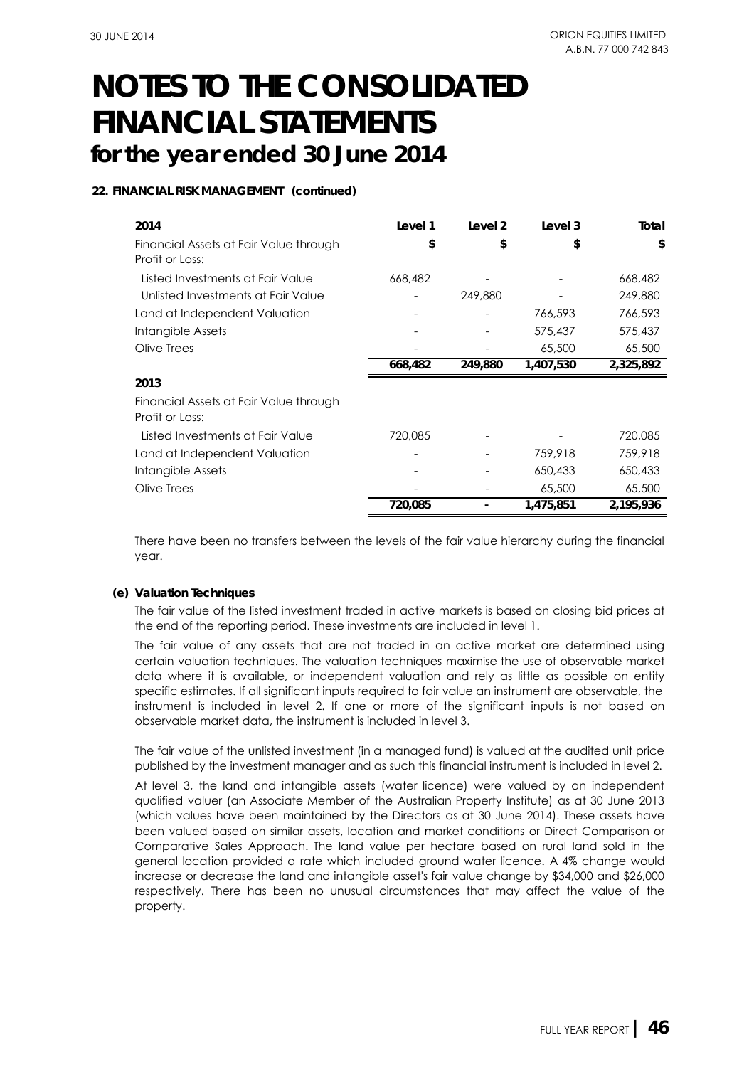# NOTES TO THE CONSOLIDATED FINANCIAL STATEMENTS

## for the year ended 30 June 2014

### 22. FINANCIAL RISK MANAGEMENT (continued)

| 2014 | Level 1 | Level 2 | Level 3 | Total |
|---|---|---|---|---|
| Financial Assets at Fair Value through Profit or Loss: | $ | $ | $ | $ |
| Listed Investments at Fair Value | 668,482 | - | - | 668,482 |
| Unlisted Investments at Fair Value | - | 249,880 | - | 249,880 |
| Land at Independent Valuation | - | - | 766,593 | 766,593 |
| Intangible Assets | - | - | 575,437 | 575,437 |
| Olive Trees | - | - | 65,500 | 65,500 |
| | **668,482** | **249,880** | **1,407,530** | **2,325,892** |
| **2013** | | | | |
| Financial Assets at Fair Value through Profit or Loss: | | | | |
| Listed Investments at Fair Value | 720,085 | - | - | 720,085 |
| Land at Independent Valuation | - | - | 759,918 | 759,918 |
| Intangible Assets | - | - | 650,433 | 650,433 |
| Olive Trees | - | - | 65,500 | 65,500 |
| | **720,085** | **-** | **1,475,851** | **2,195,936** |

There have been no transfers between the levels of the fair value hierarchy during the financial year.

#### (e) Valuation Techniques

The fair value of the listed investment traded in active markets is based on closing bid prices at the end of the reporting period. These investments are included in level 1.

The fair value of any assets that are not traded in an active market are determined using certain valuation techniques. The valuation techniques maximise the use of observable market data where it is available, or independent valuation and rely as little as possible on entity specific estimates. If all significant inputs required to fair value an instrument are observable, the instrument is included in level 2. If one or more of the significant inputs is not based on observable market data, the instrument is included in level 3.

The fair value of the unlisted investment (in a managed fund) is valued at the audited unit price published by the investment manager and as such this financial instrument is included in level 2.

At level 3, the land and intangible assets (water licence) were valued by an independent qualified valuer (an Associate Member of the Australian Property Institute) as at 30 June 2013 (which values have been maintained by the Directors as at 30 June 2014). These assets have been valued based on similar assets, location and market conditions or Direct Comparison or Comparative Sales Approach. The land value per hectare based on rural land sold in the general location provided a rate which included ground water licence. A 4% change would increase or decrease the land and intangible asset's fair value change by $34,000 and $26,000 respectively. There has been no unusual circumstances that may affect the value of the property.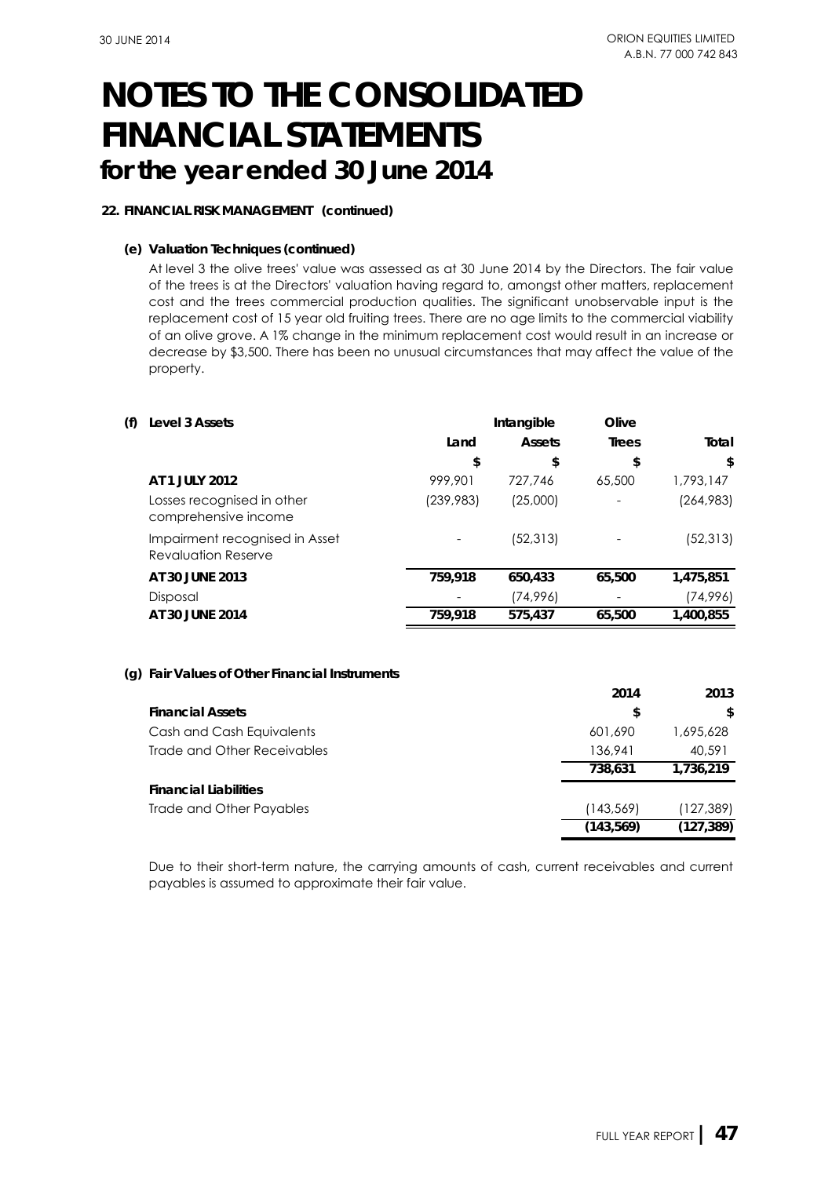# NOTES TO THE CONSOLIDATED FINANCIAL STATEMENTS

## for the year ended 30 June 2014

**22. FINANCIAL RISK MANAGEMENT (continued)**

**(e) Valuation Techniques (continued)**

At level 3 the olive trees' value was assessed as at 30 June 2014 by the Directors. The fair value of the trees is at the Directors' valuation having regard to, amongst other matters, replacement cost and the trees commercial production qualities. The significant unobservable input is the replacement cost of 15 year old fruiting trees. There are no age limits to the commercial viability of an olive grove. A 1% change in the minimum replacement cost would result in an increase or decrease by $3,500. There has been no unusual circumstances that may affect the value of the property.

**(f) Level 3 Assets**

| | Land | Intangible Assets | Olive Trees | Total |
|---|---|---|---|---|
| | $ | $ | $ | $ |
| **AT 1 JULY 2012** | 999,901 | 727,746 | 65,500 | 1,793,147 |
| Losses recognised in other comprehensive income | (239,983) | (25,000) | - | (264,983) |
| Impairment recognised in Asset Revaluation Reserve | - | (52,313) | - | (52,313) |
| **AT 30 JUNE 2013** | **759,918** | **650,433** | **65,500** | **1,475,851** |
| Disposal | - | (74,996) | - | (74,996) |
| **AT 30 JUNE 2014** | **759,918** | **575,437** | **65,500** | **1,400,855** |

**(g) Fair Values of Other Financial Instruments**

| | 2014 | 2013 |
|---|---|---|
| **Financial Assets** | **$** | **$** |
| Cash and Cash Equivalents | 601,690 | 1,695,628 |
| Trade and Other Receivables | 136,941 | 40,591 |
| | **738,631** | **1,736,219** |
| **Financial Liabilities** | | |
| Trade and Other Payables | (143,569) | (127,389) |
| | **(143,569)** | **(127,389)** |

Due to their short-term nature, the carrying amounts of cash, current receivables and current payables is assumed to approximate their fair value.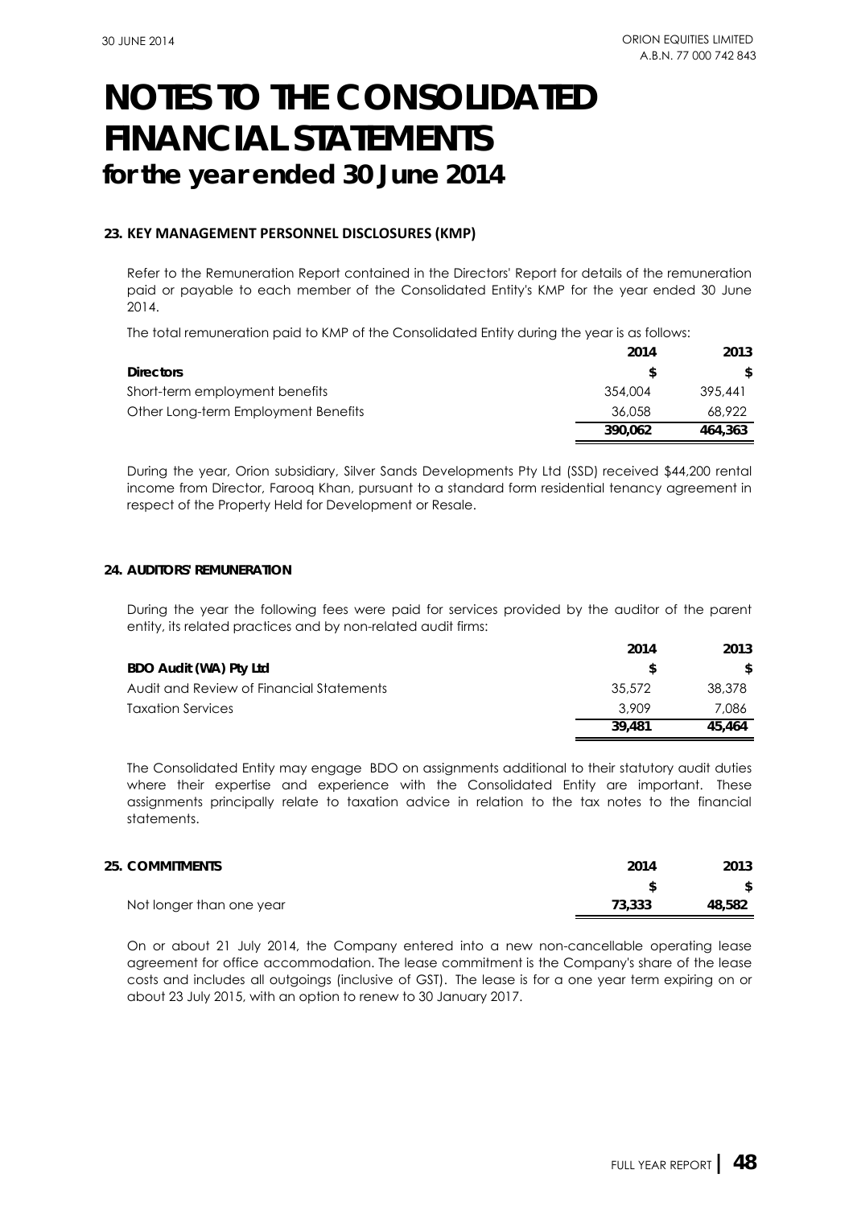# NOTES TO THE CONSOLIDATED FINANCIAL STATEMENTS
## for the year ended 30 June 2014

### 23. KEY MANAGEMENT PERSONNEL DISCLOSURES (KMP)

Refer to the Remuneration Report contained in the Directors' Report for details of the remuneration paid or payable to each member of the Consolidated Entity's KMP for the year ended 30 June 2014.

The total remuneration paid to KMP of the Consolidated Entity during the year is as follows:

| | 2014 | 2013 |
|---|---|---|
| **Directors** | **$** | **$** |
| Short-term employment benefits | 354,004 | 395,441 |
| Other Long-term Employment Benefits | 36,058 | 68,922 |
| | **390,062** | **464,363** |

During the year, Orion subsidiary, Silver Sands Developments Pty Ltd (SSD) received $44,200 rental income from Director, Farooq Khan, pursuant to a standard form residential tenancy agreement in respect of the Property Held for Development or Resale.

### 24. AUDITORS' REMUNERATION

During the year the following fees were paid for services provided by the auditor of the parent entity, its related practices and by non-related audit firms:

| | 2014 | 2013 |
|---|---|---|
| **BDO Audit (WA) Pty Ltd** | **$** | **$** |
| Audit and Review of Financial Statements | 35,572 | 38,378 |
| Taxation Services | 3,909 | 7,086 |
| | **39,481** | **45,464** |

The Consolidated Entity may engage BDO on assignments additional to their statutory audit duties where their expertise and experience with the Consolidated Entity are important. These assignments principally relate to taxation advice in relation to the tax notes to the financial statements.

### 25. COMMITMENTS

| | 2014 | 2013 |
|---|---|---|
| | **$** | **$** |
| Not longer than one year | **73,333** | **48,582** |

On or about 21 July 2014, the Company entered into a new non-cancellable operating lease agreement for office accommodation. The lease commitment is the Company's share of the lease costs and includes all outgoings (inclusive of GST). The lease is for a one year term expiring on or about 23 July 2015, with an option to renew to 30 January 2017.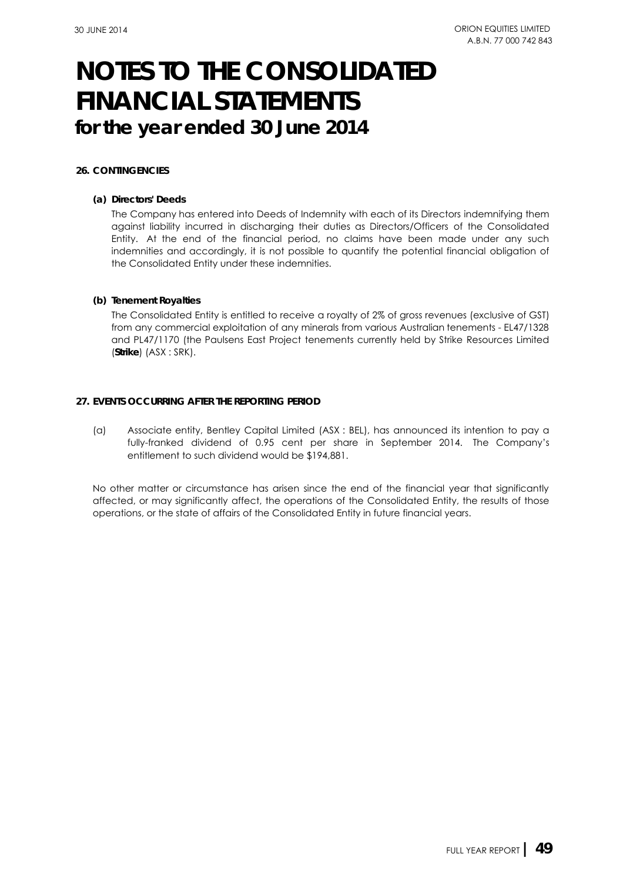# NOTES TO THE CONSOLIDATED FINANCIAL STATEMENTS for the year ended 30 June 2014

### 26. CONTINGENCIES

**(a) Directors' Deeds**

The Company has entered into Deeds of Indemnity with each of its Directors indemnifying them against liability incurred in discharging their duties as Directors/Officers of the Consolidated Entity. At the end of the financial period, no claims have been made under any such indemnities and accordingly, it is not possible to quantify the potential financial obligation of the Consolidated Entity under these indemnities.

**(b) Tenement Royalties**

The Consolidated Entity is entitled to receive a royalty of 2% of gross revenues (exclusive of GST) from any commercial exploitation of any minerals from various Australian tenements - EL47/1328 and PL47/1170 (the Paulsens East Project tenements currently held by Strike Resources Limited (**Strike**) (ASX : SRK).

### 27. EVENTS OCCURRING AFTER THE REPORTING PERIOD

(a) Associate entity, Bentley Capital Limited (ASX : BEL), has announced its intention to pay a fully-franked dividend of 0.95 cent per share in September 2014. The Company's entitlement to such dividend would be $194,881.

No other matter or circumstance has arisen since the end of the financial year that significantly affected, or may significantly affect, the operations of the Consolidated Entity, the results of those operations, or the state of affairs of the Consolidated Entity in future financial years.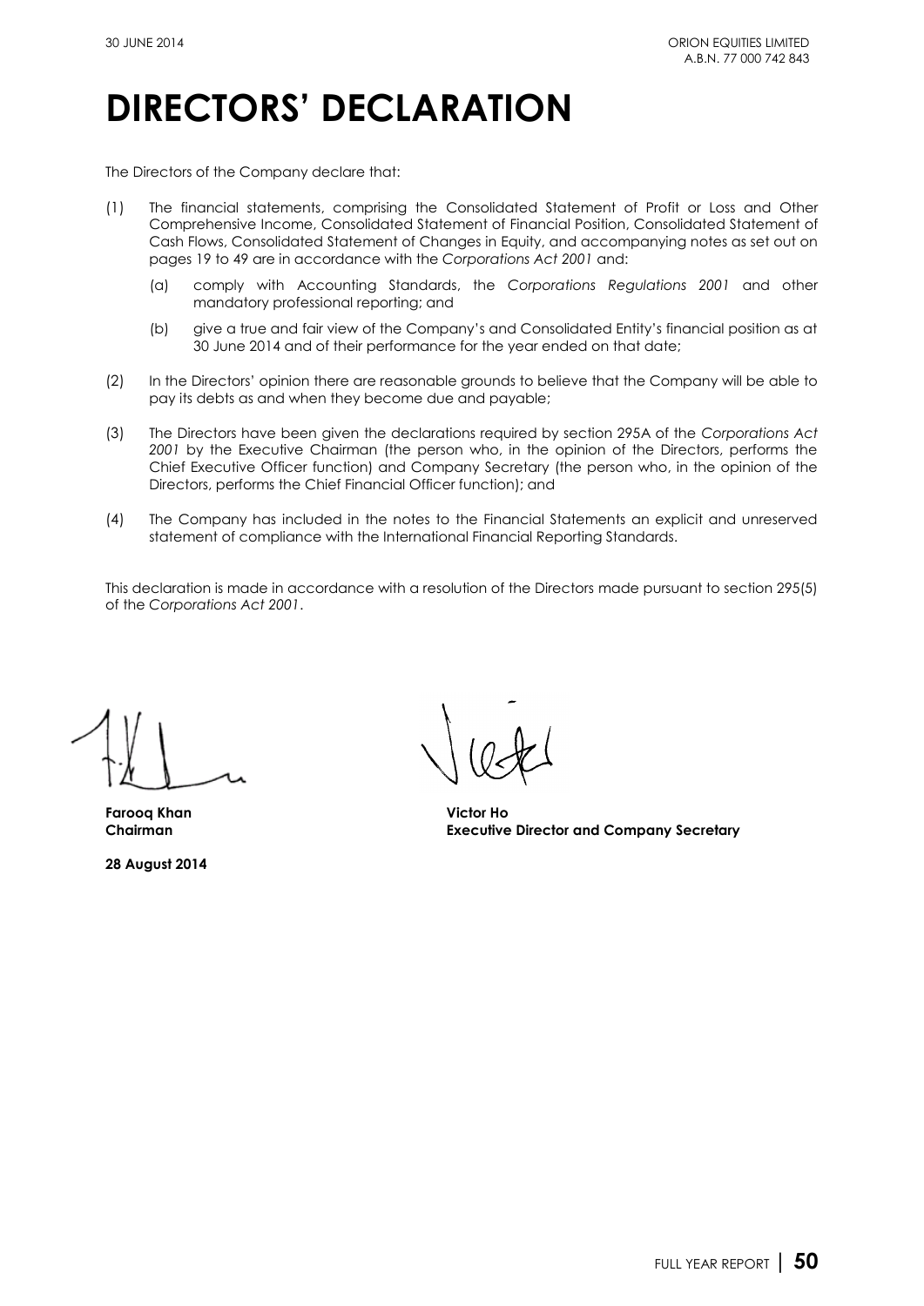# DIRECTORS' DECLARATION

The Directors of the Company declare that:

(1) The financial statements, comprising the Consolidated Statement of Profit or Loss and Other Comprehensive Income, Consolidated Statement of Financial Position, Consolidated Statement of Cash Flows, Consolidated Statement of Changes in Equity, and accompanying notes as set out on pages 19 to 49 are in accordance with the *Corporations Act 2001* and:

   (a) comply with Accounting Standards, the *Corporations Regulations 2001* and other mandatory professional reporting; and

   (b) give a true and fair view of the Company's and Consolidated Entity's financial position as at 30 June 2014 and of their performance for the year ended on that date;

(2) In the Directors' opinion there are reasonable grounds to believe that the Company will be able to pay its debts as and when they become due and payable;

(3) The Directors have been given the declarations required by section 295A of the *Corporations Act 2001* by the Executive Chairman (the person who, in the opinion of the Directors, performs the Chief Executive Officer function) and Company Secretary (the person who, in the opinion of the Directors, performs the Chief Financial Officer function); and

(4) The Company has included in the notes to the Financial Statements an explicit and unreserved statement of compliance with the International Financial Reporting Standards.

This declaration is made in accordance with a resolution of the Directors made pursuant to section 295(5) of the *Corporations Act 2001*.

**Farooq Khan**
**Chairman**

**Victor Ho**
**Executive Director and Company Secretary**

**28 August 2014**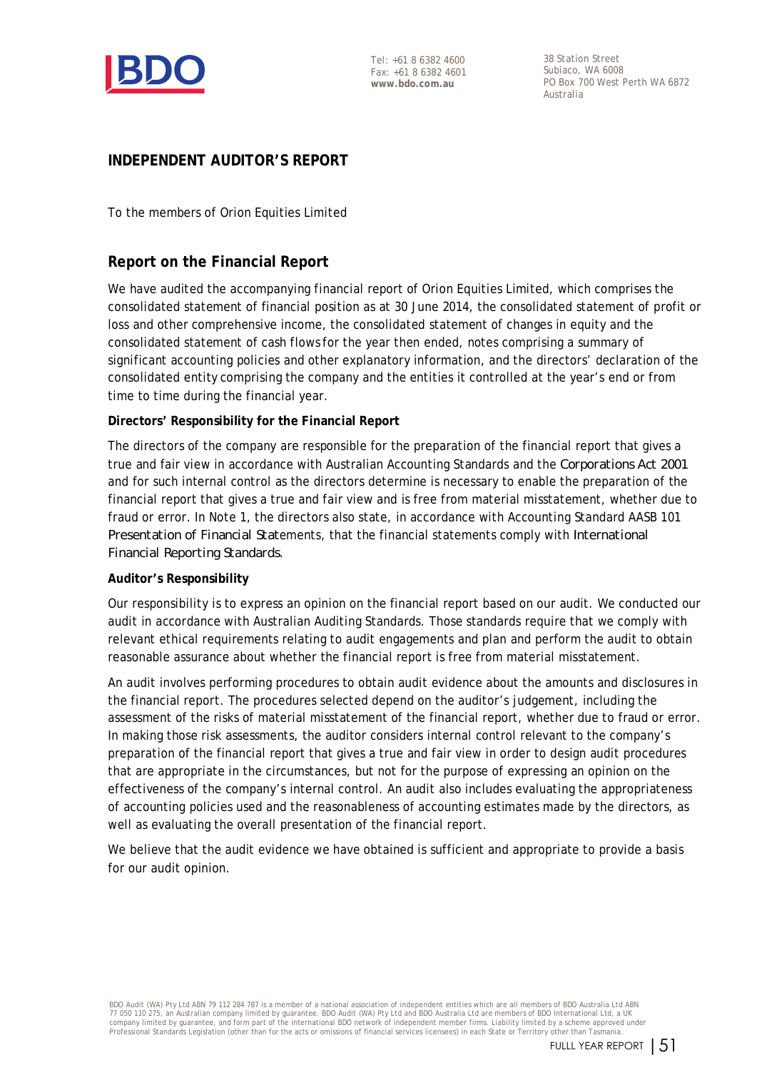Tel: +61 8 6382 4600
Fax: +61 8 6382 4601
**www.bdo.com.au**

38 Station Street
Subiaco, WA 6008
PO Box 700 West Perth WA 6872
Australia

## INDEPENDENT AUDITOR'S REPORT

To the members of Orion Equities Limited

## Report on the Financial Report

We have audited the accompanying financial report of Orion Equities Limited, which comprises the consolidated statement of financial position as at 30 June 2014, the consolidated statement of profit or loss and other comprehensive income, the consolidated statement of changes in equity and the consolidated statement of cash flows for the year then ended, notes comprising a summary of significant accounting policies and other explanatory information, and the directors' declaration of the consolidated entity comprising the company and the entities it controlled at the year's end or from time to time during the financial year.

### Directors' Responsibility for the Financial Report

The directors of the company are responsible for the preparation of the financial report that gives a true and fair view in accordance with Australian Accounting Standards and the *Corporations Act 2001* and for such internal control as the directors determine is necessary to enable the preparation of the financial report that gives a true and fair view and is free from material misstatement, whether due to fraud or error. In Note 1, the directors also state, in accordance with Accounting Standard AASB 101 *Presentation of Financial Statements*, that the financial statements comply with *International Financial Reporting Standards*.

### Auditor's Responsibility

Our responsibility is to express an opinion on the financial report based on our audit. We conducted our audit in accordance with Australian Auditing Standards. Those standards require that we comply with relevant ethical requirements relating to audit engagements and plan and perform the audit to obtain reasonable assurance about whether the financial report is free from material misstatement.

An audit involves performing procedures to obtain audit evidence about the amounts and disclosures in the financial report. The procedures selected depend on the auditor's judgement, including the assessment of the risks of material misstatement of the financial report, whether due to fraud or error. In making those risk assessments, the auditor considers internal control relevant to the company's preparation of the financial report that gives a true and fair view in order to design audit procedures that are appropriate in the circumstances, but not for the purpose of expressing an opinion on the effectiveness of the company's internal control. An audit also includes evaluating the appropriateness of accounting policies used and the reasonableness of accounting estimates made by the directors, as well as evaluating the overall presentation of the financial report.

We believe that the audit evidence we have obtained is sufficient and appropriate to provide a basis for our audit opinion.

BDO Audit (WA) Pty Ltd ABN 79 112 284 787 is a member of a national association of independent entities which are all members of BDO Australia Ltd ABN 77 050 110 275, an Australian company limited by guarantee. BDO Audit (WA) Pty Ltd and BDO Australia Ltd are members of BDO International Ltd, a UK company limited by guarantee, and form part of the international BDO network of independent member firms. Liability limited by a scheme approved under Professional Standards Legislation (other than for the acts or omissions of financial services licensees) in each State or Territory other than Tasmania.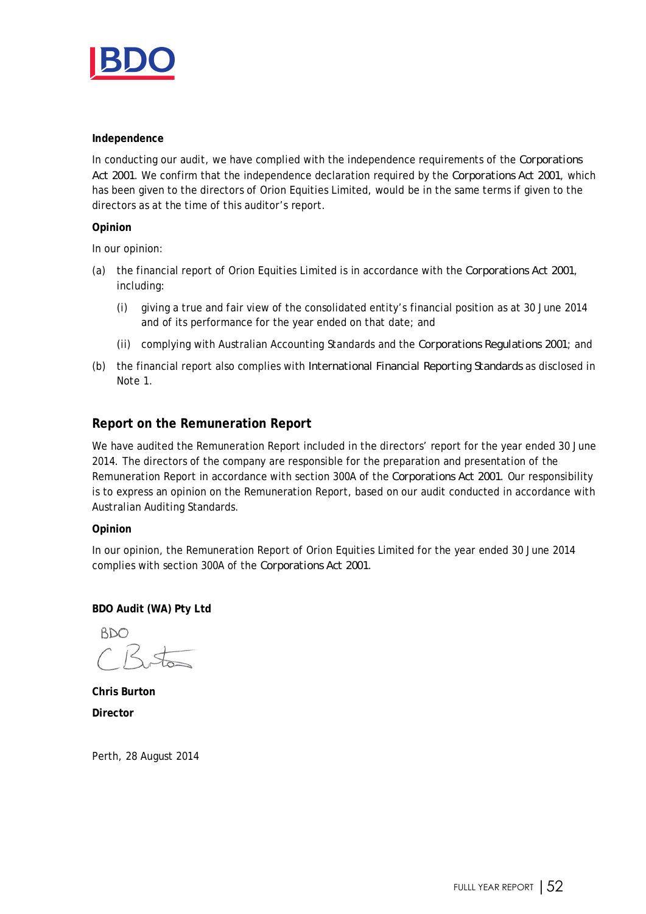**Independence**

In conducting our audit, we have complied with the independence requirements of the *Corporations Act 2001*. We confirm that the independence declaration required by the *Corporations Act 2001*, which has been given to the directors of Orion Equities Limited, would be in the same terms if given to the directors as at the time of this auditor's report.

**Opinion**

In our opinion:

(a) the financial report of Orion Equities Limited is in accordance with the *Corporations Act 2001*, including:

  (i) giving a true and fair view of the consolidated entity's financial position as at 30 June 2014 and of its performance for the year ended on that date; and

  (ii) complying with Australian Accounting Standards and the *Corporations Regulations 2001*; and

(b) the financial report also complies with *International Financial Reporting Standards* as disclosed in Note 1.

## Report on the Remuneration Report

We have audited the Remuneration Report included in the directors' report for the year ended 30 June 2014. The directors of the company are responsible for the preparation and presentation of the Remuneration Report in accordance with section 300A of the *Corporations Act 2001*. Our responsibility is to express an opinion on the Remuneration Report, based on our audit conducted in accordance with Australian Auditing Standards.

**Opinion**

In our opinion, the Remuneration Report of Orion Equities Limited for the year ended 30 June 2014 complies with section 300A of the *Corporations Act 2001*.

**BDO Audit (WA) Pty Ltd**

BDO

C Burton

**Chris Burton**

**Director**

Perth, 28 August 2014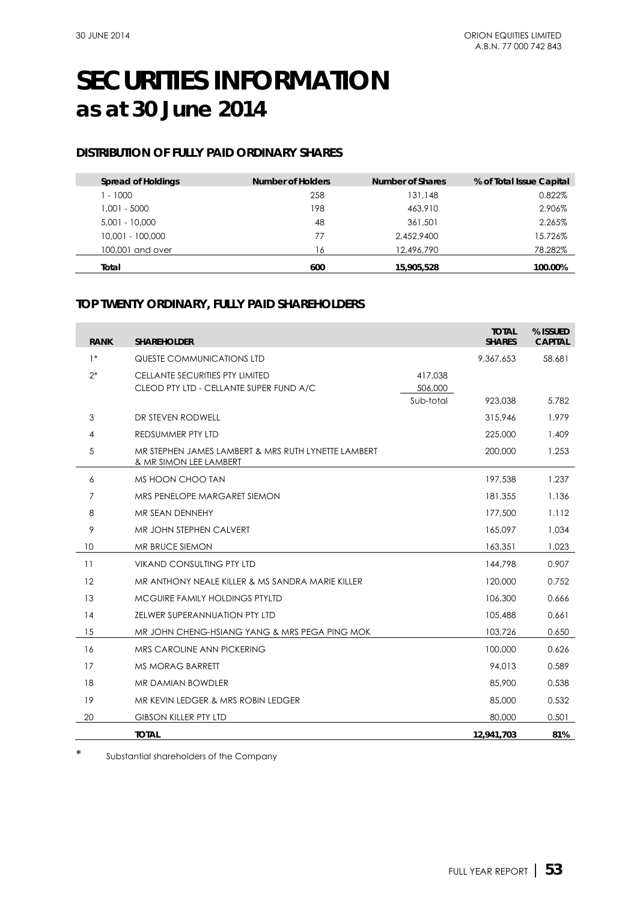# SECURITIES INFORMATION as at 30 June 2014

## DISTRIBUTION OF FULLY PAID ORDINARY SHARES

| Spread of Holdings | Number of Holders | Number of Shares | % of Total Issue Capital |
|---|---|---|---|
| 1 - 1000 | 258 | 131,148 | 0.822% |
| 1,001 - 5000 | 198 | 463,910 | 2.906% |
| 5,001 - 10,000 | 48 | 361,501 | 2.265% |
| 10,001 - 100,000 | 77 | 2,452,9400 | 15.726% |
| 100,001 and over | 16 | 12,496,790 | 78.282% |
| **Total** | **600** | **15,905,528** | **100.00%** |

## TOP TWENTY ORDINARY, FULLY PAID SHAREHOLDERS

| RANK | SHAREHOLDER | | TOTAL SHARES | % ISSUED CAPITAL |
|---|---|---|---|---|
| 1* | QUESTE COMMUNICATIONS LTD | | 9,367,653 | 58.681 |
| 2* | CELLANTE SECURITIES PTY LIMITED | 417,038 | | |
| | CLEOD PTY LTD - CELLANTE SUPER FUND A/C | 506,000 | | |
| | | Sub-total | 923,038 | 5.782 |
| 3 | DR STEVEN RODWELL | | 315,946 | 1.979 |
| 4 | REDSUMMER PTY LTD | | 225,000 | 1.409 |
| 5 | MR STEPHEN JAMES LAMBERT & MRS RUTH LYNETTE LAMBERT & MR SIMON LEE LAMBERT | | 200,000 | 1.253 |
| 6 | MS HOON CHOO TAN | | 197,538 | 1.237 |
| 7 | MRS PENELOPE MARGARET SIEMON | | 181,355 | 1.136 |
| 8 | MR SEAN DENNEHY | | 177,500 | 1.112 |
| 9 | MR JOHN STEPHEN CALVERT | | 165,097 | 1.034 |
| 10 | MR BRUCE SIEMON | | 163,351 | 1.023 |
| 11 | VIKAND CONSULTING PTY LTD | | 144,798 | 0.907 |
| 12 | MR ANTHONY NEALE KILLER & MS SANDRA MARIE KILLER | | 120,000 | 0.752 |
| 13 | MCGUIRE FAMILY HOLDINGS PTYLTD | | 106,300 | 0.666 |
| 14 | ZELWER SUPERANNUATION PTY LTD | | 105,488 | 0.661 |
| 15 | MR JOHN CHENG-HSIANG YANG & MRS PEGA PING MOK | | 103,726 | 0.650 |
| 16 | MRS CAROLINE ANN PICKERING | | 100,000 | 0.626 |
| 17 | MS MORAG BARRETT | | 94,013 | 0.589 |
| 18 | MR DAMIAN BOWDLER | | 85,900 | 0.538 |
| 19 | MR KEVIN LEDGER & MRS ROBIN LEDGER | | 85,000 | 0.532 |
| 20 | GIBSON KILLER PTY LTD | | 80,000 | 0.501 |
| | **TOTAL** | | **12,941,703** | **81%** |

* Substantial shareholders of the Company